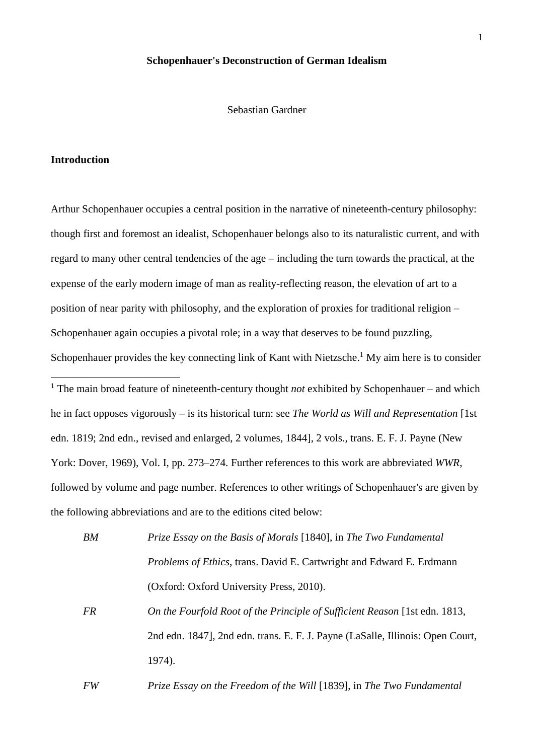# Schopenhauer's Deconstruction of German Idealism

Sebastian Gardner

## Introduction

Arthur Schopenhauer occupies a central position in the narrative of nineteenth-century philosophy: though first and foremost an idealist, Schopenhauer belongs also to its naturalistic current, and with regard to many other central tendencies of the age – including the turn towards the practical, at the expense of the early modern image of man as reality-reflecting reason, the elevation of art to a position of near parity with philosophy, and the exploration of proxies for traditional religion – Schopenhauer again occupies a pivotal role; in a way that deserves to be found puzzling, Schopenhauer provides the key connecting link of Kant with Nietzsche.[1] My aim here is to consider

[1] The main broad feature of nineteenth-century thought *not* exhibited by Schopenhauer – and which he in fact opposes vigorously – is its historical turn: see *The World as Will and Representation* [1st edn. 1819; 2nd edn., revised and enlarged, 2 volumes, 1844], 2 vols., trans. E. F. J. Payne (New York: Dover, 1969), Vol. I, pp. 273–274. Further references to this work are abbreviated *WWR*, followed by volume and page number. References to other writings of Schopenhauer's are given by the following abbreviations and are to the editions cited below:

*BM* — *Prize Essay on the Basis of Morals* [1840], in *The Two Fundamental Problems of Ethics*, trans. David E. Cartwright and Edward E. Erdmann (Oxford: Oxford University Press, 2010).

*FR* — *On the Fourfold Root of the Principle of Sufficient Reason* [1st edn. 1813, 2nd edn. 1847], 2nd edn. trans. E. F. J. Payne (LaSalle, Illinois: Open Court, 1974).

*FW* — *Prize Essay on the Freedom of the Will* [1839], in *The Two Fundamental*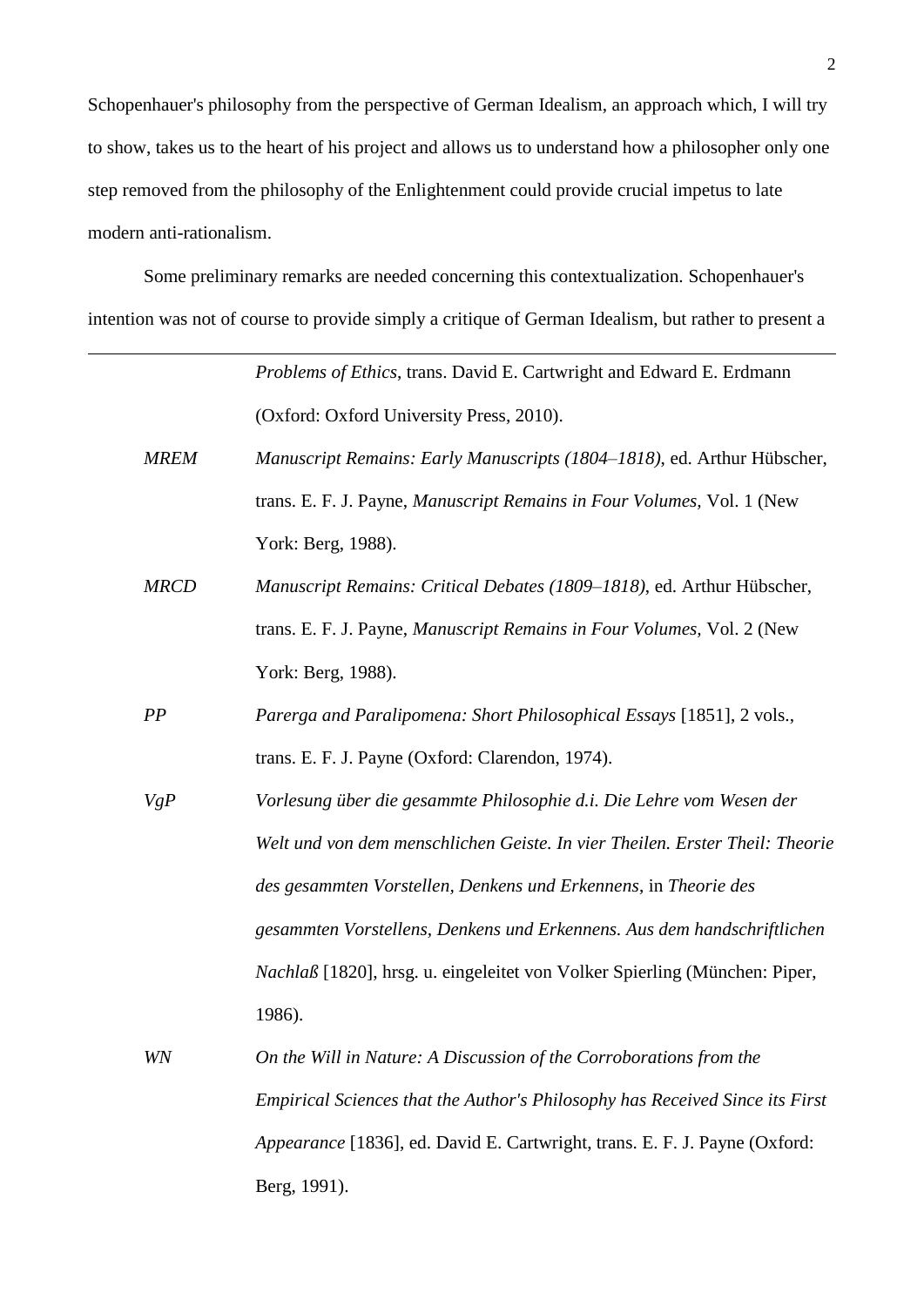Schopenhauer's philosophy from the perspective of German Idealism, an approach which, I will try to show, takes us to the heart of his project and allows us to understand how a philosopher only one step removed from the philosophy of the Enlightenment could provide crucial impetus to late modern anti-rationalism.

Some preliminary remarks are needed concerning this contextualization. Schopenhauer's intention was not of course to provide simply a critique of German Idealism, but rather to present a

---

*Problems of Ethics*, trans. David E. Cartwright and Edward E. Erdmann (Oxford: Oxford University Press, 2010).

*MREM* *Manuscript Remains: Early Manuscripts (1804–1818)*, ed. Arthur Hübscher, trans. E. F. J. Payne, *Manuscript Remains in Four Volumes*, Vol. 1 (New York: Berg, 1988).

*MRCD* *Manuscript Remains: Critical Debates (1809–1818)*, ed. Arthur Hübscher, trans. E. F. J. Payne, *Manuscript Remains in Four Volumes*, Vol. 2 (New York: Berg, 1988).

*PP* *Parerga and Paralipomena: Short Philosophical Essays* [1851], 2 vols., trans. E. F. J. Payne (Oxford: Clarendon, 1974).

*VgP* *Vorlesung über die gesammte Philosophie d.i. Die Lehre vom Wesen der Welt und von dem menschlichen Geiste. In vier Theilen. Erster Theil: Theorie des gesammten Vorstellen, Denkens und Erkennens*, in *Theorie des gesammten Vorstellens, Denkens und Erkennens. Aus dem handschriftlichen Nachlaß* [1820], hrsg. u. eingeleitet von Volker Spierling (München: Piper, 1986).

*WN* *On the Will in Nature: A Discussion of the Corroborations from the Empirical Sciences that the Author's Philosophy has Received Since its First Appearance* [1836], ed. David E. Cartwright, trans. E. F. J. Payne (Oxford: Berg, 1991).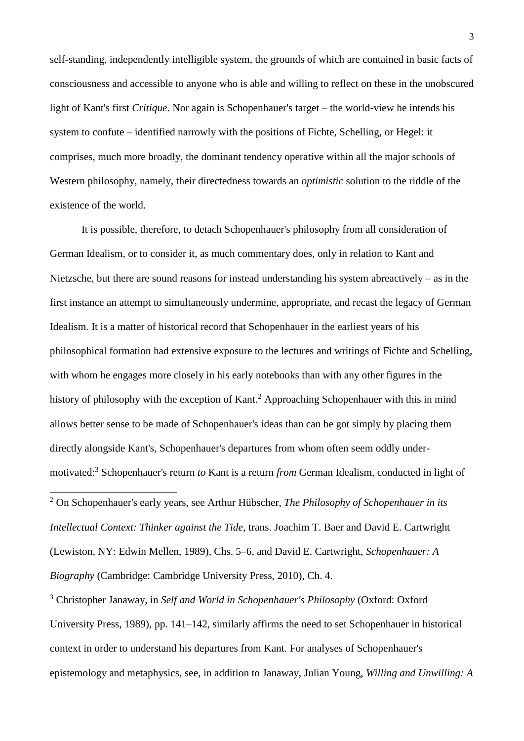self-standing, independently intelligible system, the grounds of which are contained in basic facts of consciousness and accessible to anyone who is able and willing to reflect on these in the unobscured light of Kant's first *Critique*. Nor again is Schopenhauer's target – the world-view he intends his system to confute – identified narrowly with the positions of Fichte, Schelling, or Hegel: it comprises, much more broadly, the dominant tendency operative within all the major schools of Western philosophy, namely, their directedness towards an *optimistic* solution to the riddle of the existence of the world.

It is possible, therefore, to detach Schopenhauer's philosophy from all consideration of German Idealism, or to consider it, as much commentary does, only in relation to Kant and Nietzsche, but there are sound reasons for instead understanding his system abreactively – as in the first instance an attempt to simultaneously undermine, appropriate, and recast the legacy of German Idealism. It is a matter of historical record that Schopenhauer in the earliest years of his philosophical formation had extensive exposure to the lectures and writings of Fichte and Schelling, with whom he engages more closely in his early notebooks than with any other figures in the history of philosophy with the exception of Kant.[2] Approaching Schopenhauer with this in mind allows better sense to be made of Schopenhauer's ideas than can be got simply by placing them directly alongside Kant's, Schopenhauer's departures from whom often seem oddly under-motivated:[3] Schopenhauer's return *to* Kant is a return *from* German Idealism, conducted in light of

---

[2] On Schopenhauer's early years, see Arthur Hübscher, *The Philosophy of Schopenhauer in its Intellectual Context: Thinker against the Tide*, trans. Joachim T. Baer and David E. Cartwright (Lewiston, NY: Edwin Mellen, 1989), Chs. 5–6, and David E. Cartwright, *Schopenhauer: A Biography* (Cambridge: Cambridge University Press, 2010), Ch. 4.

[3] Christopher Janaway, in *Self and World in Schopenhauer's Philosophy* (Oxford: Oxford University Press, 1989), pp. 141–142, similarly affirms the need to set Schopenhauer in historical context in order to understand his departures from Kant. For analyses of Schopenhauer's epistemology and metaphysics, see, in addition to Janaway, Julian Young, *Willing and Unwilling: A*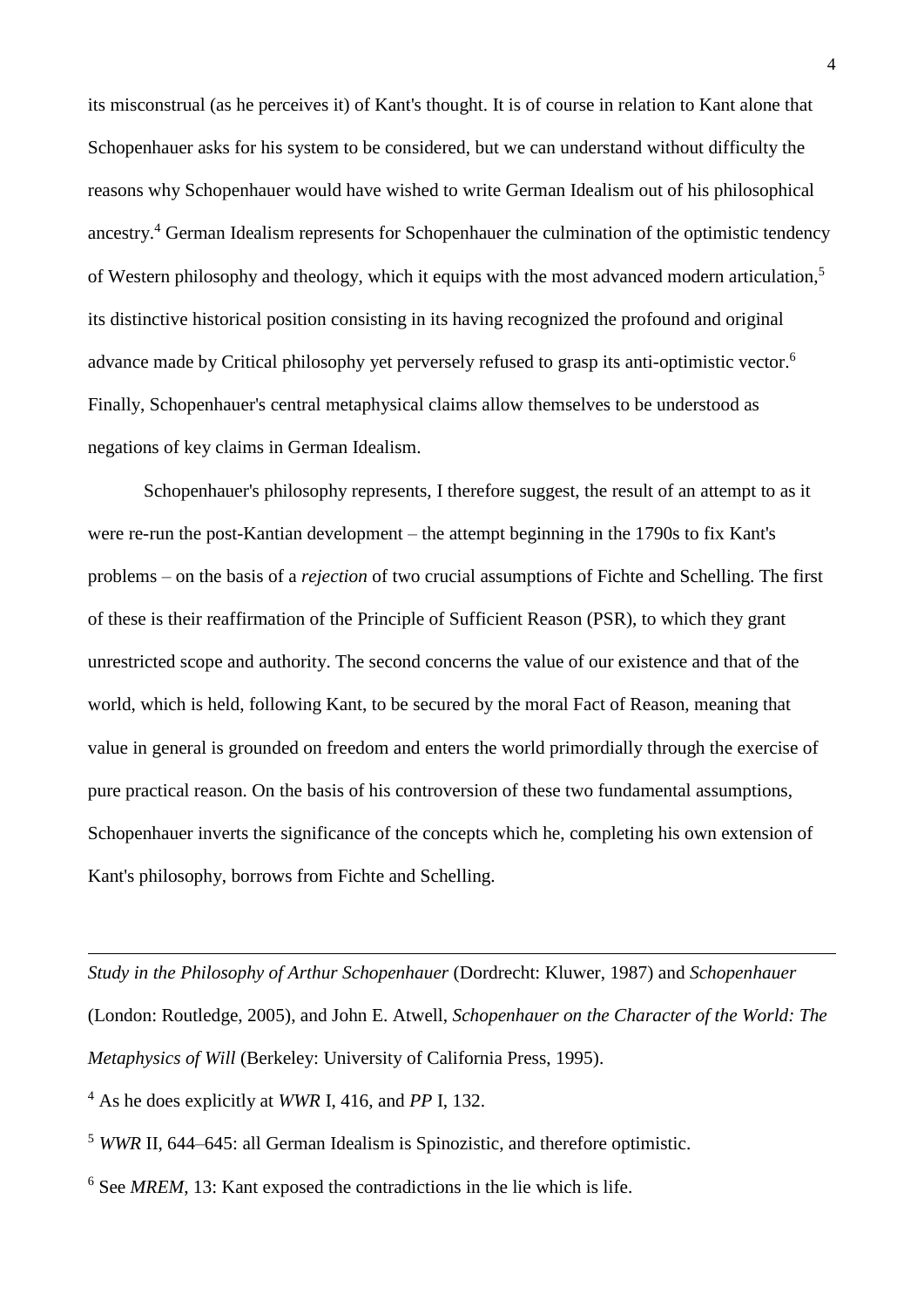its misconstrual (as he perceives it) of Kant's thought. It is of course in relation to Kant alone that Schopenhauer asks for his system to be considered, but we can understand without difficulty the reasons why Schopenhauer would have wished to write German Idealism out of his philosophical ancestry.[4] German Idealism represents for Schopenhauer the culmination of the optimistic tendency of Western philosophy and theology, which it equips with the most advanced modern articulation,[5] its distinctive historical position consisting in its having recognized the profound and original advance made by Critical philosophy yet perversely refused to grasp its anti-optimistic vector.[6] Finally, Schopenhauer's central metaphysical claims allow themselves to be understood as negations of key claims in German Idealism.

Schopenhauer's philosophy represents, I therefore suggest, the result of an attempt to as it were re-run the post-Kantian development – the attempt beginning in the 1790s to fix Kant's problems – on the basis of a *rejection* of two crucial assumptions of Fichte and Schelling. The first of these is their reaffirmation of the Principle of Sufficient Reason (PSR), to which they grant unrestricted scope and authority. The second concerns the value of our existence and that of the world, which is held, following Kant, to be secured by the moral Fact of Reason, meaning that value in general is grounded on freedom and enters the world primordially through the exercise of pure practical reason. On the basis of his controversion of these two fundamental assumptions, Schopenhauer inverts the significance of the concepts which he, completing his own extension of Kant's philosophy, borrows from Fichte and Schelling.

---

*Study in the Philosophy of Arthur Schopenhauer* (Dordrecht: Kluwer, 1987) and *Schopenhauer* (London: Routledge, 2005), and John E. Atwell, *Schopenhauer on the Character of the World: The Metaphysics of Will* (Berkeley: University of California Press, 1995).

[4] As he does explicitly at *WWR* I, 416, and *PP* I, 132.

[5] *WWR* II, 644–645: all German Idealism is Spinozistic, and therefore optimistic.

[6] See *MREM*, 13: Kant exposed the contradictions in the lie which is life.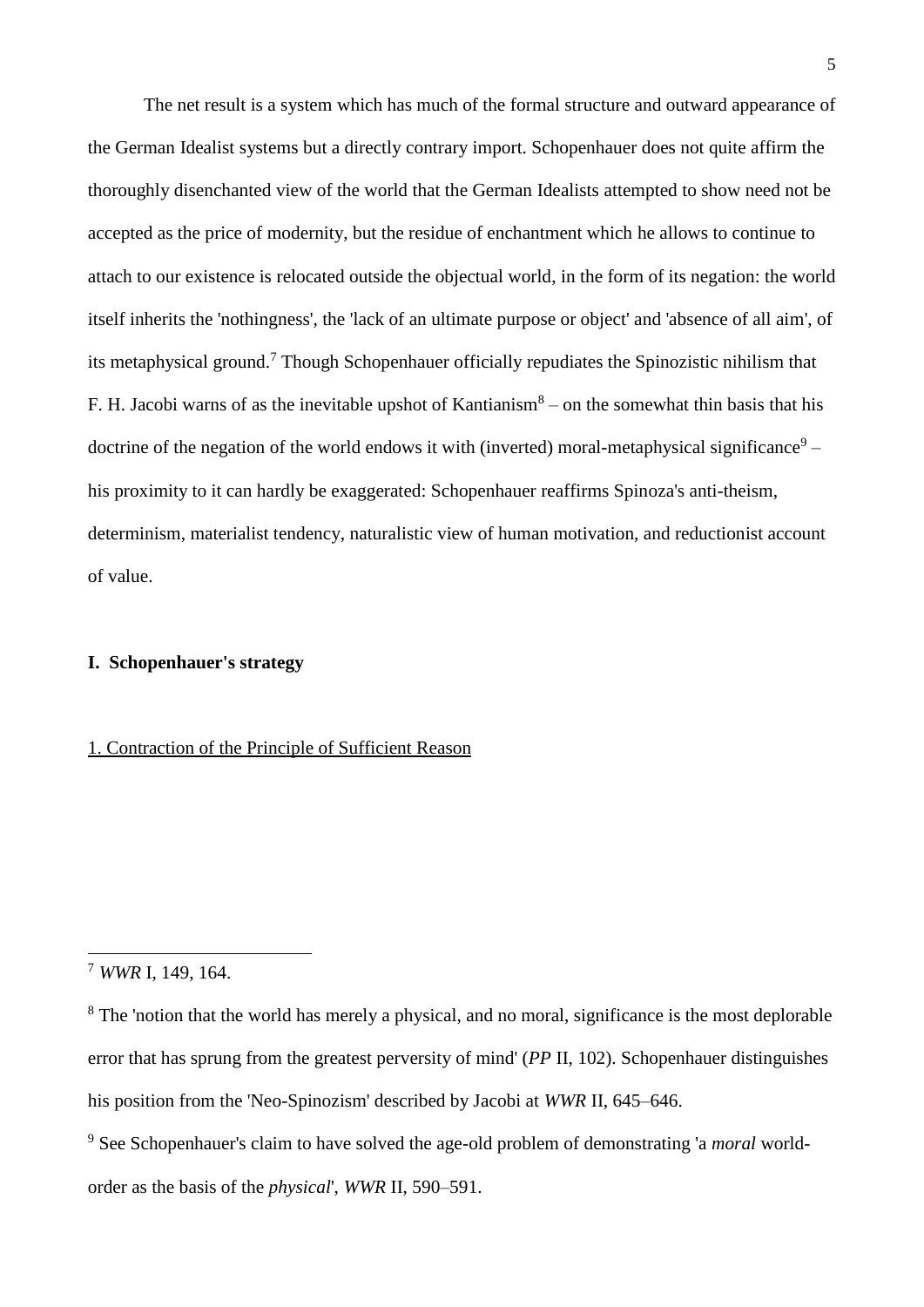The net result is a system which has much of the formal structure and outward appearance of the German Idealist systems but a directly contrary import. Schopenhauer does not quite affirm the thoroughly disenchanted view of the world that the German Idealists attempted to show need not be accepted as the price of modernity, but the residue of enchantment which he allows to continue to attach to our existence is relocated outside the objectual world, in the form of its negation: the world itself inherits the 'nothingness', the 'lack of an ultimate purpose or object' and 'absence of all aim', of its metaphysical ground.[7] Though Schopenhauer officially repudiates the Spinozistic nihilism that F. H. Jacobi warns of as the inevitable upshot of Kantianism[8] – on the somewhat thin basis that his doctrine of the negation of the world endows it with (inverted) moral-metaphysical significance[9] – his proximity to it can hardly be exaggerated: Schopenhauer reaffirms Spinoza's anti-theism, determinism, materialist tendency, naturalistic view of human motivation, and reductionist account of value.

## I. Schopenhauer's strategy

### 1. Contraction of the Principle of Sufficient Reason

---

[7] *WWR* I, 149, 164.

[8] The 'notion that the world has merely a physical, and no moral, significance is the most deplorable error that has sprung from the greatest perversity of mind' (*PP* II, 102). Schopenhauer distinguishes his position from the 'Neo-Spinozism' described by Jacobi at *WWR* II, 645–646.

[9] See Schopenhauer's claim to have solved the age-old problem of demonstrating 'a *moral* world-order as the basis of the *physical*', *WWR* II, 590–591.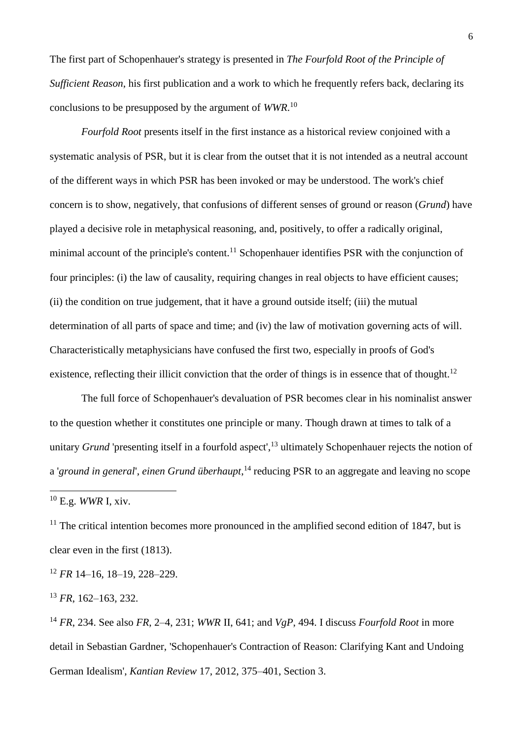The first part of Schopenhauer's strategy is presented in *The Fourfold Root of the Principle of Sufficient Reason*, his first publication and a work to which he frequently refers back, declaring its conclusions to be presupposed by the argument of *WWR*.[10]

*Fourfold Root* presents itself in the first instance as a historical review conjoined with a systematic analysis of PSR, but it is clear from the outset that it is not intended as a neutral account of the different ways in which PSR has been invoked or may be understood. The work's chief concern is to show, negatively, that confusions of different senses of ground or reason (*Grund*) have played a decisive role in metaphysical reasoning, and, positively, to offer a radically original, minimal account of the principle's content.[11] Schopenhauer identifies PSR with the conjunction of four principles: (i) the law of causality, requiring changes in real objects to have efficient causes; (ii) the condition on true judgement, that it have a ground outside itself; (iii) the mutual determination of all parts of space and time; and (iv) the law of motivation governing acts of will. Characteristically metaphysicians have confused the first two, especially in proofs of God's existence, reflecting their illicit conviction that the order of things is in essence that of thought.[12]

The full force of Schopenhauer's devaluation of PSR becomes clear in his nominalist answer to the question whether it constitutes one principle or many. Though drawn at times to talk of a unitary *Grund* 'presenting itself in a fourfold aspect',[13] ultimately Schopenhauer rejects the notion of a '*ground in general*', *einen Grund überhaupt*,[14] reducing PSR to an aggregate and leaving no scope

---

[10] E.g. *WWR* I, xiv.

[11] The critical intention becomes more pronounced in the amplified second edition of 1847, but is clear even in the first (1813).

[12] *FR* 14–16, 18–19, 228–229.

[13] *FR*, 162–163, 232.

[14] *FR*, 234. See also *FR*, 2–4, 231; *WWR* II, 641; and *VgP*, 494. I discuss *Fourfold Root* in more detail in Sebastian Gardner, 'Schopenhauer's Contraction of Reason: Clarifying Kant and Undoing German Idealism', *Kantian Review* 17, 2012, 375–401, Section 3.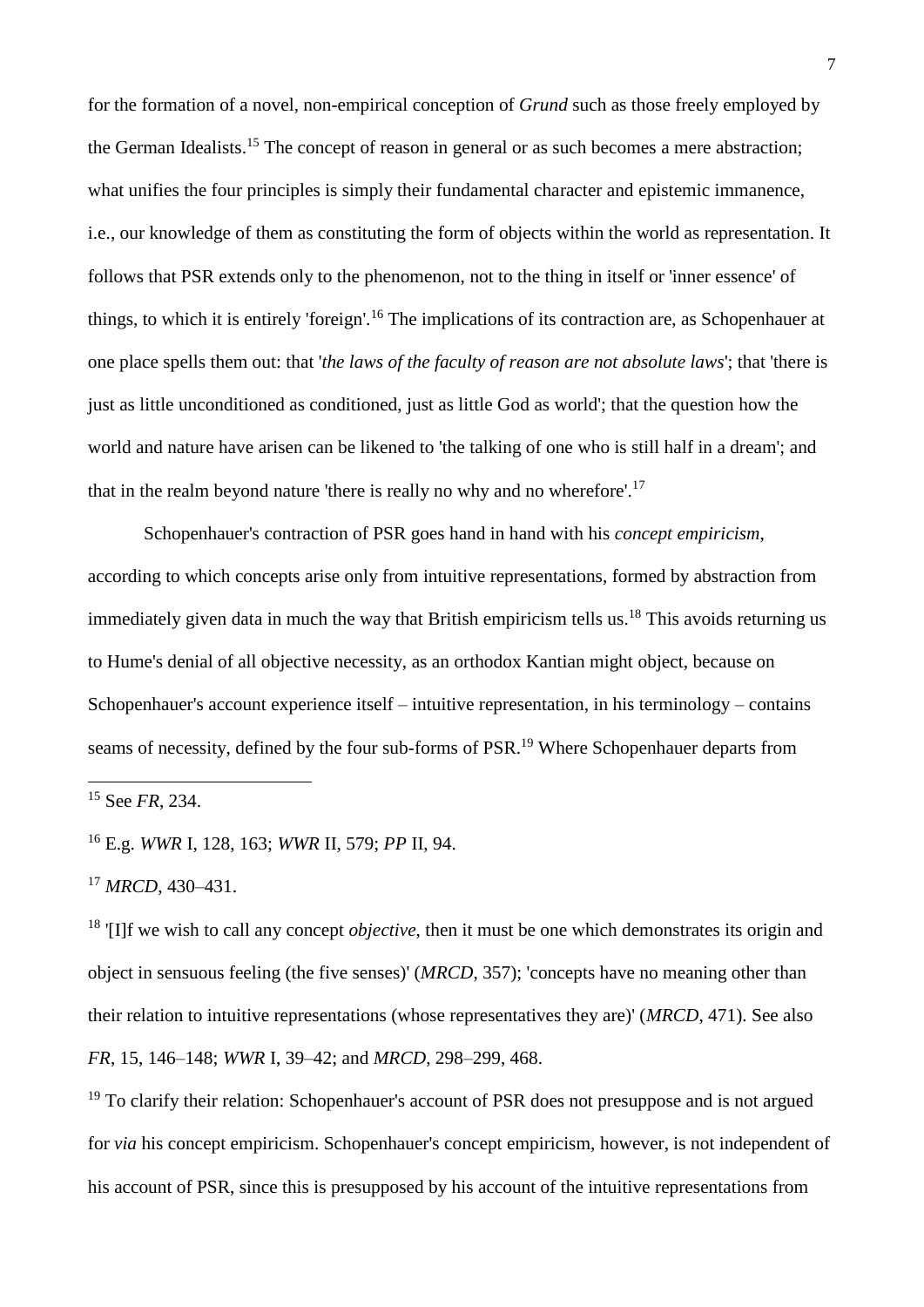for the formation of a novel, non-empirical conception of *Grund* such as those freely employed by the German Idealists.[15] The concept of reason in general or as such becomes a mere abstraction; what unifies the four principles is simply their fundamental character and epistemic immanence, i.e., our knowledge of them as constituting the form of objects within the world as representation. It follows that PSR extends only to the phenomenon, not to the thing in itself or 'inner essence' of things, to which it is entirely 'foreign'.[16] The implications of its contraction are, as Schopenhauer at one place spells them out: that '*the laws of the faculty of reason are not absolute laws*'; that 'there is just as little unconditioned as conditioned, just as little God as world'; that the question how the world and nature have arisen can be likened to 'the talking of one who is still half in a dream'; and that in the realm beyond nature 'there is really no why and no wherefore'.[17]

Schopenhauer's contraction of PSR goes hand in hand with his *concept empiricism*, according to which concepts arise only from intuitive representations, formed by abstraction from immediately given data in much the way that British empiricism tells us.[18] This avoids returning us to Hume's denial of all objective necessity, as an orthodox Kantian might object, because on Schopenhauer's account experience itself – intuitive representation, in his terminology – contains seams of necessity, defined by the four sub-forms of PSR.[19] Where Schopenhauer departs from

---

[15] See *FR*, 234.

[16] E.g. *WWR* I, 128, 163; *WWR* II, 579; *PP* II, 94.

[17] *MRCD*, 430–431.

[18] '[I]f we wish to call any concept *objective*, then it must be one which demonstrates its origin and object in sensuous feeling (the five senses)' (*MRCD*, 357); 'concepts have no meaning other than their relation to intuitive representations (whose representatives they are)' (*MRCD*, 471). See also *FR*, 15, 146–148; *WWR* I, 39–42; and *MRCD*, 298–299, 468.

[19] To clarify their relation: Schopenhauer's account of PSR does not presuppose and is not argued for *via* his concept empiricism. Schopenhauer's concept empiricism, however, is not independent of his account of PSR, since this is presupposed by his account of the intuitive representations from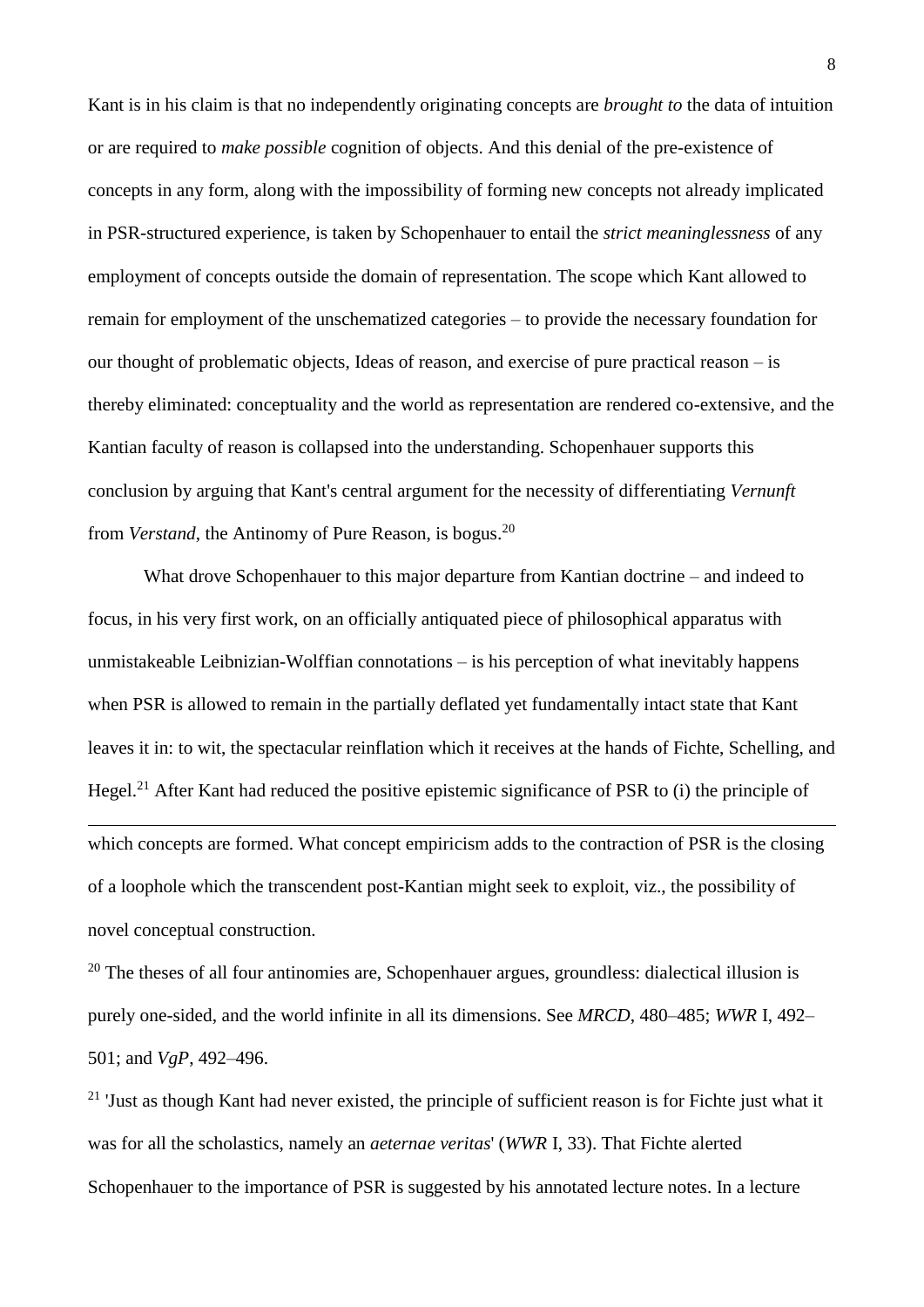Kant is in his claim is that no independently originating concepts are *brought to* the data of intuition or are required to *make possible* cognition of objects. And this denial of the pre-existence of concepts in any form, along with the impossibility of forming new concepts not already implicated in PSR-structured experience, is taken by Schopenhauer to entail the *strict meaninglessness* of any employment of concepts outside the domain of representation. The scope which Kant allowed to remain for employment of the unschematized categories – to provide the necessary foundation for our thought of problematic objects, Ideas of reason, and exercise of pure practical reason – is thereby eliminated: conceptuality and the world as representation are rendered co-extensive, and the Kantian faculty of reason is collapsed into the understanding. Schopenhauer supports this conclusion by arguing that Kant's central argument for the necessity of differentiating *Vernunft* from *Verstand*, the Antinomy of Pure Reason, is bogus.[20]

What drove Schopenhauer to this major departure from Kantian doctrine – and indeed to focus, in his very first work, on an officially antiquated piece of philosophical apparatus with unmistakeable Leibnizian-Wolffian connotations – is his perception of what inevitably happens when PSR is allowed to remain in the partially deflated yet fundamentally intact state that Kant leaves it in: to wit, the spectacular reinflation which it receives at the hands of Fichte, Schelling, and Hegel.[21] After Kant had reduced the positive epistemic significance of PSR to (i) the principle of

---

which concepts are formed. What concept empiricism adds to the contraction of PSR is the closing of a loophole which the transcendent post-Kantian might seek to exploit, viz., the possibility of novel conceptual construction.

[20] The theses of all four antinomies are, Schopenhauer argues, groundless: dialectical illusion is purely one-sided, and the world infinite in all its dimensions. See *MRCD*, 480–485; *WWR* I, 492–501; and *VgP*, 492–496.

[21] 'Just as though Kant had never existed, the principle of sufficient reason is for Fichte just what it was for all the scholastics, namely an *aeternae veritas*' (*WWR* I, 33). That Fichte alerted Schopenhauer to the importance of PSR is suggested by his annotated lecture notes. In a lecture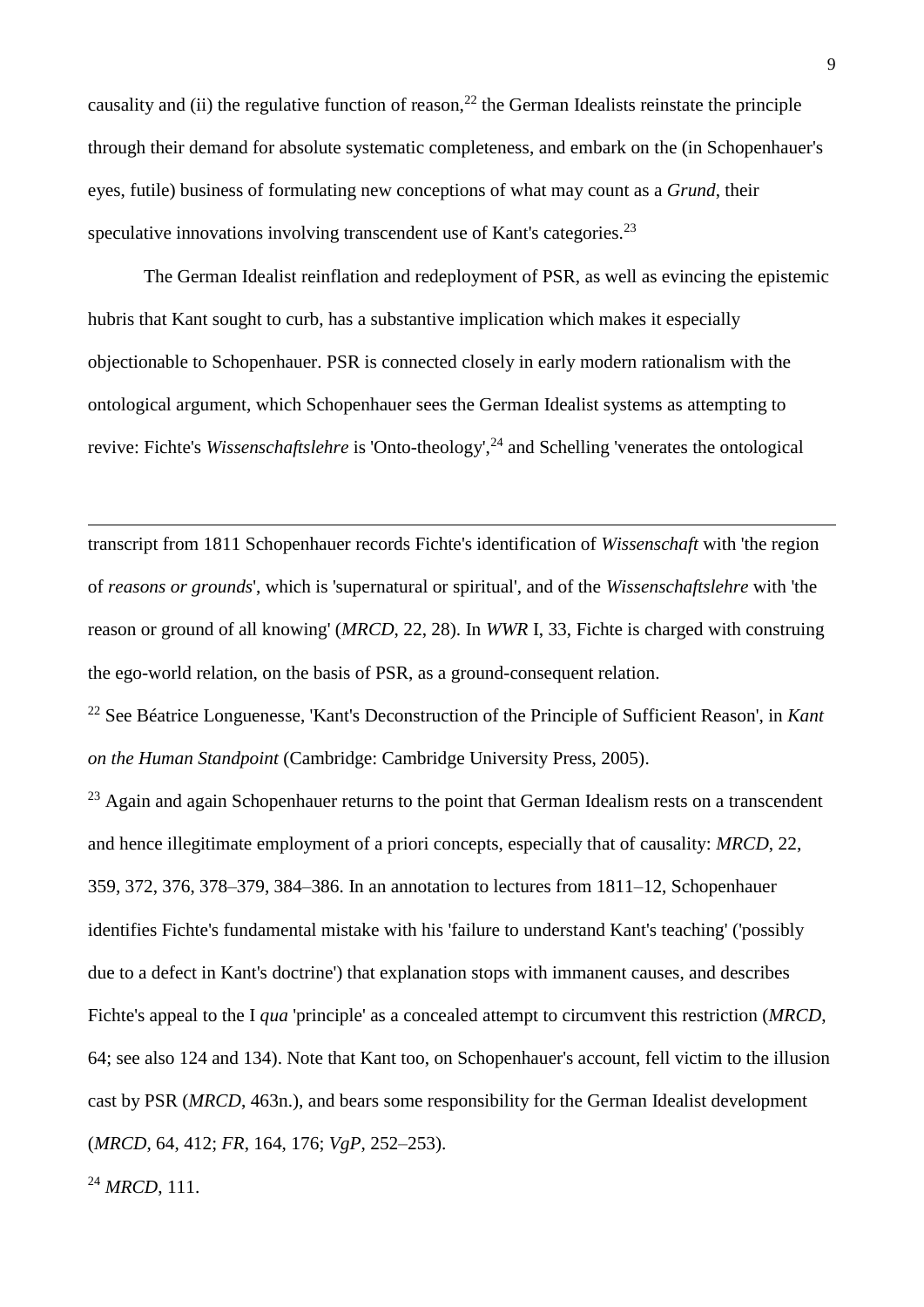causality and (ii) the regulative function of reason,[22] the German Idealists reinstate the principle through their demand for absolute systematic completeness, and embark on the (in Schopenhauer's eyes, futile) business of formulating new conceptions of what may count as a *Grund*, their speculative innovations involving transcendent use of Kant's categories.[23]

The German Idealist reinflation and redeployment of PSR, as well as evincing the epistemic hubris that Kant sought to curb, has a substantive implication which makes it especially objectionable to Schopenhauer. PSR is connected closely in early modern rationalism with the ontological argument, which Schopenhauer sees the German Idealist systems as attempting to revive: Fichte's *Wissenschaftslehre* is 'Onto-theology',[24] and Schelling 'venerates the ontological

---

transcript from 1811 Schopenhauer records Fichte's identification of *Wissenschaft* with 'the region of *reasons or grounds*', which is 'supernatural or spiritual', and of the *Wissenschaftslehre* with 'the reason or ground of all knowing' (*MRCD*, 22, 28). In *WWR* I, 33, Fichte is charged with construing the ego-world relation, on the basis of PSR, as a ground-consequent relation.

[22] See Béatrice Longuenesse, 'Kant's Deconstruction of the Principle of Sufficient Reason', in *Kant on the Human Standpoint* (Cambridge: Cambridge University Press, 2005).

[23] Again and again Schopenhauer returns to the point that German Idealism rests on a transcendent and hence illegitimate employment of a priori concepts, especially that of causality: *MRCD*, 22, 359, 372, 376, 378–379, 384–386. In an annotation to lectures from 1811–12, Schopenhauer identifies Fichte's fundamental mistake with his 'failure to understand Kant's teaching' ('possibly due to a defect in Kant's doctrine') that explanation stops with immanent causes, and describes Fichte's appeal to the I *qua* 'principle' as a concealed attempt to circumvent this restriction (*MRCD*, 64; see also 124 and 134). Note that Kant too, on Schopenhauer's account, fell victim to the illusion cast by PSR (*MRCD*, 463n.), and bears some responsibility for the German Idealist development (*MRCD*, 64, 412; *FR*, 164, 176; *VgP*, 252–253).

[24] *MRCD*, 111.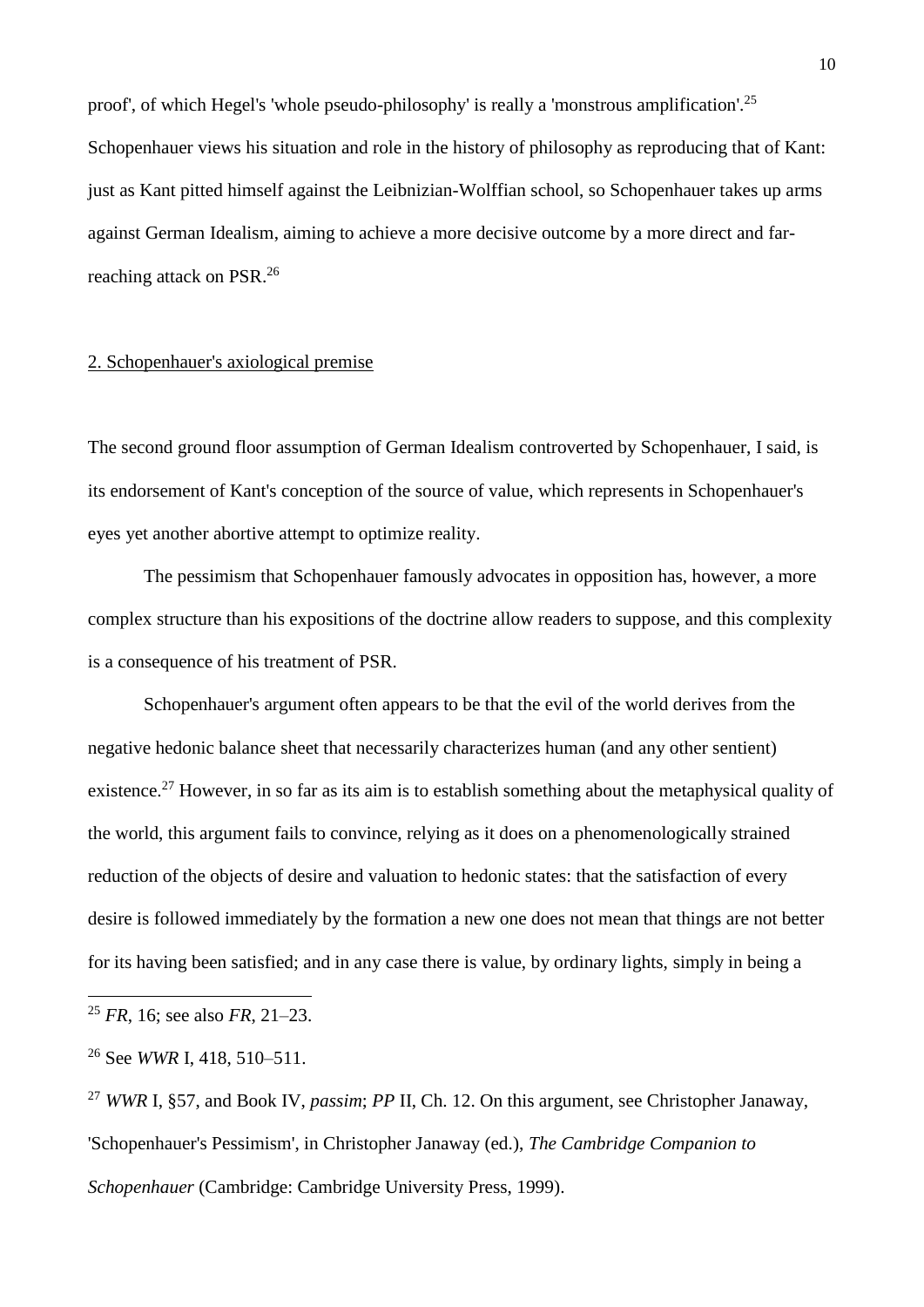proof', of which Hegel's 'whole pseudo-philosophy' is really a 'monstrous amplification'.[25] Schopenhauer views his situation and role in the history of philosophy as reproducing that of Kant: just as Kant pitted himself against the Leibnizian-Wolffian school, so Schopenhauer takes up arms against German Idealism, aiming to achieve a more decisive outcome by a more direct and far-reaching attack on PSR.[26]

## 2. Schopenhauer's axiological premise

The second ground floor assumption of German Idealism controverted by Schopenhauer, I said, is its endorsement of Kant's conception of the source of value, which represents in Schopenhauer's eyes yet another abortive attempt to optimize reality.

The pessimism that Schopenhauer famously advocates in opposition has, however, a more complex structure than his expositions of the doctrine allow readers to suppose, and this complexity is a consequence of his treatment of PSR.

Schopenhauer's argument often appears to be that the evil of the world derives from the negative hedonic balance sheet that necessarily characterizes human (and any other sentient) existence.[27] However, in so far as its aim is to establish something about the metaphysical quality of the world, this argument fails to convince, relying as it does on a phenomenologically strained reduction of the objects of desire and valuation to hedonic states: that the satisfaction of every desire is followed immediately by the formation a new one does not mean that things are not better for its having been satisfied; and in any case there is value, by ordinary lights, simply in being a

---

[25] *FR*, 16; see also *FR*, 21–23.

[26] See *WWR* I, 418, 510–511.

[27] *WWR* I, §57, and Book IV, *passim*; *PP* II, Ch. 12. On this argument, see Christopher Janaway, 'Schopenhauer's Pessimism', in Christopher Janaway (ed.), *The Cambridge Companion to Schopenhauer* (Cambridge: Cambridge University Press, 1999).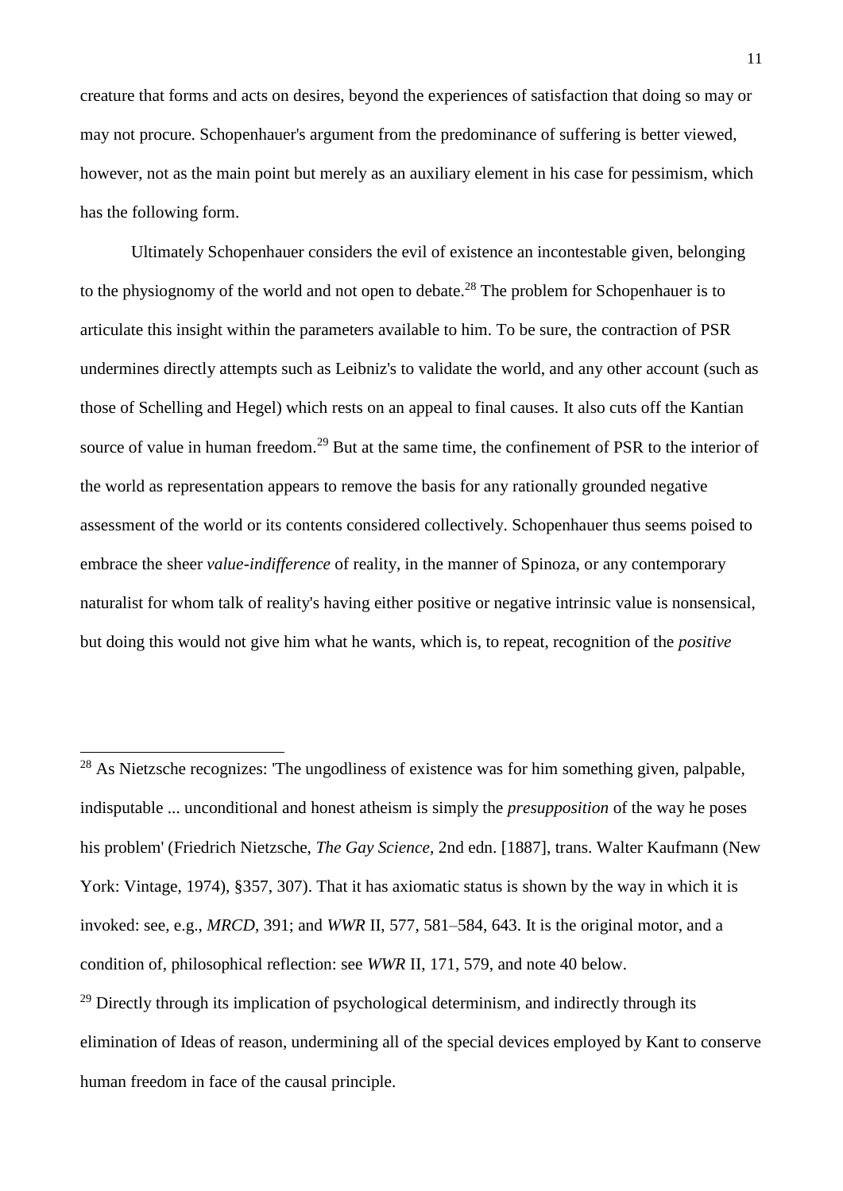creature that forms and acts on desires, beyond the experiences of satisfaction that doing so may or may not procure. Schopenhauer's argument from the predominance of suffering is better viewed, however, not as the main point but merely as an auxiliary element in his case for pessimism, which has the following form.

Ultimately Schopenhauer considers the evil of existence an incontestable given, belonging to the physiognomy of the world and not open to debate.[28] The problem for Schopenhauer is to articulate this insight within the parameters available to him. To be sure, the contraction of PSR undermines directly attempts such as Leibniz's to validate the world, and any other account (such as those of Schelling and Hegel) which rests on an appeal to final causes. It also cuts off the Kantian source of value in human freedom.[29] But at the same time, the confinement of PSR to the interior of the world as representation appears to remove the basis for any rationally grounded negative assessment of the world or its contents considered collectively. Schopenhauer thus seems poised to embrace the sheer *value-indifference* of reality, in the manner of Spinoza, or any contemporary naturalist for whom talk of reality's having either positive or negative intrinsic value is nonsensical, but doing this would not give him what he wants, which is, to repeat, recognition of the *positive*

---

[28] As Nietzsche recognizes: 'The ungodliness of existence was for him something given, palpable, indisputable ... unconditional and honest atheism is simply the *presupposition* of the way he poses his problem' (Friedrich Nietzsche, *The Gay Science*, 2nd edn. [1887], trans. Walter Kaufmann (New York: Vintage, 1974), §357, 307). That it has axiomatic status is shown by the way in which it is invoked: see, e.g., *MRCD*, 391; and *WWR* II, 577, 581–584, 643. It is the original motor, and a condition of, philosophical reflection: see *WWR* II, 171, 579, and note 40 below.

[29] Directly through its implication of psychological determinism, and indirectly through its elimination of Ideas of reason, undermining all of the special devices employed by Kant to conserve human freedom in face of the causal principle.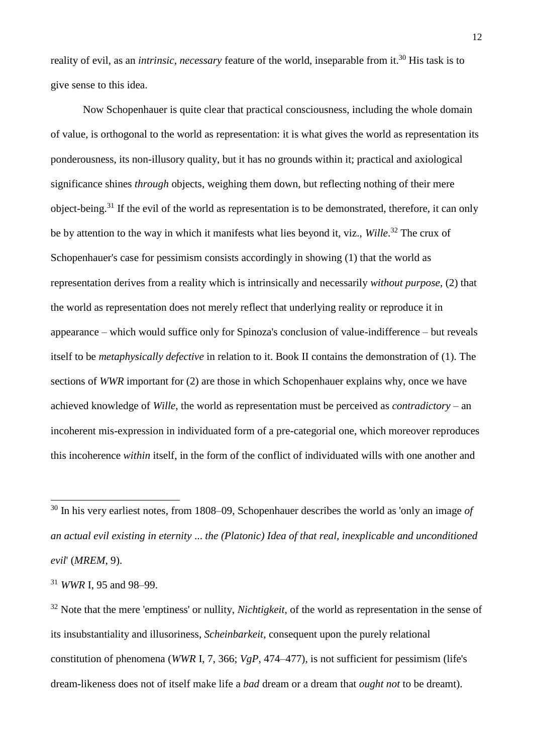reality of evil, as an *intrinsic*, *necessary* feature of the world, inseparable from it.[30] His task is to give sense to this idea.

Now Schopenhauer is quite clear that practical consciousness, including the whole domain of value, is orthogonal to the world as representation: it is what gives the world as representation its ponderousness, its non-illusory quality, but it has no grounds within it; practical and axiological significance shines *through* objects, weighing them down, but reflecting nothing of their mere object-being.[31] If the evil of the world as representation is to be demonstrated, therefore, it can only be by attention to the way in which it manifests what lies beyond it, viz., *Wille*.[32] The crux of Schopenhauer's case for pessimism consists accordingly in showing (1) that the world as representation derives from a reality which is intrinsically and necessarily *without purpose*, (2) that the world as representation does not merely reflect that underlying reality or reproduce it in appearance – which would suffice only for Spinoza's conclusion of value-indifference – but reveals itself to be *metaphysically defective* in relation to it. Book II contains the demonstration of (1). The sections of *WWR* important for (2) are those in which Schopenhauer explains why, once we have achieved knowledge of *Wille*, the world as representation must be perceived as *contradictory* – an incoherent mis-expression in individuated form of a pre-categorial one, which moreover reproduces this incoherence *within* itself, in the form of the conflict of individuated wills with one another and

---

[30] In his very earliest notes, from 1808–09, Schopenhauer describes the world as 'only an image *of an actual evil existing in eternity ... the (Platonic) Idea of that real, inexplicable and unconditioned evil*' (*MREM*, 9).

[31] *WWR* I, 95 and 98–99.

[32] Note that the mere 'emptiness' or nullity, *Nichtigkeit*, of the world as representation in the sense of its insubstantiality and illusoriness, *Scheinbarkeit*, consequent upon the purely relational constitution of phenomena (*WWR* I, 7, 366; *VgP*, 474–477), is not sufficient for pessimism (life's dream-likeness does not of itself make life a *bad* dream or a dream that *ought not* to be dreamt).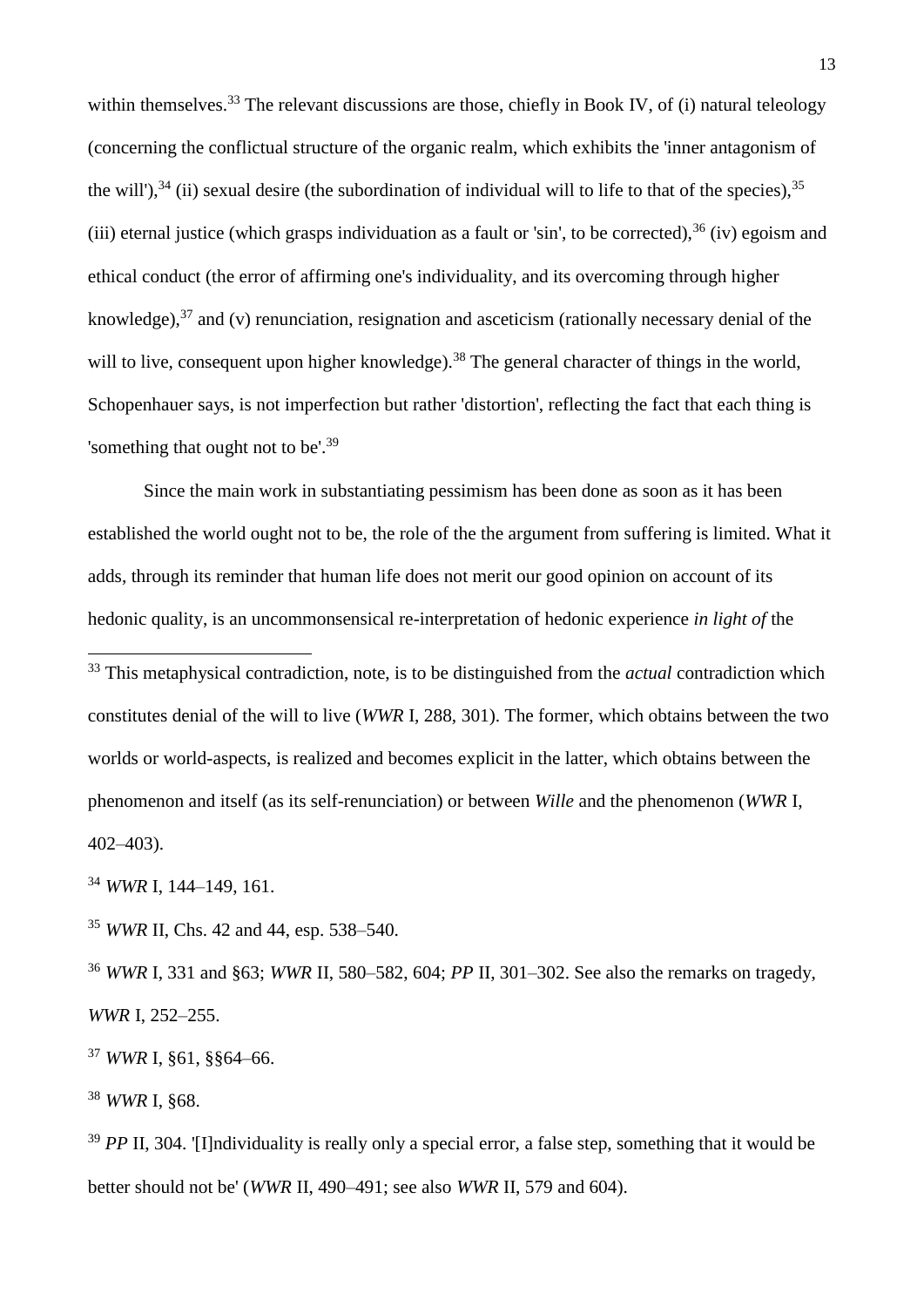within themselves.[33] The relevant discussions are those, chiefly in Book IV, of (i) natural teleology (concerning the conflictual structure of the organic realm, which exhibits the 'inner antagonism of the will'),[34] (ii) sexual desire (the subordination of individual will to life to that of the species),[35] (iii) eternal justice (which grasps individuation as a fault or 'sin', to be corrected),[36] (iv) egoism and ethical conduct (the error of affirming one's individuality, and its overcoming through higher knowledge),[37] and (v) renunciation, resignation and asceticism (rationally necessary denial of the will to live, consequent upon higher knowledge).[38] The general character of things in the world, Schopenhauer says, is not imperfection but rather 'distortion', reflecting the fact that each thing is 'something that ought not to be'.[39]

Since the main work in substantiating pessimism has been done as soon as it has been established the world ought not to be, the role of the the argument from suffering is limited. What it adds, through its reminder that human life does not merit our good opinion on account of its hedonic quality, is an uncommonsensical re-interpretation of hedonic experience *in light of* the

---

[33] This metaphysical contradiction, note, is to be distinguished from the *actual* contradiction which constitutes denial of the will to live (*WWR* I, 288, 301). The former, which obtains between the two worlds or world-aspects, is realized and becomes explicit in the latter, which obtains between the phenomenon and itself (as its self-renunciation) or between *Wille* and the phenomenon (*WWR* I, 402–403).

[34] *WWR* I, 144–149, 161.

[35] *WWR* II, Chs. 42 and 44, esp. 538–540.

[36] *WWR* I, 331 and §63; *WWR* II, 580–582, 604; *PP* II, 301–302. See also the remarks on tragedy, *WWR* I, 252–255.

[37] *WWR* I, §61, §§64–66.

[38] *WWR* I, §68.

[39] *PP* II, 304. '[I]ndividuality is really only a special error, a false step, something that it would be better should not be' (*WWR* II, 490–491; see also *WWR* II, 579 and 604).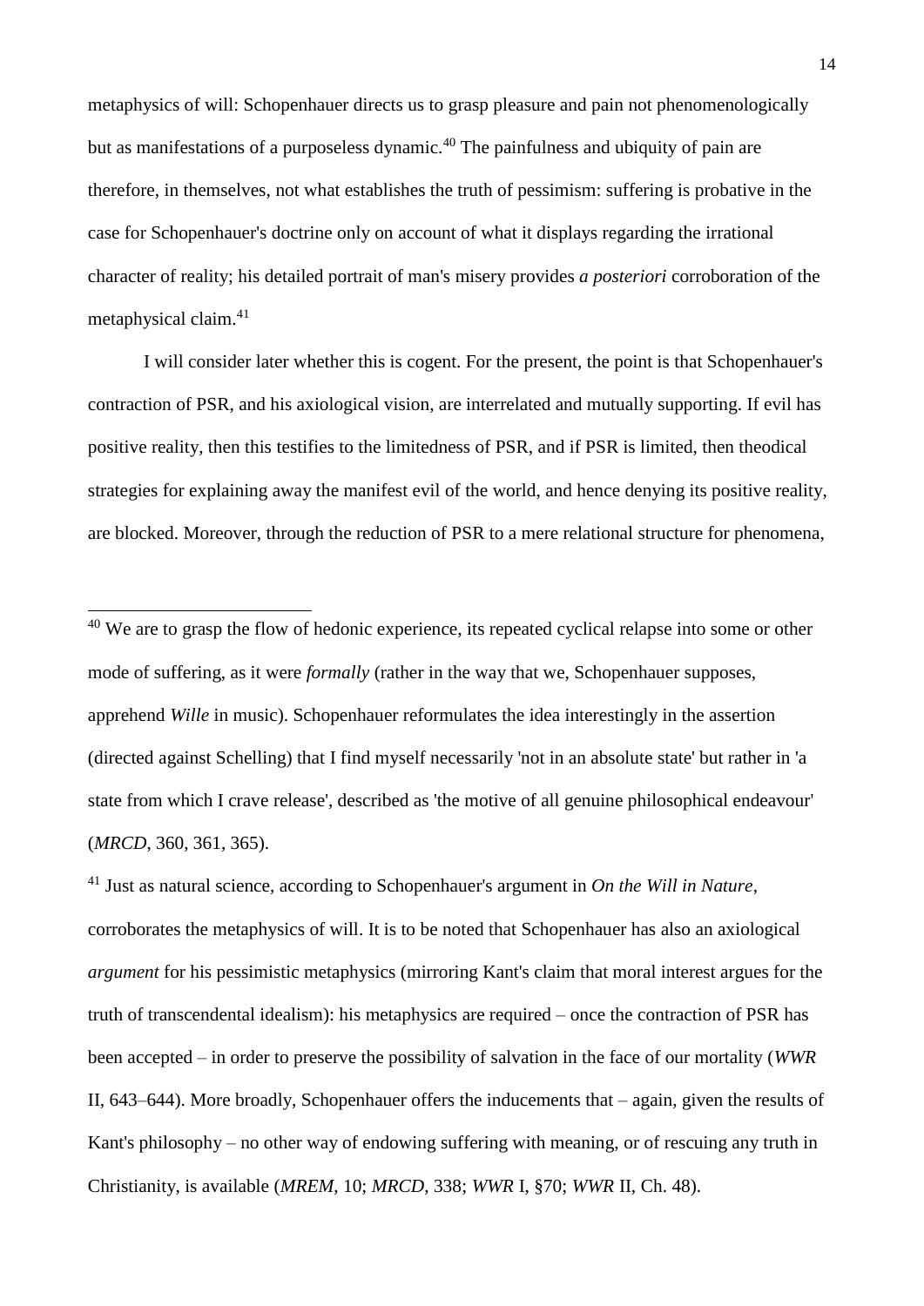metaphysics of will: Schopenhauer directs us to grasp pleasure and pain not phenomenologically but as manifestations of a purposeless dynamic.[40] The painfulness and ubiquity of pain are therefore, in themselves, not what establishes the truth of pessimism: suffering is probative in the case for Schopenhauer's doctrine only on account of what it displays regarding the irrational character of reality; his detailed portrait of man's misery provides *a posteriori* corroboration of the metaphysical claim.[41]

I will consider later whether this is cogent. For the present, the point is that Schopenhauer's contraction of PSR, and his axiological vision, are interrelated and mutually supporting. If evil has positive reality, then this testifies to the limitedness of PSR, and if PSR is limited, then theodical strategies for explaining away the manifest evil of the world, and hence denying its positive reality, are blocked. Moreover, through the reduction of PSR to a mere relational structure for phenomena,

---

[40] We are to grasp the flow of hedonic experience, its repeated cyclical relapse into some or other mode of suffering, as it were *formally* (rather in the way that we, Schopenhauer supposes, apprehend *Wille* in music). Schopenhauer reformulates the idea interestingly in the assertion (directed against Schelling) that I find myself necessarily 'not in an absolute state' but rather in 'a state from which I crave release', described as 'the motive of all genuine philosophical endeavour' (*MRCD*, 360, 361, 365).

[41] Just as natural science, according to Schopenhauer's argument in *On the Will in Nature*, corroborates the metaphysics of will. It is to be noted that Schopenhauer has also an axiological *argument* for his pessimistic metaphysics (mirroring Kant's claim that moral interest argues for the truth of transcendental idealism): his metaphysics are required – once the contraction of PSR has been accepted – in order to preserve the possibility of salvation in the face of our mortality (*WWR* II, 643–644). More broadly, Schopenhauer offers the inducements that – again, given the results of Kant's philosophy – no other way of endowing suffering with meaning, or of rescuing any truth in Christianity, is available (*MREM*, 10; *MRCD*, 338; *WWR* I, §70; *WWR* II, Ch. 48).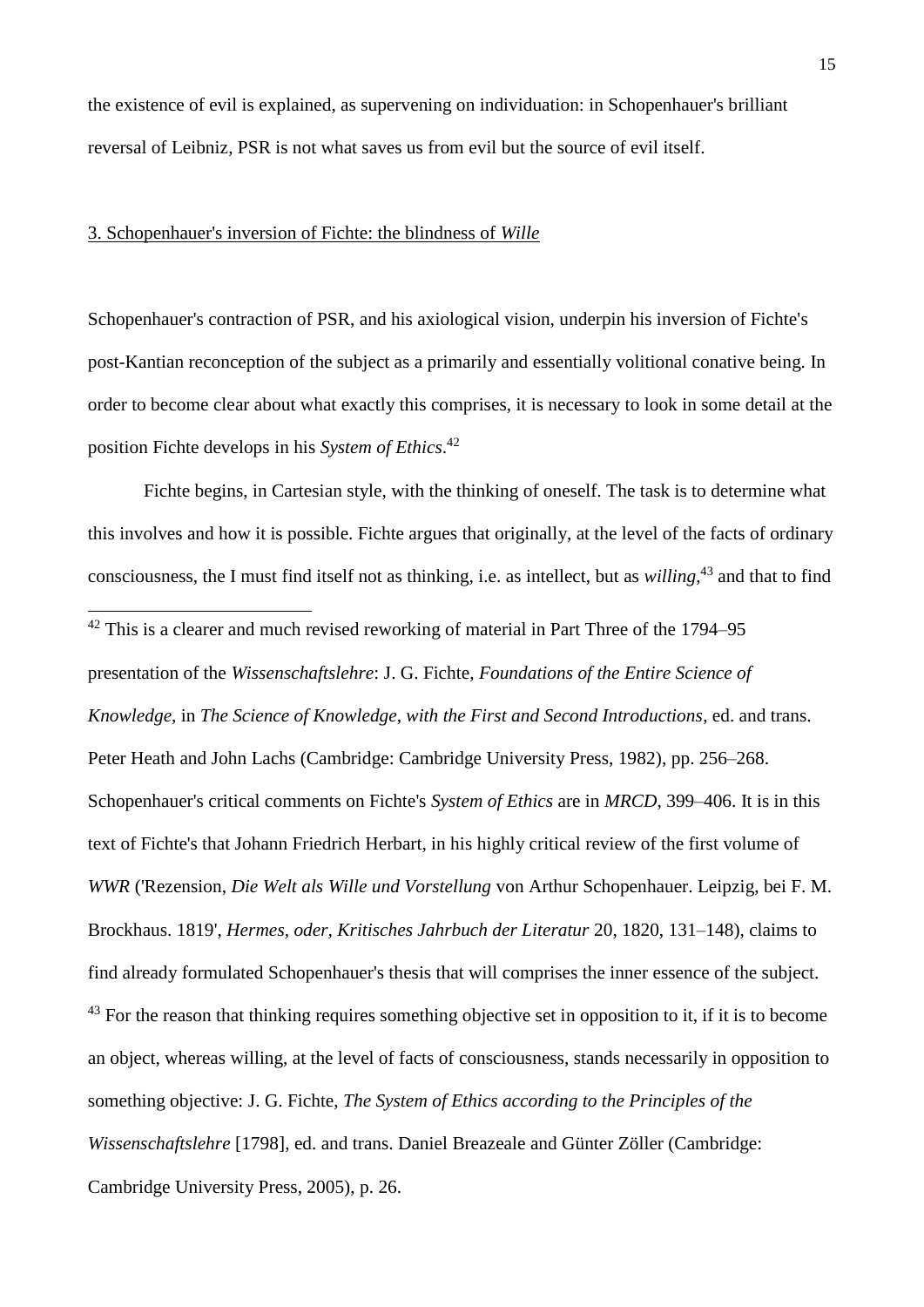the existence of evil is explained, as supervening on individuation: in Schopenhauer's brilliant reversal of Leibniz, PSR is not what saves us from evil but the source of evil itself.

## 3. Schopenhauer's inversion of Fichte: the blindness of *Wille*

Schopenhauer's contraction of PSR, and his axiological vision, underpin his inversion of Fichte's post-Kantian reconception of the subject as a primarily and essentially volitional conative being. In order to become clear about what exactly this comprises, it is necessary to look in some detail at the position Fichte develops in his *System of Ethics*.[42]

Fichte begins, in Cartesian style, with the thinking of oneself. The task is to determine what this involves and how it is possible. Fichte argues that originally, at the level of the facts of ordinary consciousness, the I must find itself not as thinking, i.e. as intellect, but as *willing*,[43] and that to find

---

[42] This is a clearer and much revised reworking of material in Part Three of the 1794–95 presentation of the *Wissenschaftslehre*: J. G. Fichte, *Foundations of the Entire Science of Knowledge*, in *The Science of Knowledge, with the First and Second Introductions*, ed. and trans. Peter Heath and John Lachs (Cambridge: Cambridge University Press, 1982), pp. 256–268. Schopenhauer's critical comments on Fichte's *System of Ethics* are in *MRCD*, 399–406. It is in this text of Fichte's that Johann Friedrich Herbart, in his highly critical review of the first volume of *WWR* ('Rezension, *Die Welt als Wille und Vorstellung* von Arthur Schopenhauer. Leipzig, bei F. M. Brockhaus. 1819', *Hermes, oder, Kritisches Jahrbuch der Literatur* 20, 1820, 131–148), claims to find already formulated Schopenhauer's thesis that will comprises the inner essence of the subject.

[43] For the reason that thinking requires something objective set in opposition to it, if it is to become an object, whereas willing, at the level of facts of consciousness, stands necessarily in opposition to something objective: J. G. Fichte, *The System of Ethics according to the Principles of the Wissenschaftslehre* [1798], ed. and trans. Daniel Breazeale and Günter Zöller (Cambridge: Cambridge University Press, 2005), p. 26.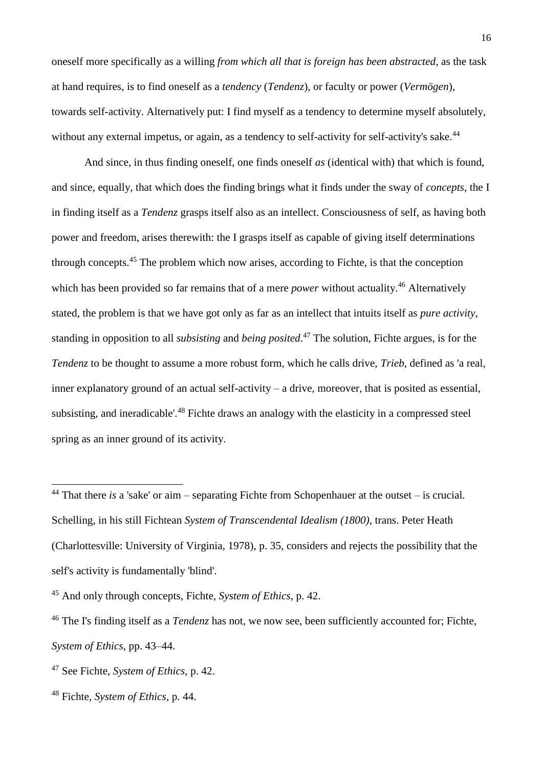oneself more specifically as a willing *from which all that is foreign has been abstracted*, as the task at hand requires, is to find oneself as a *tendency* (*Tendenz*), or faculty or power (*Vermögen*), towards self-activity. Alternatively put: I find myself as a tendency to determine myself absolutely, without any external impetus, or again, as a tendency to self-activity for self-activity's sake.[44]

And since, in thus finding oneself, one finds oneself *as* (identical with) that which is found, and since, equally, that which does the finding brings what it finds under the sway of *concepts*, the I in finding itself as a *Tendenz* grasps itself also as an intellect. Consciousness of self, as having both power and freedom, arises therewith: the I grasps itself as capable of giving itself determinations through concepts.[45] The problem which now arises, according to Fichte, is that the conception which has been provided so far remains that of a mere *power* without actuality.[46] Alternatively stated, the problem is that we have got only as far as an intellect that intuits itself as *pure activity*, standing in opposition to all *subsisting* and *being posited*.[47] The solution, Fichte argues, is for the *Tendenz* to be thought to assume a more robust form, which he calls drive, *Trieb*, defined as 'a real, inner explanatory ground of an actual self-activity – a drive, moreover, that is posited as essential, subsisting, and ineradicable'.[48] Fichte draws an analogy with the elasticity in a compressed steel spring as an inner ground of its activity.

---

[44] That there *is* a 'sake' or aim – separating Fichte from Schopenhauer at the outset – is crucial. Schelling, in his still Fichtean *System of Transcendental Idealism (1800)*, trans. Peter Heath (Charlottesville: University of Virginia, 1978), p. 35, considers and rejects the possibility that the self's activity is fundamentally 'blind'.

[45] And only through concepts, Fichte, *System of Ethics*, p. 42.

[46] The I's finding itself as a *Tendenz* has not, we now see, been sufficiently accounted for; Fichte, *System of Ethics*, pp. 43–44.

[47] See Fichte, *System of Ethics*, p. 42.

[48] Fichte, *System of Ethics*, p. 44.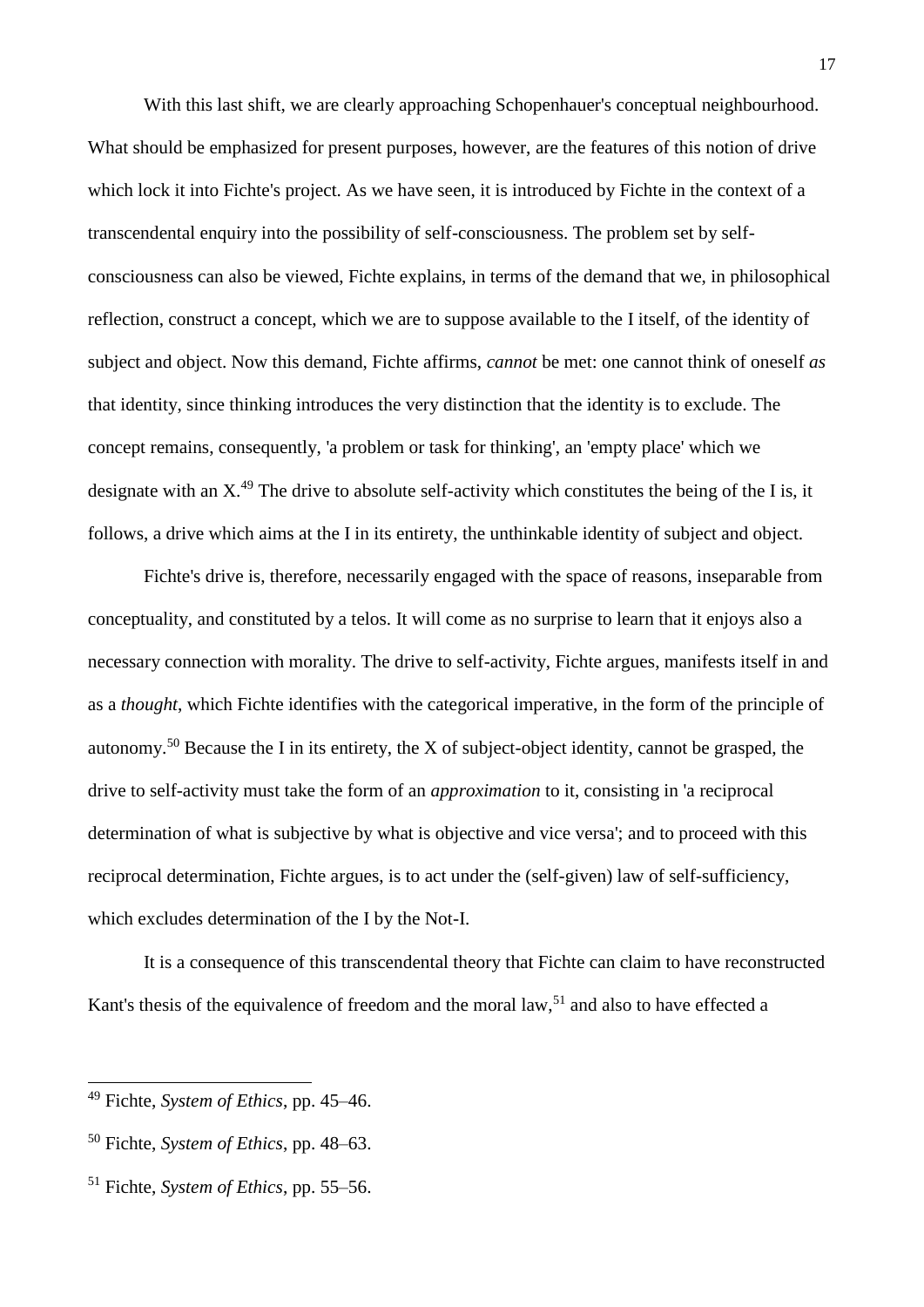With this last shift, we are clearly approaching Schopenhauer's conceptual neighbourhood. What should be emphasized for present purposes, however, are the features of this notion of drive which lock it into Fichte's project. As we have seen, it is introduced by Fichte in the context of a transcendental enquiry into the possibility of self-consciousness. The problem set by self-consciousness can also be viewed, Fichte explains, in terms of the demand that we, in philosophical reflection, construct a concept, which we are to suppose available to the I itself, of the identity of subject and object. Now this demand, Fichte affirms, *cannot* be met: one cannot think of oneself *as* that identity, since thinking introduces the very distinction that the identity is to exclude. The concept remains, consequently, 'a problem or task for thinking', an 'empty place' which we designate with an X.[49] The drive to absolute self-activity which constitutes the being of the I is, it follows, a drive which aims at the I in its entirety, the unthinkable identity of subject and object.

Fichte's drive is, therefore, necessarily engaged with the space of reasons, inseparable from conceptuality, and constituted by a telos. It will come as no surprise to learn that it enjoys also a necessary connection with morality. The drive to self-activity, Fichte argues, manifests itself in and as a *thought*, which Fichte identifies with the categorical imperative, in the form of the principle of autonomy.[50] Because the I in its entirety, the X of subject-object identity, cannot be grasped, the drive to self-activity must take the form of an *approximation* to it, consisting in 'a reciprocal determination of what is subjective by what is objective and vice versa'; and to proceed with this reciprocal determination, Fichte argues, is to act under the (self-given) law of self-sufficiency, which excludes determination of the I by the Not-I.

It is a consequence of this transcendental theory that Fichte can claim to have reconstructed Kant's thesis of the equivalence of freedom and the moral law,[51] and also to have effected a

---

[49] Fichte, *System of Ethics*, pp. 45–46.

[50] Fichte, *System of Ethics*, pp. 48–63.

[51] Fichte, *System of Ethics*, pp. 55–56.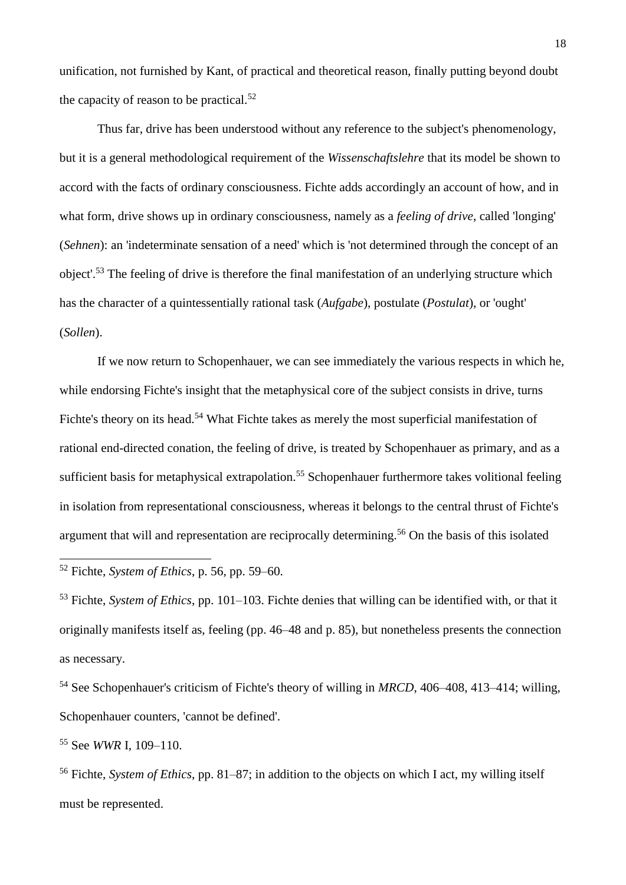unification, not furnished by Kant, of practical and theoretical reason, finally putting beyond doubt the capacity of reason to be practical.[52]

Thus far, drive has been understood without any reference to the subject's phenomenology, but it is a general methodological requirement of the *Wissenschaftslehre* that its model be shown to accord with the facts of ordinary consciousness. Fichte adds accordingly an account of how, and in what form, drive shows up in ordinary consciousness, namely as a *feeling of drive*, called 'longing' (*Sehnen*): an 'indeterminate sensation of a need' which is 'not determined through the concept of an object'.[53] The feeling of drive is therefore the final manifestation of an underlying structure which has the character of a quintessentially rational task (*Aufgabe*), postulate (*Postulat*), or 'ought' (*Sollen*).

If we now return to Schopenhauer, we can see immediately the various respects in which he, while endorsing Fichte's insight that the metaphysical core of the subject consists in drive, turns Fichte's theory on its head.[54] What Fichte takes as merely the most superficial manifestation of rational end-directed conation, the feeling of drive, is treated by Schopenhauer as primary, and as a sufficient basis for metaphysical extrapolation.[55] Schopenhauer furthermore takes volitional feeling in isolation from representational consciousness, whereas it belongs to the central thrust of Fichte's argument that will and representation are reciprocally determining.[56] On the basis of this isolated

---

[52] Fichte, *System of Ethics*, p. 56, pp. 59–60.

[53] Fichte, *System of Ethics*, pp. 101–103. Fichte denies that willing can be identified with, or that it originally manifests itself as, feeling (pp. 46–48 and p. 85), but nonetheless presents the connection as necessary.

[54] See Schopenhauer's criticism of Fichte's theory of willing in *MRCD*, 406–408, 413–414; willing, Schopenhauer counters, 'cannot be defined'.

[55] See *WWR* I, 109–110.

[56] Fichte, *System of Ethics*, pp. 81–87; in addition to the objects on which I act, my willing itself must be represented.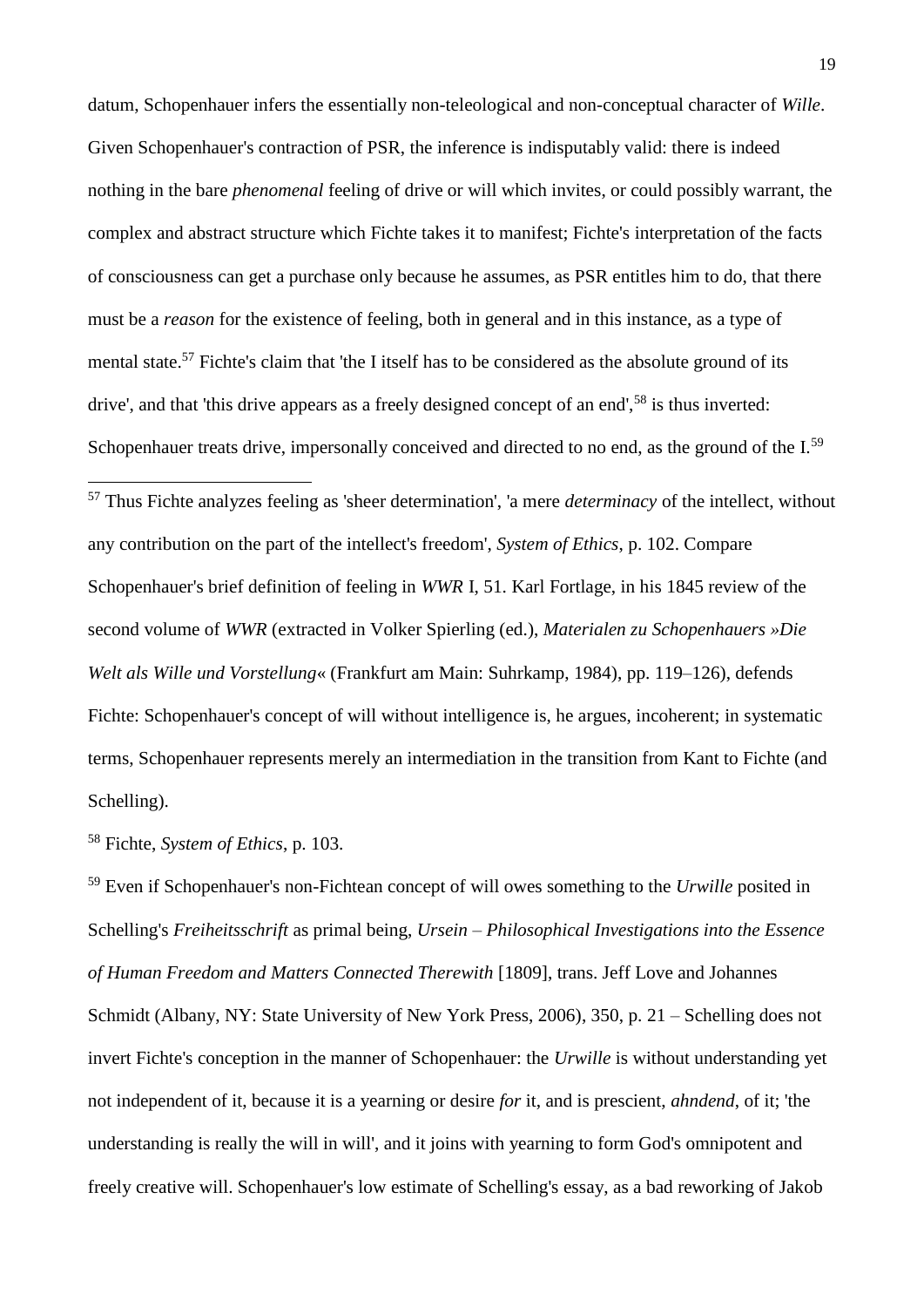datum, Schopenhauer infers the essentially non-teleological and non-conceptual character of *Wille*. Given Schopenhauer's contraction of PSR, the inference is indisputably valid: there is indeed nothing in the bare *phenomenal* feeling of drive or will which invites, or could possibly warrant, the complex and abstract structure which Fichte takes it to manifest; Fichte's interpretation of the facts of consciousness can get a purchase only because he assumes, as PSR entitles him to do, that there must be a *reason* for the existence of feeling, both in general and in this instance, as a type of mental state.[57] Fichte's claim that 'the I itself has to be considered as the absolute ground of its drive', and that 'this drive appears as a freely designed concept of an end',[58] is thus inverted: Schopenhauer treats drive, impersonally conceived and directed to no end, as the ground of the I.[59]

---

[57] Thus Fichte analyzes feeling as 'sheer determination', 'a mere *determinacy* of the intellect, without any contribution on the part of the intellect's freedom', *System of Ethics*, p. 102. Compare Schopenhauer's brief definition of feeling in *WWR* I, 51. Karl Fortlage, in his 1845 review of the second volume of *WWR* (extracted in Volker Spierling (ed.), *Materialen zu Schopenhauers »Die Welt als Wille und Vorstellung«* (Frankfurt am Main: Suhrkamp, 1984), pp. 119–126), defends Fichte: Schopenhauer's concept of will without intelligence is, he argues, incoherent; in systematic terms, Schopenhauer represents merely an intermediation in the transition from Kant to Fichte (and Schelling).

[58] Fichte, *System of Ethics*, p. 103.

[59] Even if Schopenhauer's non-Fichtean concept of will owes something to the *Urwille* posited in Schelling's *Freiheitsschrift* as primal being, *Ursein* – *Philosophical Investigations into the Essence of Human Freedom and Matters Connected Therewith* [1809], trans. Jeff Love and Johannes Schmidt (Albany, NY: State University of New York Press, 2006), 350, p. 21 – Schelling does not invert Fichte's conception in the manner of Schopenhauer: the *Urwille* is without understanding yet not independent of it, because it is a yearning or desire *for* it, and is prescient, *ahndend*, of it; 'the understanding is really the will in will', and it joins with yearning to form God's omnipotent and freely creative will. Schopenhauer's low estimate of Schelling's essay, as a bad reworking of Jakob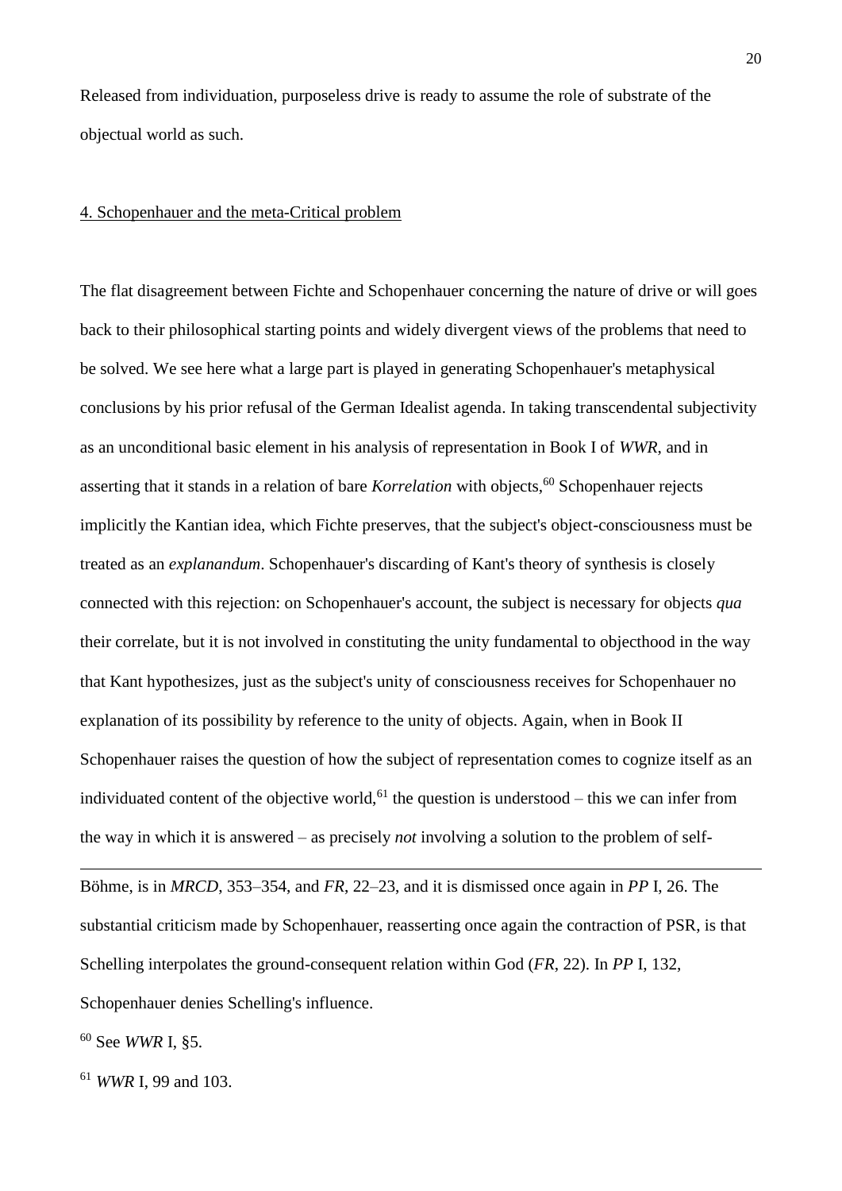Released from individuation, purposeless drive is ready to assume the role of substrate of the objectual world as such.

## 4. Schopenhauer and the meta-Critical problem

The flat disagreement between Fichte and Schopenhauer concerning the nature of drive or will goes back to their philosophical starting points and widely divergent views of the problems that need to be solved. We see here what a large part is played in generating Schopenhauer's metaphysical conclusions by his prior refusal of the German Idealist agenda. In taking transcendental subjectivity as an unconditional basic element in his analysis of representation in Book I of *WWR*, and in asserting that it stands in a relation of bare *Korrelation* with objects,[60] Schopenhauer rejects implicitly the Kantian idea, which Fichte preserves, that the subject's object-consciousness must be treated as an *explanandum*. Schopenhauer's discarding of Kant's theory of synthesis is closely connected with this rejection: on Schopenhauer's account, the subject is necessary for objects *qua* their correlate, but it is not involved in constituting the unity fundamental to objecthood in the way that Kant hypothesizes, just as the subject's unity of consciousness receives for Schopenhauer no explanation of its possibility by reference to the unity of objects. Again, when in Book II Schopenhauer raises the question of how the subject of representation comes to cognize itself as an individuated content of the objective world,[61] the question is understood – this we can infer from the way in which it is answered – as precisely *not* involving a solution to the problem of self-

---

Böhme, is in *MRCD*, 353–354, and *FR*, 22–23, and it is dismissed once again in *PP* I, 26. The substantial criticism made by Schopenhauer, reasserting once again the contraction of PSR, is that Schelling interpolates the ground-consequent relation within God (*FR*, 22). In *PP* I, 132, Schopenhauer denies Schelling's influence.

[60] See *WWR* I, §5.

[61] *WWR* I, 99 and 103.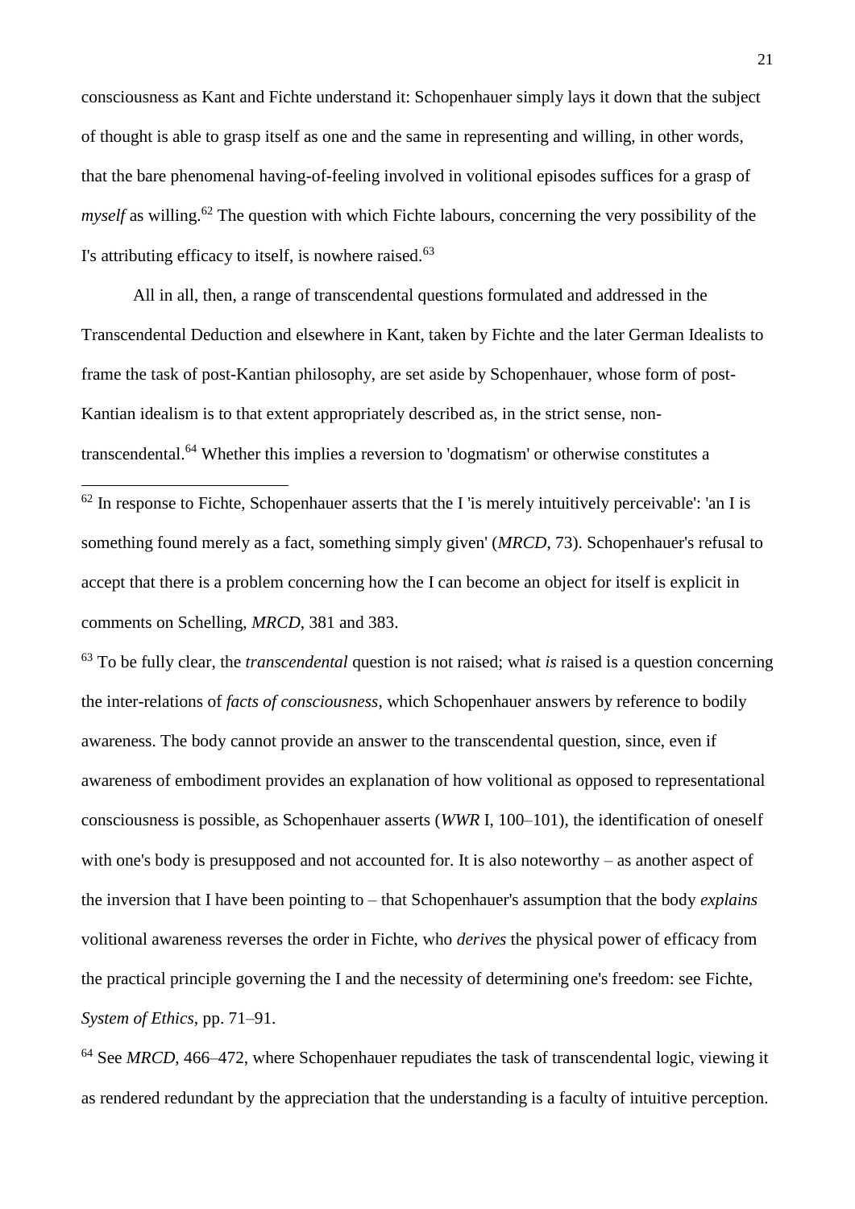consciousness as Kant and Fichte understand it: Schopenhauer simply lays it down that the subject of thought is able to grasp itself as one and the same in representing and willing, in other words, that the bare phenomenal having-of-feeling involved in volitional episodes suffices for a grasp of *myself* as willing.[62] The question with which Fichte labours, concerning the very possibility of the I's attributing efficacy to itself, is nowhere raised.[63]

All in all, then, a range of transcendental questions formulated and addressed in the Transcendental Deduction and elsewhere in Kant, taken by Fichte and the later German Idealists to frame the task of post-Kantian philosophy, are set aside by Schopenhauer, whose form of post-Kantian idealism is to that extent appropriately described as, in the strict sense, non-transcendental.[64] Whether this implies a reversion to 'dogmatism' or otherwise constitutes a

---

[62] In response to Fichte, Schopenhauer asserts that the I 'is merely intuitively perceivable': 'an I is something found merely as a fact, something simply given' (*MRCD*, 73). Schopenhauer's refusal to accept that there is a problem concerning how the I can become an object for itself is explicit in comments on Schelling, *MRCD*, 381 and 383.

[63] To be fully clear, the *transcendental* question is not raised; what *is* raised is a question concerning the inter-relations of *facts of consciousness*, which Schopenhauer answers by reference to bodily awareness. The body cannot provide an answer to the transcendental question, since, even if awareness of embodiment provides an explanation of how volitional as opposed to representational consciousness is possible, as Schopenhauer asserts (*WWR* I, 100–101), the identification of oneself with one's body is presupposed and not accounted for. It is also noteworthy – as another aspect of the inversion that I have been pointing to – that Schopenhauer's assumption that the body *explains* volitional awareness reverses the order in Fichte, who *derives* the physical power of efficacy from the practical principle governing the I and the necessity of determining one's freedom: see Fichte, *System of Ethics*, pp. 71–91.

[64] See *MRCD*, 466–472, where Schopenhauer repudiates the task of transcendental logic, viewing it as rendered redundant by the appreciation that the understanding is a faculty of intuitive perception.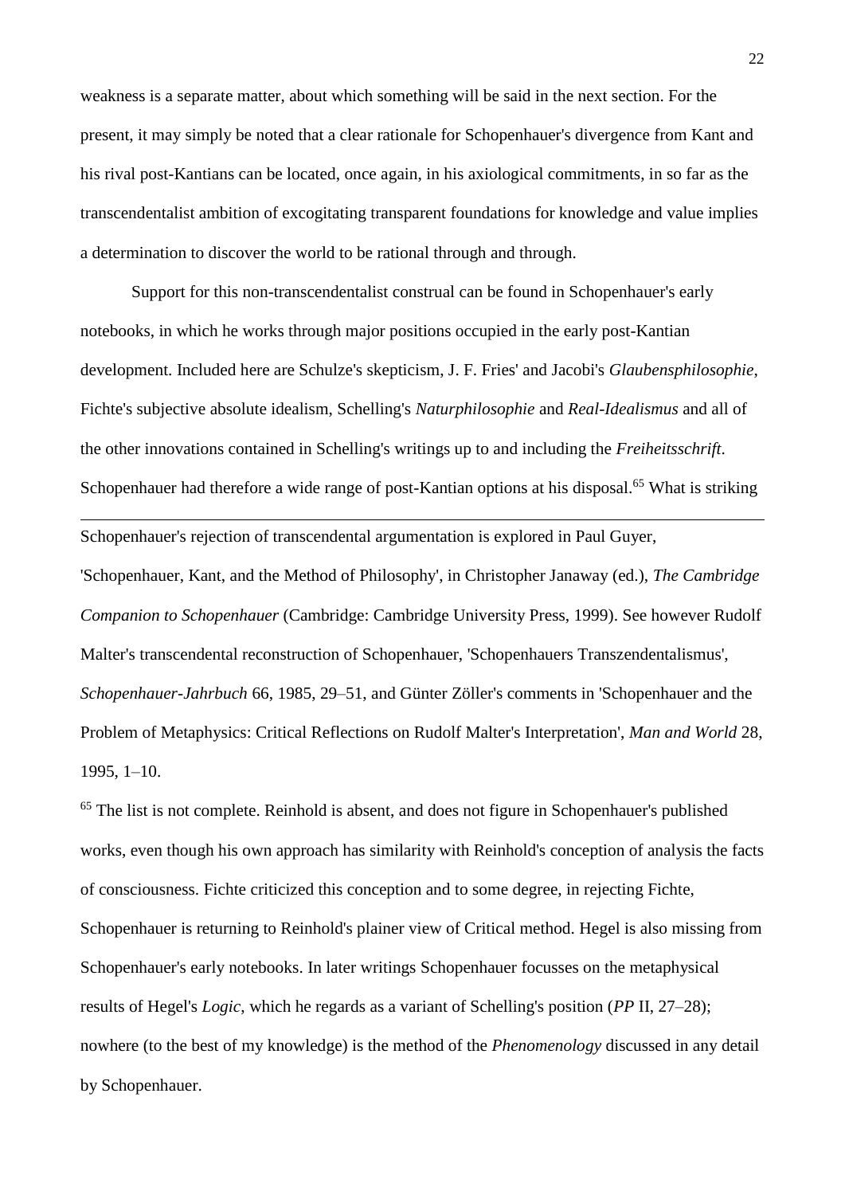weakness is a separate matter, about which something will be said in the next section. For the present, it may simply be noted that a clear rationale for Schopenhauer's divergence from Kant and his rival post-Kantians can be located, once again, in his axiological commitments, in so far as the transcendentalist ambition of excogitating transparent foundations for knowledge and value implies a determination to discover the world to be rational through and through.

Support for this non-transcendentalist construal can be found in Schopenhauer's early notebooks, in which he works through major positions occupied in the early post-Kantian development. Included here are Schulze's skepticism, J. F. Fries' and Jacobi's *Glaubensphilosophie*, Fichte's subjective absolute idealism, Schelling's *Naturphilosophie* and *Real-Idealismus* and all of the other innovations contained in Schelling's writings up to and including the *Freiheitsschrift*. Schopenhauer had therefore a wide range of post-Kantian options at his disposal.[65] What is striking

---

Schopenhauer's rejection of transcendental argumentation is explored in Paul Guyer, 'Schopenhauer, Kant, and the Method of Philosophy', in Christopher Janaway (ed.), *The Cambridge Companion to Schopenhauer* (Cambridge: Cambridge University Press, 1999). See however Rudolf Malter's transcendental reconstruction of Schopenhauer, 'Schopenhauers Transzendentalismus', *Schopenhauer-Jahrbuch* 66, 1985, 29–51, and Günter Zöller's comments in 'Schopenhauer and the Problem of Metaphysics: Critical Reflections on Rudolf Malter's Interpretation', *Man and World* 28, 1995, 1–10.

[65] The list is not complete. Reinhold is absent, and does not figure in Schopenhauer's published works, even though his own approach has similarity with Reinhold's conception of analysis the facts of consciousness. Fichte criticized this conception and to some degree, in rejecting Fichte, Schopenhauer is returning to Reinhold's plainer view of Critical method. Hegel is also missing from Schopenhauer's early notebooks. In later writings Schopenhauer focusses on the metaphysical results of Hegel's *Logic*, which he regards as a variant of Schelling's position (*PP* II, 27–28); nowhere (to the best of my knowledge) is the method of the *Phenomenology* discussed in any detail by Schopenhauer.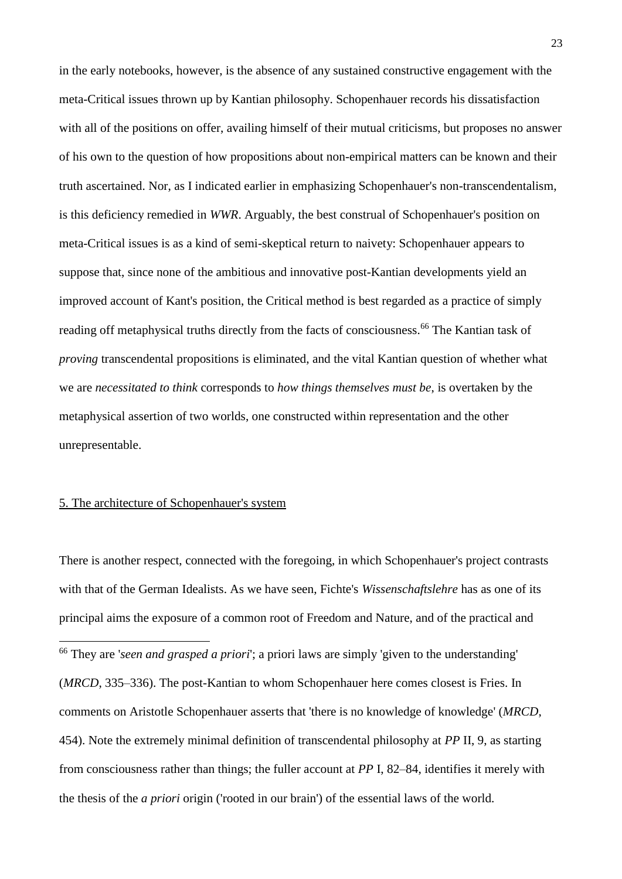in the early notebooks, however, is the absence of any sustained constructive engagement with the meta-Critical issues thrown up by Kantian philosophy. Schopenhauer records his dissatisfaction with all of the positions on offer, availing himself of their mutual criticisms, but proposes no answer of his own to the question of how propositions about non-empirical matters can be known and their truth ascertained. Nor, as I indicated earlier in emphasizing Schopenhauer's non-transcendentalism, is this deficiency remedied in *WWR*. Arguably, the best construal of Schopenhauer's position on meta-Critical issues is as a kind of semi-skeptical return to naivety: Schopenhauer appears to suppose that, since none of the ambitious and innovative post-Kantian developments yield an improved account of Kant's position, the Critical method is best regarded as a practice of simply reading off metaphysical truths directly from the facts of consciousness.[66] The Kantian task of *proving* transcendental propositions is eliminated, and the vital Kantian question of whether what we are *necessitated to think* corresponds to *how things themselves must be*, is overtaken by the metaphysical assertion of two worlds, one constructed within representation and the other unrepresentable.

## 5. The architecture of Schopenhauer's system

There is another respect, connected with the foregoing, in which Schopenhauer's project contrasts with that of the German Idealists. As we have seen, Fichte's *Wissenschaftslehre* has as one of its principal aims the exposure of a common root of Freedom and Nature, and of the practical and

---

[66] They are '*seen and grasped a priori*'; a priori laws are simply 'given to the understanding' (*MRCD*, 335–336). The post-Kantian to whom Schopenhauer here comes closest is Fries. In comments on Aristotle Schopenhauer asserts that 'there is no knowledge of knowledge' (*MRCD*, 454). Note the extremely minimal definition of transcendental philosophy at *PP* II, 9, as starting from consciousness rather than things; the fuller account at *PP* I, 82–84, identifies it merely with the thesis of the *a priori* origin ('rooted in our brain') of the essential laws of the world.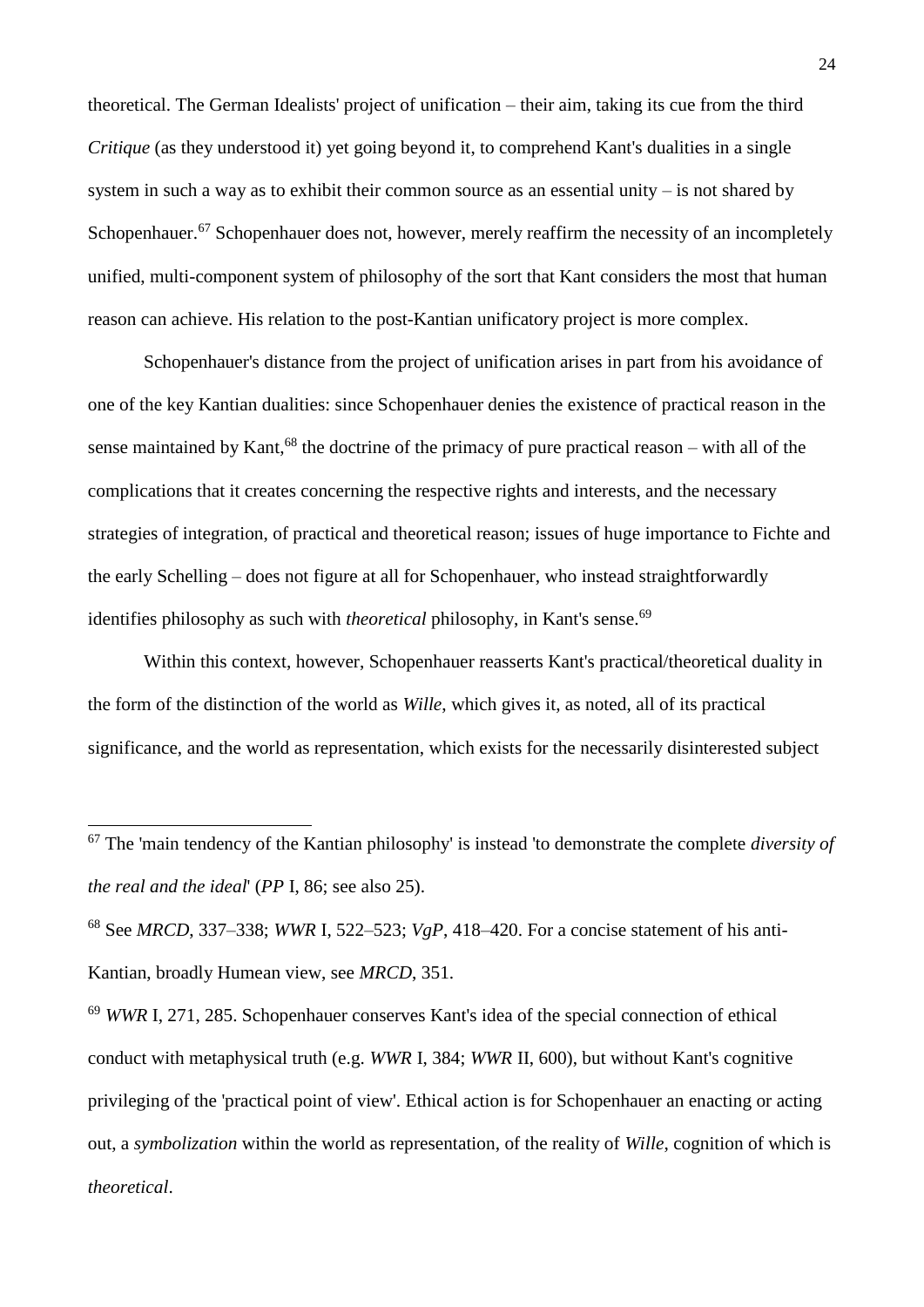theoretical. The German Idealists' project of unification – their aim, taking its cue from the third *Critique* (as they understood it) yet going beyond it, to comprehend Kant's dualities in a single system in such a way as to exhibit their common source as an essential unity – is not shared by Schopenhauer.[67] Schopenhauer does not, however, merely reaffirm the necessity of an incompletely unified, multi-component system of philosophy of the sort that Kant considers the most that human reason can achieve. His relation to the post-Kantian unificatory project is more complex.

Schopenhauer's distance from the project of unification arises in part from his avoidance of one of the key Kantian dualities: since Schopenhauer denies the existence of practical reason in the sense maintained by Kant,[68] the doctrine of the primacy of pure practical reason – with all of the complications that it creates concerning the respective rights and interests, and the necessary strategies of integration, of practical and theoretical reason; issues of huge importance to Fichte and the early Schelling – does not figure at all for Schopenhauer, who instead straightforwardly identifies philosophy as such with *theoretical* philosophy, in Kant's sense.[69]

Within this context, however, Schopenhauer reasserts Kant's practical/theoretical duality in the form of the distinction of the world as *Wille*, which gives it, as noted, all of its practical significance, and the world as representation, which exists for the necessarily disinterested subject

---

[67] The 'main tendency of the Kantian philosophy' is instead 'to demonstrate the complete *diversity of the real and the ideal*' (*PP* I, 86; see also 25).

[68] See *MRCD*, 337–338; *WWR* I, 522–523; *VgP*, 418–420. For a concise statement of his anti-Kantian, broadly Humean view, see *MRCD*, 351.

[69] *WWR* I, 271, 285. Schopenhauer conserves Kant's idea of the special connection of ethical conduct with metaphysical truth (e.g. *WWR* I, 384; *WWR* II, 600), but without Kant's cognitive privileging of the 'practical point of view'. Ethical action is for Schopenhauer an enacting or acting out, a *symbolization* within the world as representation, of the reality of *Wille*, cognition of which is *theoretical*.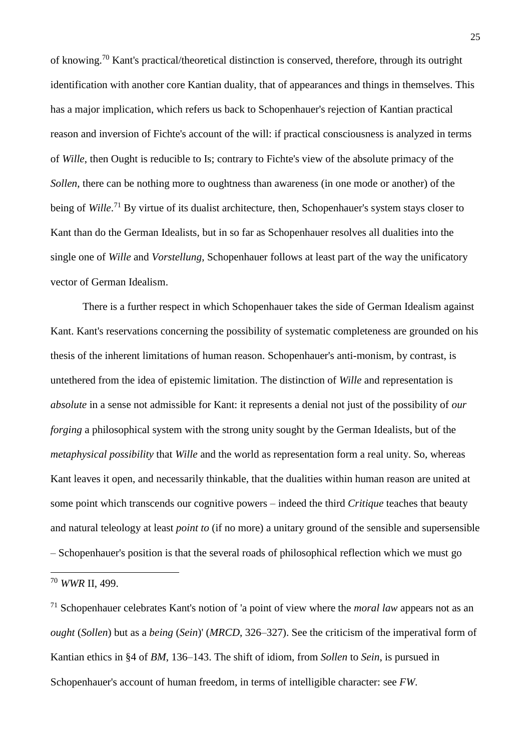of knowing.[70] Kant's practical/theoretical distinction is conserved, therefore, through its outright identification with another core Kantian duality, that of appearances and things in themselves. This has a major implication, which refers us back to Schopenhauer's rejection of Kantian practical reason and inversion of Fichte's account of the will: if practical consciousness is analyzed in terms of *Wille*, then Ought is reducible to Is; contrary to Fichte's view of the absolute primacy of the *Sollen*, there can be nothing more to oughtness than awareness (in one mode or another) of the being of *Wille*.[71] By virtue of its dualist architecture, then, Schopenhauer's system stays closer to Kant than do the German Idealists, but in so far as Schopenhauer resolves all dualities into the single one of *Wille* and *Vorstellung*, Schopenhauer follows at least part of the way the unificatory vector of German Idealism.

There is a further respect in which Schopenhauer takes the side of German Idealism against Kant. Kant's reservations concerning the possibility of systematic completeness are grounded on his thesis of the inherent limitations of human reason. Schopenhauer's anti-monism, by contrast, is untethered from the idea of epistemic limitation. The distinction of *Wille* and representation is *absolute* in a sense not admissible for Kant: it represents a denial not just of the possibility of *our forging* a philosophical system with the strong unity sought by the German Idealists, but of the *metaphysical possibility* that *Wille* and the world as representation form a real unity. So, whereas Kant leaves it open, and necessarily thinkable, that the dualities within human reason are united at some point which transcends our cognitive powers – indeed the third *Critique* teaches that beauty and natural teleology at least *point to* (if no more) a unitary ground of the sensible and supersensible – Schopenhauer's position is that the several roads of philosophical reflection which we must go

---

[70] *WWR* II, 499.

[71] Schopenhauer celebrates Kant's notion of 'a point of view where the *moral law* appears not as an *ought* (*Sollen*) but as a *being* (*Sein*)' (*MRCD*, 326–327). See the criticism of the imperatival form of Kantian ethics in §4 of *BM*, 136–143. The shift of idiom, from *Sollen* to *Sein*, is pursued in Schopenhauer's account of human freedom, in terms of intelligible character: see *FW*.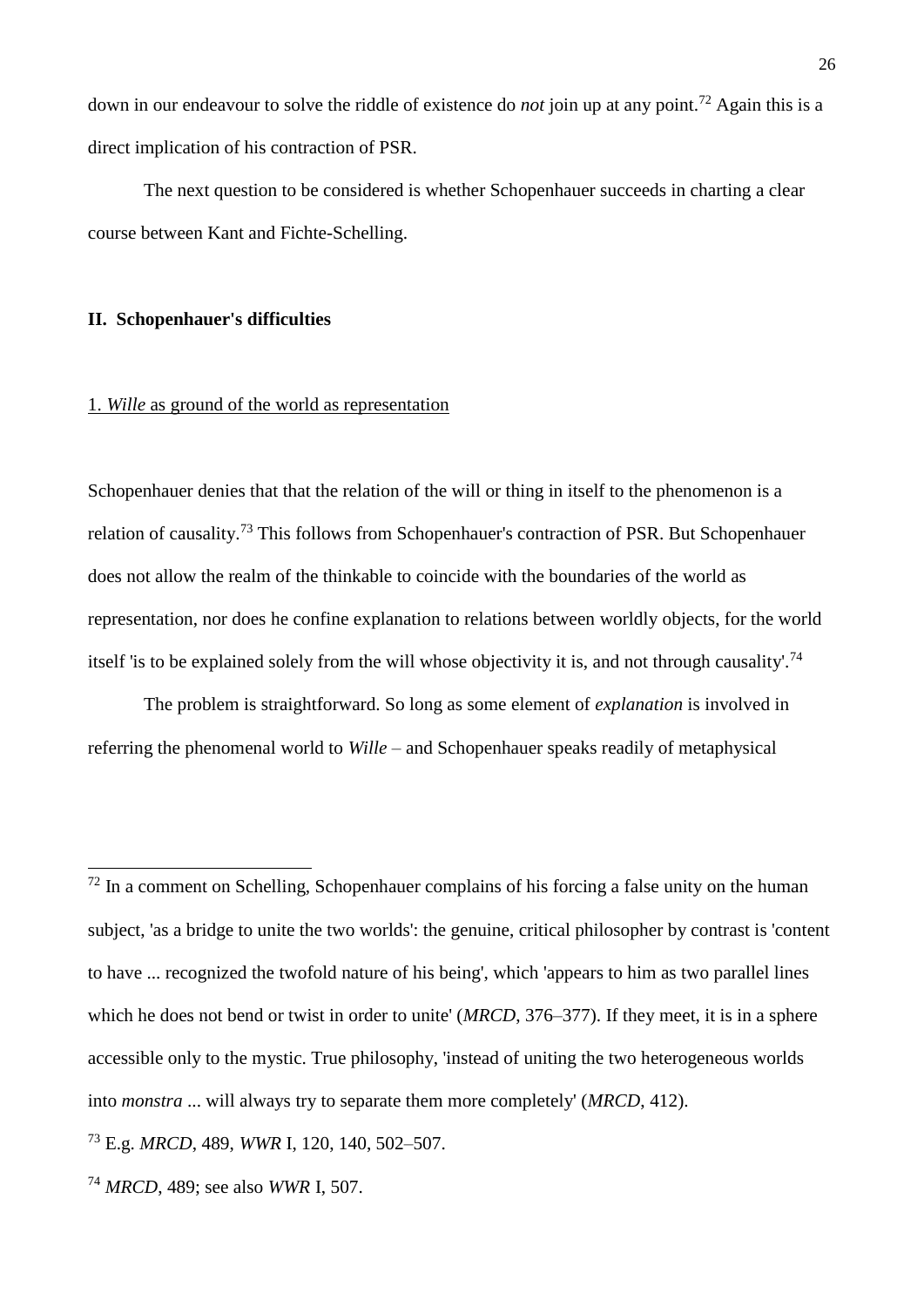down in our endeavour to solve the riddle of existence do *not* join up at any point.[72] Again this is a direct implication of his contraction of PSR.

The next question to be considered is whether Schopenhauer succeeds in charting a clear course between Kant and Fichte-Schelling.

## II. Schopenhauer's difficulties

### 1. *Wille* as ground of the world as representation

Schopenhauer denies that that the relation of the will or thing in itself to the phenomenon is a relation of causality.[73] This follows from Schopenhauer's contraction of PSR. But Schopenhauer does not allow the realm of the thinkable to coincide with the boundaries of the world as representation, nor does he confine explanation to relations between worldly objects, for the world itself 'is to be explained solely from the will whose objectivity it is, and not through causality'.[74]

The problem is straightforward. So long as some element of *explanation* is involved in referring the phenomenal world to *Wille* – and Schopenhauer speaks readily of metaphysical

---

[72] In a comment on Schelling, Schopenhauer complains of his forcing a false unity on the human subject, 'as a bridge to unite the two worlds': the genuine, critical philosopher by contrast is 'content to have ... recognized the twofold nature of his being', which 'appears to him as two parallel lines which he does not bend or twist in order to unite' (*MRCD*, 376–377). If they meet, it is in a sphere accessible only to the mystic. True philosophy, 'instead of uniting the two heterogeneous worlds into *monstra* ... will always try to separate them more completely' (*MRCD*, 412).

[73] E.g. *MRCD*, 489, *WWR* I, 120, 140, 502–507.

[74] *MRCD*, 489; see also *WWR* I, 507.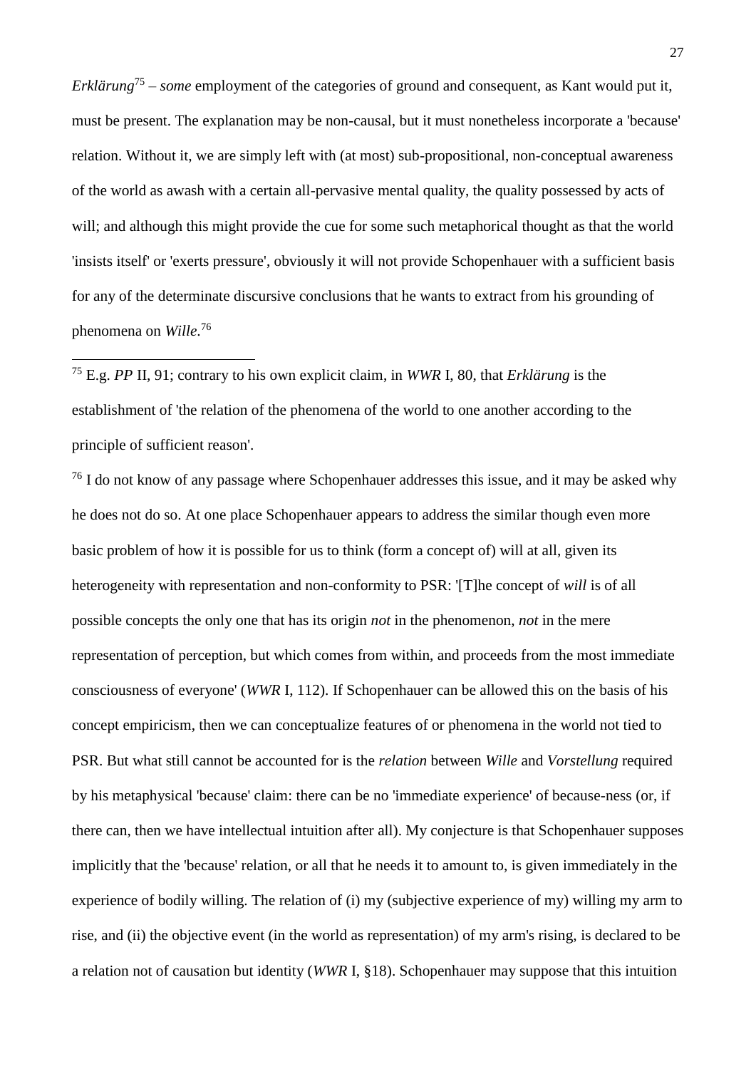*Erklärung*[75] – *some* employment of the categories of ground and consequent, as Kant would put it, must be present. The explanation may be non-causal, but it must nonetheless incorporate a 'because' relation. Without it, we are simply left with (at most) sub-propositional, non-conceptual awareness of the world as awash with a certain all-pervasive mental quality, the quality possessed by acts of will; and although this might provide the cue for some such metaphorical thought as that the world 'insists itself' or 'exerts pressure', obviously it will not provide Schopenhauer with a sufficient basis for any of the determinate discursive conclusions that he wants to extract from his grounding of phenomena on *Wille*.[76]

[75] E.g. *PP* II, 91; contrary to his own explicit claim, in *WWR* I, 80, that *Erklärung* is the establishment of 'the relation of the phenomena of the world to one another according to the principle of sufficient reason'.

[76] I do not know of any passage where Schopenhauer addresses this issue, and it may be asked why he does not do so. At one place Schopenhauer appears to address the similar though even more basic problem of how it is possible for us to think (form a concept of) will at all, given its heterogeneity with representation and non-conformity to PSR: '[T]he concept of *will* is of all possible concepts the only one that has its origin *not* in the phenomenon, *not* in the mere representation of perception, but which comes from within, and proceeds from the most immediate consciousness of everyone' (*WWR* I, 112). If Schopenhauer can be allowed this on the basis of his concept empiricism, then we can conceptualize features of or phenomena in the world not tied to PSR. But what still cannot be accounted for is the *relation* between *Wille* and *Vorstellung* required by his metaphysical 'because' claim: there can be no 'immediate experience' of because-ness (or, if there can, then we have intellectual intuition after all). My conjecture is that Schopenhauer supposes implicitly that the 'because' relation, or all that he needs it to amount to, is given immediately in the experience of bodily willing. The relation of (i) my (subjective experience of my) willing my arm to rise, and (ii) the objective event (in the world as representation) of my arm's rising, is declared to be a relation not of causation but identity (*WWR* I, §18). Schopenhauer may suppose that this intuition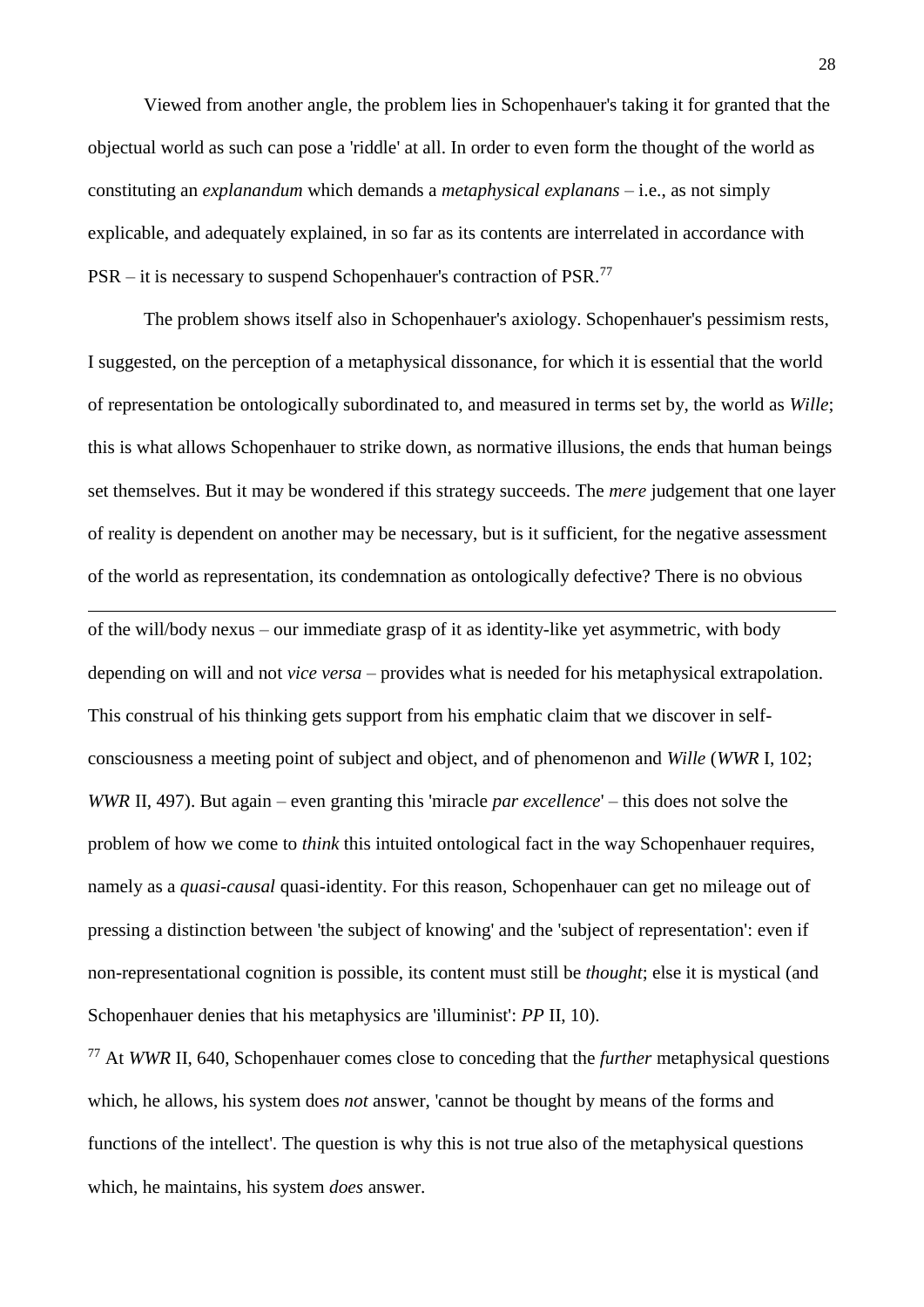Viewed from another angle, the problem lies in Schopenhauer's taking it for granted that the objectual world as such can pose a 'riddle' at all. In order to even form the thought of the world as constituting an *explanandum* which demands a *metaphysical explanans* – i.e., as not simply explicable, and adequately explained, in so far as its contents are interrelated in accordance with PSR – it is necessary to suspend Schopenhauer's contraction of PSR.[77]

The problem shows itself also in Schopenhauer's axiology. Schopenhauer's pessimism rests, I suggested, on the perception of a metaphysical dissonance, for which it is essential that the world of representation be ontologically subordinated to, and measured in terms set by, the world as *Wille*; this is what allows Schopenhauer to strike down, as normative illusions, the ends that human beings set themselves. But it may be wondered if this strategy succeeds. The *mere* judgement that one layer of reality is dependent on another may be necessary, but is it sufficient, for the negative assessment of the world as representation, its condemnation as ontologically defective? There is no obvious

---

of the will/body nexus – our immediate grasp of it as identity-like yet asymmetric, with body depending on will and not *vice versa* – provides what is needed for his metaphysical extrapolation. This construal of his thinking gets support from his emphatic claim that we discover in self-consciousness a meeting point of subject and object, and of phenomenon and *Wille* (*WWR* I, 102; *WWR* II, 497). But again – even granting this 'miracle *par excellence*' – this does not solve the problem of how we come to *think* this intuited ontological fact in the way Schopenhauer requires, namely as a *quasi-causal* quasi-identity. For this reason, Schopenhauer can get no mileage out of pressing a distinction between 'the subject of knowing' and the 'subject of representation': even if non-representational cognition is possible, its content must still be *thought*; else it is mystical (and Schopenhauer denies that his metaphysics are 'illuminist': *PP* II, 10).

[77] At *WWR* II, 640, Schopenhauer comes close to conceding that the *further* metaphysical questions which, he allows, his system does *not* answer, 'cannot be thought by means of the forms and functions of the intellect'. The question is why this is not true also of the metaphysical questions which, he maintains, his system *does* answer.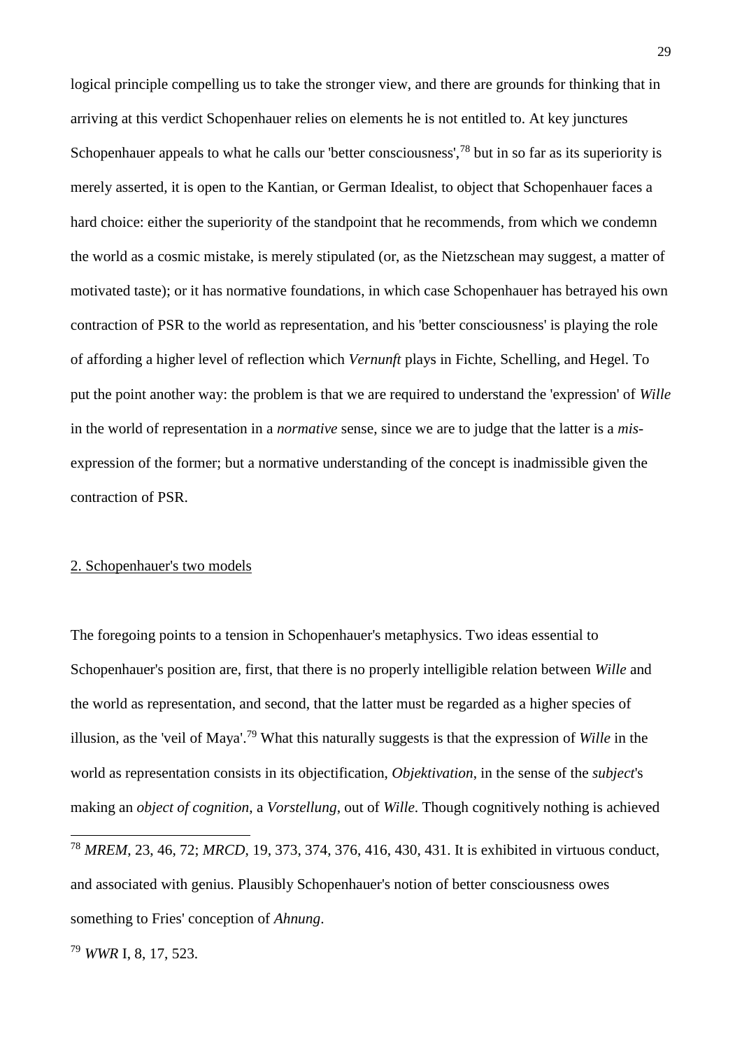logical principle compelling us to take the stronger view, and there are grounds for thinking that in arriving at this verdict Schopenhauer relies on elements he is not entitled to. At key junctures Schopenhauer appeals to what he calls our 'better consciousness',[78] but in so far as its superiority is merely asserted, it is open to the Kantian, or German Idealist, to object that Schopenhauer faces a hard choice: either the superiority of the standpoint that he recommends, from which we condemn the world as a cosmic mistake, is merely stipulated (or, as the Nietzschean may suggest, a matter of motivated taste); or it has normative foundations, in which case Schopenhauer has betrayed his own contraction of PSR to the world as representation, and his 'better consciousness' is playing the role of affording a higher level of reflection which *Vernunft* plays in Fichte, Schelling, and Hegel. To put the point another way: the problem is that we are required to understand the 'expression' of *Wille* in the world of representation in a *normative* sense, since we are to judge that the latter is a *mis*-expression of the former; but a normative understanding of the concept is inadmissible given the contraction of PSR.

## 2. Schopenhauer's two models

The foregoing points to a tension in Schopenhauer's metaphysics. Two ideas essential to Schopenhauer's position are, first, that there is no properly intelligible relation between *Wille* and the world as representation, and second, that the latter must be regarded as a higher species of illusion, as the 'veil of Maya'.[79] What this naturally suggests is that the expression of *Wille* in the world as representation consists in its objectification, *Objektivation*, in the sense of the *subject*'s making an *object of cognition*, a *Vorstellung*, out of *Wille*. Though cognitively nothing is achieved

---

[78] *MREM*, 23, 46, 72; *MRCD*, 19, 373, 374, 376, 416, 430, 431. It is exhibited in virtuous conduct, and associated with genius. Plausibly Schopenhauer's notion of better consciousness owes something to Fries' conception of *Ahnung*.

[79] *WWR* I, 8, 17, 523.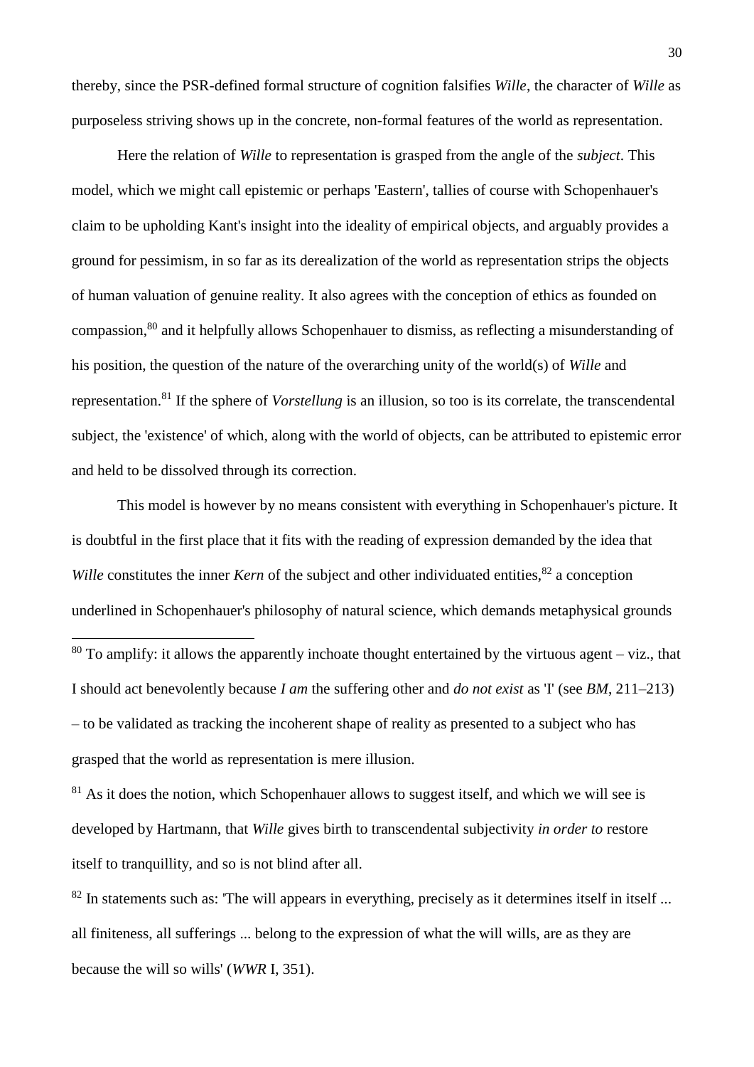thereby, since the PSR-defined formal structure of cognition falsifies *Wille*, the character of *Wille* as purposeless striving shows up in the concrete, non-formal features of the world as representation.

Here the relation of *Wille* to representation is grasped from the angle of the *subject*. This model, which we might call epistemic or perhaps 'Eastern', tallies of course with Schopenhauer's claim to be upholding Kant's insight into the ideality of empirical objects, and arguably provides a ground for pessimism, in so far as its derealization of the world as representation strips the objects of human valuation of genuine reality. It also agrees with the conception of ethics as founded on compassion,[80] and it helpfully allows Schopenhauer to dismiss, as reflecting a misunderstanding of his position, the question of the nature of the overarching unity of the world(s) of *Wille* and representation.[81] If the sphere of *Vorstellung* is an illusion, so too is its correlate, the transcendental subject, the 'existence' of which, along with the world of objects, can be attributed to epistemic error and held to be dissolved through its correction.

This model is however by no means consistent with everything in Schopenhauer's picture. It is doubtful in the first place that it fits with the reading of expression demanded by the idea that *Wille* constitutes the inner *Kern* of the subject and other individuated entities,[82] a conception underlined in Schopenhauer's philosophy of natural science, which demands metaphysical grounds

[80] To amplify: it allows the apparently inchoate thought entertained by the virtuous agent – viz., that I should act benevolently because *I am* the suffering other and *do not exist* as 'I' (see *BM*, 211–213) – to be validated as tracking the incoherent shape of reality as presented to a subject who has grasped that the world as representation is mere illusion.

[81] As it does the notion, which Schopenhauer allows to suggest itself, and which we will see is developed by Hartmann, that *Wille* gives birth to transcendental subjectivity *in order to* restore itself to tranquillity, and so is not blind after all.

[82] In statements such as: 'The will appears in everything, precisely as it determines itself in itself ... all finiteness, all sufferings ... belong to the expression of what the will wills, are as they are because the will so wills' (*WWR* I, 351).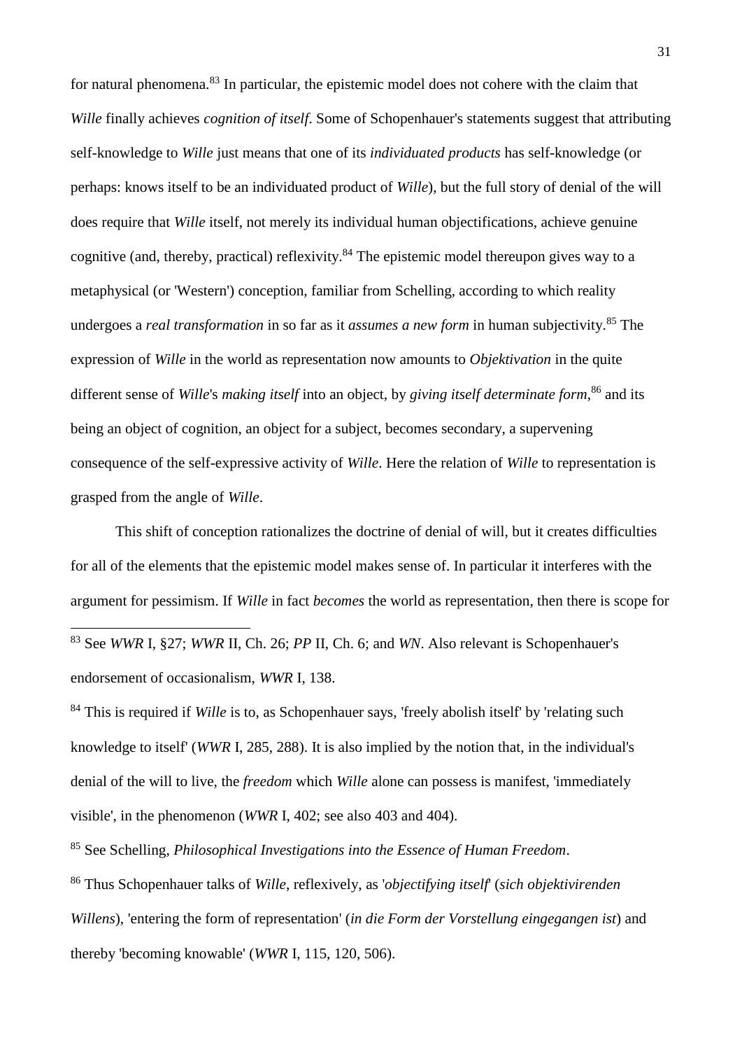for natural phenomena.[83] In particular, the epistemic model does not cohere with the claim that *Wille* finally achieves *cognition of itself*. Some of Schopenhauer's statements suggest that attributing self-knowledge to *Wille* just means that one of its *individuated products* has self-knowledge (or perhaps: knows itself to be an individuated product of *Wille*), but the full story of denial of the will does require that *Wille* itself, not merely its individual human objectifications, achieve genuine cognitive (and, thereby, practical) reflexivity.[84] The epistemic model thereupon gives way to a metaphysical (or 'Western') conception, familiar from Schelling, according to which reality undergoes a *real transformation* in so far as it *assumes a new form* in human subjectivity.[85] The expression of *Wille* in the world as representation now amounts to *Objektivation* in the quite different sense of *Wille*'s *making itself* into an object, by *giving itself determinate form*,[86] and its being an object of cognition, an object for a subject, becomes secondary, a supervening consequence of the self-expressive activity of *Wille*. Here the relation of *Wille* to representation is grasped from the angle of *Wille*.

This shift of conception rationalizes the doctrine of denial of will, but it creates difficulties for all of the elements that the epistemic model makes sense of. In particular it interferes with the argument for pessimism. If *Wille* in fact *becomes* the world as representation, then there is scope for

---

[83] See *WWR* I, §27; *WWR* II, Ch. 26; *PP* II, Ch. 6; and *WN*. Also relevant is Schopenhauer's endorsement of occasionalism, *WWR* I, 138.

[84] This is required if *Wille* is to, as Schopenhauer says, 'freely abolish itself' by 'relating such knowledge to itself' (*WWR* I, 285, 288). It is also implied by the notion that, in the individual's denial of the will to live, the *freedom* which *Wille* alone can possess is manifest, 'immediately visible', in the phenomenon (*WWR* I, 402; see also 403 and 404).

[85] See Schelling, *Philosophical Investigations into the Essence of Human Freedom*.

[86] Thus Schopenhauer talks of *Wille*, reflexively, as '*objectifying itself*' (*sich objektivirenden Willens*), 'entering the form of representation' (*in die Form der Vorstellung eingegangen ist*) and thereby 'becoming knowable' (*WWR* I, 115, 120, 506).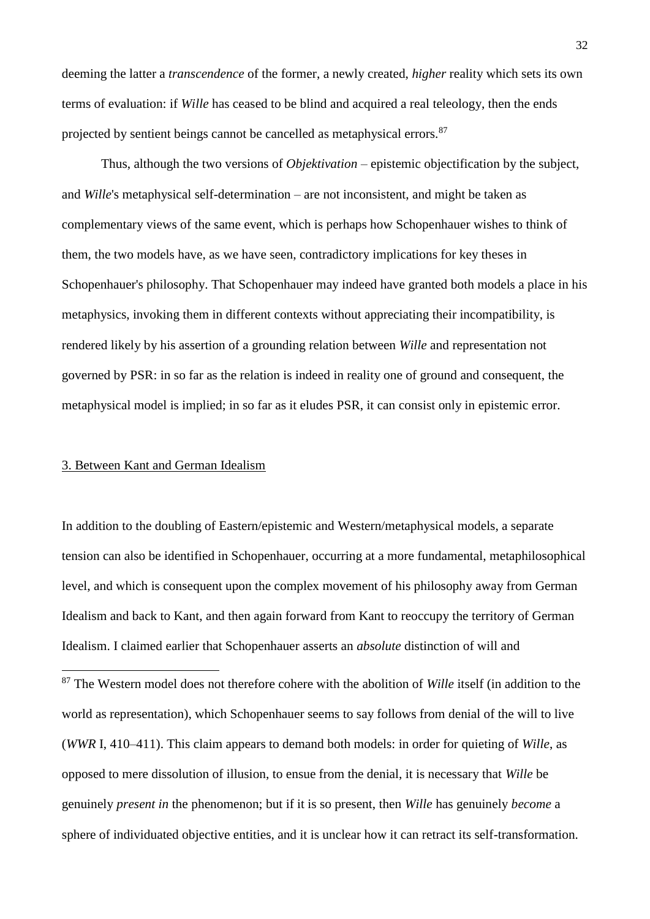deeming the latter a *transcendence* of the former, a newly created, *higher* reality which sets its own terms of evaluation: if *Wille* has ceased to be blind and acquired a real teleology, then the ends projected by sentient beings cannot be cancelled as metaphysical errors.[87]

Thus, although the two versions of *Objektivation* – epistemic objectification by the subject, and *Wille*'s metaphysical self-determination – are not inconsistent, and might be taken as complementary views of the same event, which is perhaps how Schopenhauer wishes to think of them, the two models have, as we have seen, contradictory implications for key theses in Schopenhauer's philosophy. That Schopenhauer may indeed have granted both models a place in his metaphysics, invoking them in different contexts without appreciating their incompatibility, is rendered likely by his assertion of a grounding relation between *Wille* and representation not governed by PSR: in so far as the relation is indeed in reality one of ground and consequent, the metaphysical model is implied; in so far as it eludes PSR, it can consist only in epistemic error.

## 3. Between Kant and German Idealism

In addition to the doubling of Eastern/epistemic and Western/metaphysical models, a separate tension can also be identified in Schopenhauer, occurring at a more fundamental, metaphilosophical level, and which is consequent upon the complex movement of his philosophy away from German Idealism and back to Kant, and then again forward from Kant to reoccupy the territory of German Idealism. I claimed earlier that Schopenhauer asserts an *absolute* distinction of will and

---

[87] The Western model does not therefore cohere with the abolition of *Wille* itself (in addition to the world as representation), which Schopenhauer seems to say follows from denial of the will to live (*WWR* I, 410–411). This claim appears to demand both models: in order for quieting of *Wille*, as opposed to mere dissolution of illusion, to ensue from the denial, it is necessary that *Wille* be genuinely *present in* the phenomenon; but if it is so present, then *Wille* has genuinely *become* a sphere of individuated objective entities, and it is unclear how it can retract its self-transformation.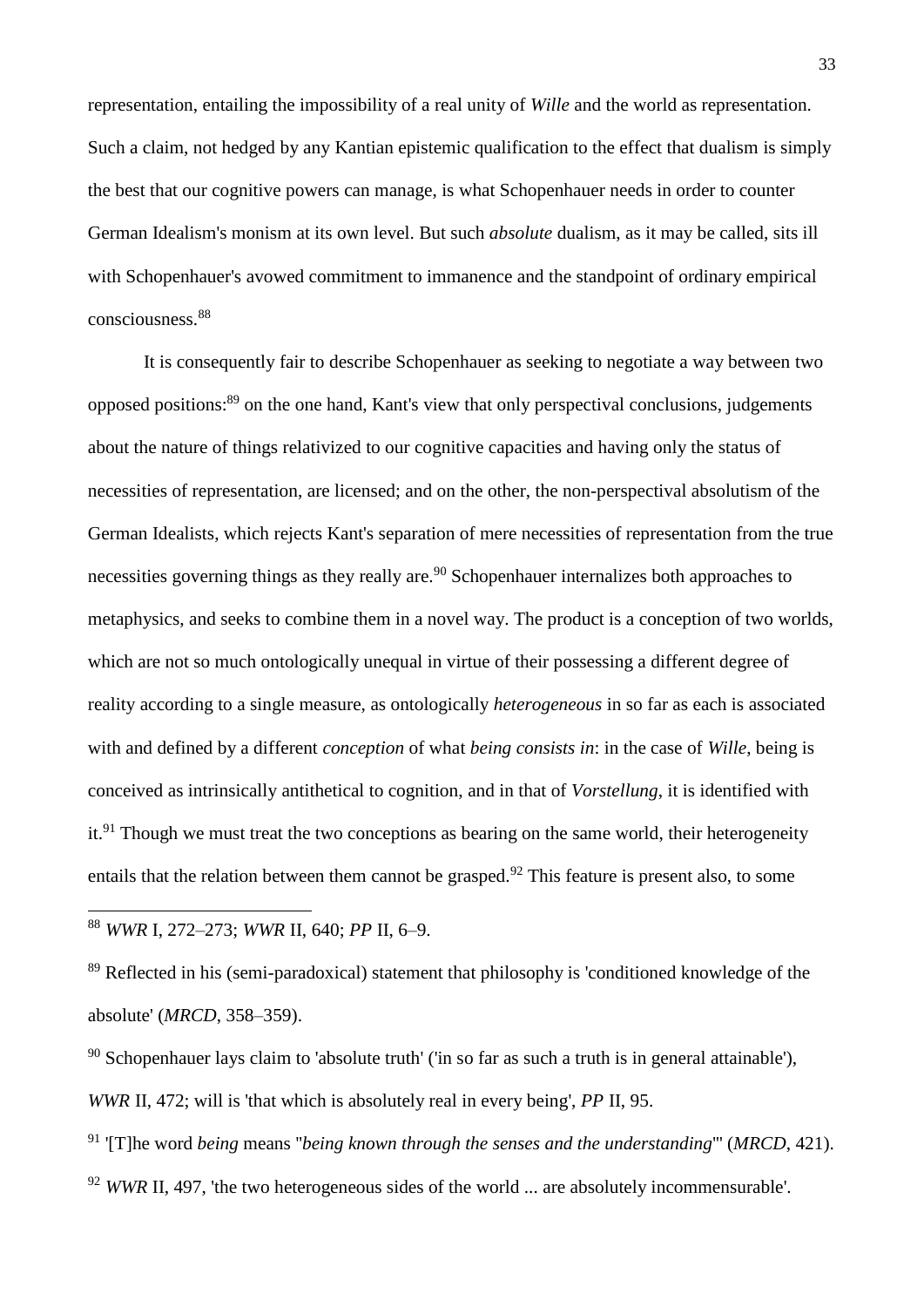representation, entailing the impossibility of a real unity of *Wille* and the world as representation. Such a claim, not hedged by any Kantian epistemic qualification to the effect that dualism is simply the best that our cognitive powers can manage, is what Schopenhauer needs in order to counter German Idealism's monism at its own level. But such *absolute* dualism, as it may be called, sits ill with Schopenhauer's avowed commitment to immanence and the standpoint of ordinary empirical consciousness.[88]

It is consequently fair to describe Schopenhauer as seeking to negotiate a way between two opposed positions:[89] on the one hand, Kant's view that only perspectival conclusions, judgements about the nature of things relativized to our cognitive capacities and having only the status of necessities of representation, are licensed; and on the other, the non-perspectival absolutism of the German Idealists, which rejects Kant's separation of mere necessities of representation from the true necessities governing things as they really are.[90] Schopenhauer internalizes both approaches to metaphysics, and seeks to combine them in a novel way. The product is a conception of two worlds, which are not so much ontologically unequal in virtue of their possessing a different degree of reality according to a single measure, as ontologically *heterogeneous* in so far as each is associated with and defined by a different *conception* of what *being consists in*: in the case of *Wille*, being is conceived as intrinsically antithetical to cognition, and in that of *Vorstellung*, it is identified with it.[91] Though we must treat the two conceptions as bearing on the same world, their heterogeneity entails that the relation between them cannot be grasped.[92] This feature is present also, to some

---

[88] *WWR* I, 272–273; *WWR* II, 640; *PP* II, 6–9.

[89] Reflected in his (semi-paradoxical) statement that philosophy is 'conditioned knowledge of the absolute' (*MRCD*, 358–359).

[90] Schopenhauer lays claim to 'absolute truth' ('in so far as such a truth is in general attainable'), *WWR* II, 472; will is 'that which is absolutely real in every being', *PP* II, 95.

[91] '[T]he word *being* means "*being known through the senses and the understanding*"' (*MRCD*, 421).

[92] *WWR* II, 497, 'the two heterogeneous sides of the world ... are absolutely incommensurable'.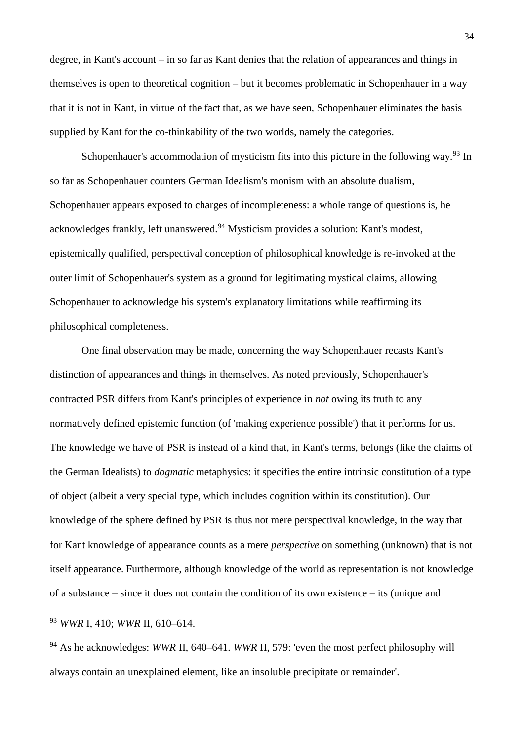degree, in Kant's account – in so far as Kant denies that the relation of appearances and things in themselves is open to theoretical cognition – but it becomes problematic in Schopenhauer in a way that it is not in Kant, in virtue of the fact that, as we have seen, Schopenhauer eliminates the basis supplied by Kant for the co-thinkability of the two worlds, namely the categories.

Schopenhauer's accommodation of mysticism fits into this picture in the following way.[93] In so far as Schopenhauer counters German Idealism's monism with an absolute dualism, Schopenhauer appears exposed to charges of incompleteness: a whole range of questions is, he acknowledges frankly, left unanswered.[94] Mysticism provides a solution: Kant's modest, epistemically qualified, perspectival conception of philosophical knowledge is re-invoked at the outer limit of Schopenhauer's system as a ground for legitimating mystical claims, allowing Schopenhauer to acknowledge his system's explanatory limitations while reaffirming its philosophical completeness.

One final observation may be made, concerning the way Schopenhauer recasts Kant's distinction of appearances and things in themselves. As noted previously, Schopenhauer's contracted PSR differs from Kant's principles of experience in *not* owing its truth to any normatively defined epistemic function (of 'making experience possible') that it performs for us. The knowledge we have of PSR is instead of a kind that, in Kant's terms, belongs (like the claims of the German Idealists) to *dogmatic* metaphysics: it specifies the entire intrinsic constitution of a type of object (albeit a very special type, which includes cognition within its constitution). Our knowledge of the sphere defined by PSR is thus not mere perspectival knowledge, in the way that for Kant knowledge of appearance counts as a mere *perspective* on something (unknown) that is not itself appearance. Furthermore, although knowledge of the world as representation is not knowledge of a substance – since it does not contain the condition of its own existence – its (unique and

---

[93] *WWR* I, 410; *WWR* II, 610–614.

[94] As he acknowledges: *WWR* II, 640–641. *WWR* II, 579: 'even the most perfect philosophy will always contain an unexplained element, like an insoluble precipitate or remainder'.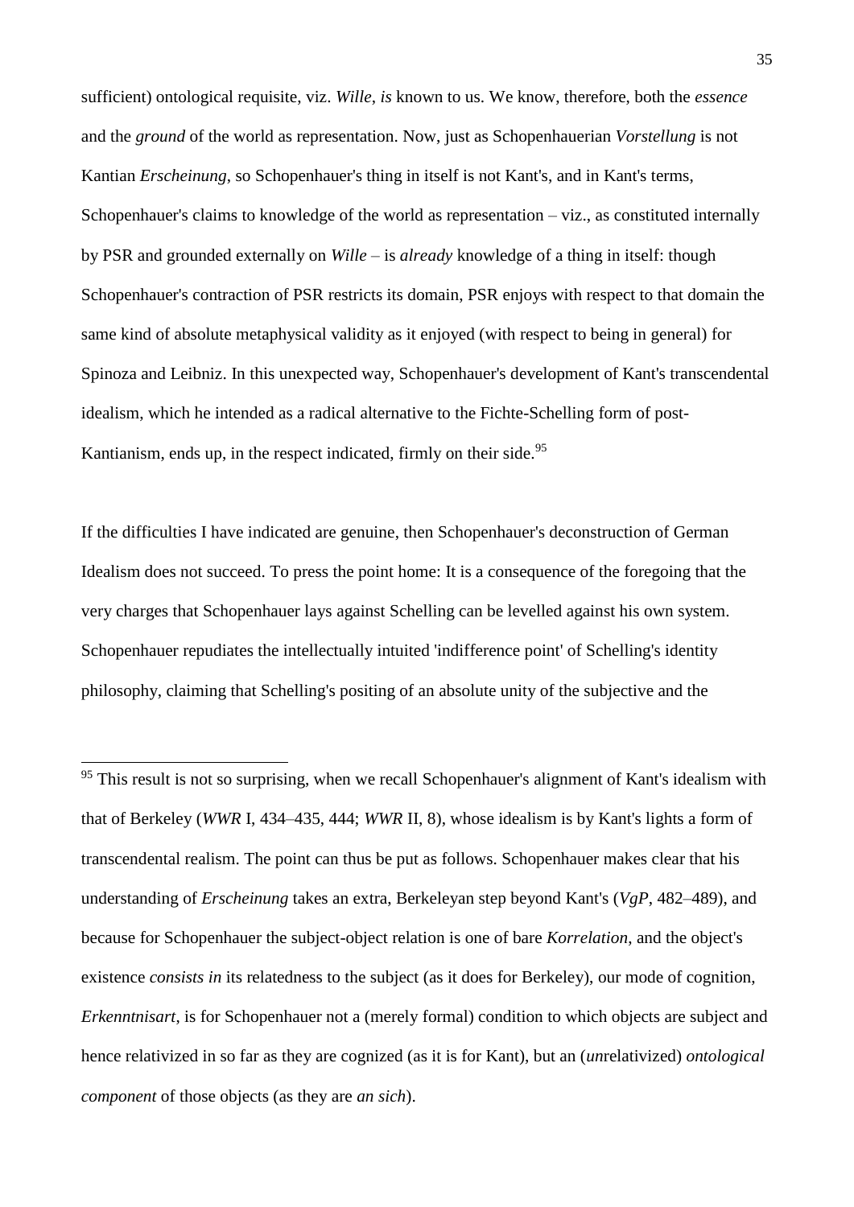sufficient) ontological requisite, viz. *Wille*, *is* known to us. We know, therefore, both the *essence* and the *ground* of the world as representation. Now, just as Schopenhauerian *Vorstellung* is not Kantian *Erscheinung*, so Schopenhauer's thing in itself is not Kant's, and in Kant's terms, Schopenhauer's claims to knowledge of the world as representation – viz., as constituted internally by PSR and grounded externally on *Wille* – is *already* knowledge of a thing in itself: though Schopenhauer's contraction of PSR restricts its domain, PSR enjoys with respect to that domain the same kind of absolute metaphysical validity as it enjoyed (with respect to being in general) for Spinoza and Leibniz. In this unexpected way, Schopenhauer's development of Kant's transcendental idealism, which he intended as a radical alternative to the Fichte-Schelling form of post-Kantianism, ends up, in the respect indicated, firmly on their side.[95]

If the difficulties I have indicated are genuine, then Schopenhauer's deconstruction of German Idealism does not succeed. To press the point home: It is a consequence of the foregoing that the very charges that Schopenhauer lays against Schelling can be levelled against his own system. Schopenhauer repudiates the intellectually intuited 'indifference point' of Schelling's identity philosophy, claiming that Schelling's positing of an absolute unity of the subjective and the

---

[95] This result is not so surprising, when we recall Schopenhauer's alignment of Kant's idealism with that of Berkeley (*WWR* I, 434–435, 444; *WWR* II, 8), whose idealism is by Kant's lights a form of transcendental realism. The point can thus be put as follows. Schopenhauer makes clear that his understanding of *Erscheinung* takes an extra, Berkeleyan step beyond Kant's (*VgP*, 482–489), and because for Schopenhauer the subject-object relation is one of bare *Korrelation*, and the object's existence *consists in* its relatedness to the subject (as it does for Berkeley), our mode of cognition, *Erkenntnisart*, is for Schopenhauer not a (merely formal) condition to which objects are subject and hence relativized in so far as they are cognized (as it is for Kant), but an (*un*relativized) *ontological component* of those objects (as they are *an sich*).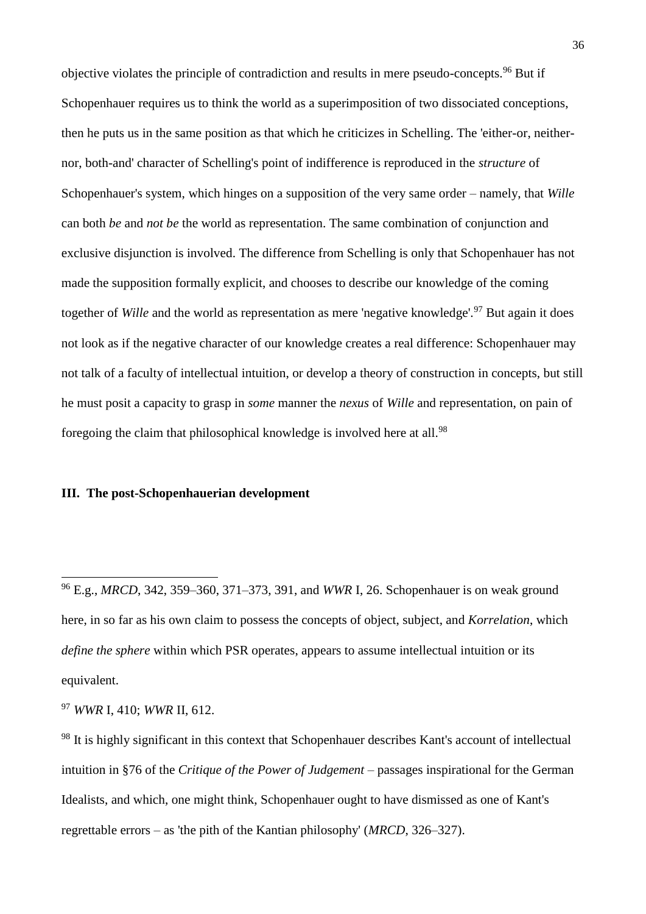objective violates the principle of contradiction and results in mere pseudo-concepts.[96] But if Schopenhauer requires us to think the world as a superimposition of two dissociated conceptions, then he puts us in the same position as that which he criticizes in Schelling. The 'either-or, neither-nor, both-and' character of Schelling's point of indifference is reproduced in the *structure* of Schopenhauer's system, which hinges on a supposition of the very same order – namely, that *Wille* can both *be* and *not be* the world as representation. The same combination of conjunction and exclusive disjunction is involved. The difference from Schelling is only that Schopenhauer has not made the supposition formally explicit, and chooses to describe our knowledge of the coming together of *Wille* and the world as representation as mere 'negative knowledge'.[97] But again it does not look as if the negative character of our knowledge creates a real difference: Schopenhauer may not talk of a faculty of intellectual intuition, or develop a theory of construction in concepts, but still he must posit a capacity to grasp in *some* manner the *nexus* of *Wille* and representation, on pain of foregoing the claim that philosophical knowledge is involved here at all.[98]

## III. The post-Schopenhauerian development

---

[96] E.g., *MRCD*, 342, 359–360, 371–373, 391, and *WWR* I, 26. Schopenhauer is on weak ground here, in so far as his own claim to possess the concepts of object, subject, and *Korrelation*, which *define the sphere* within which PSR operates, appears to assume intellectual intuition or its equivalent.

[97] *WWR* I, 410; *WWR* II, 612.

[98] It is highly significant in this context that Schopenhauer describes Kant's account of intellectual intuition in §76 of the *Critique of the Power of Judgement* – passages inspirational for the German Idealists, and which, one might think, Schopenhauer ought to have dismissed as one of Kant's regrettable errors – as 'the pith of the Kantian philosophy' (*MRCD*, 326–327).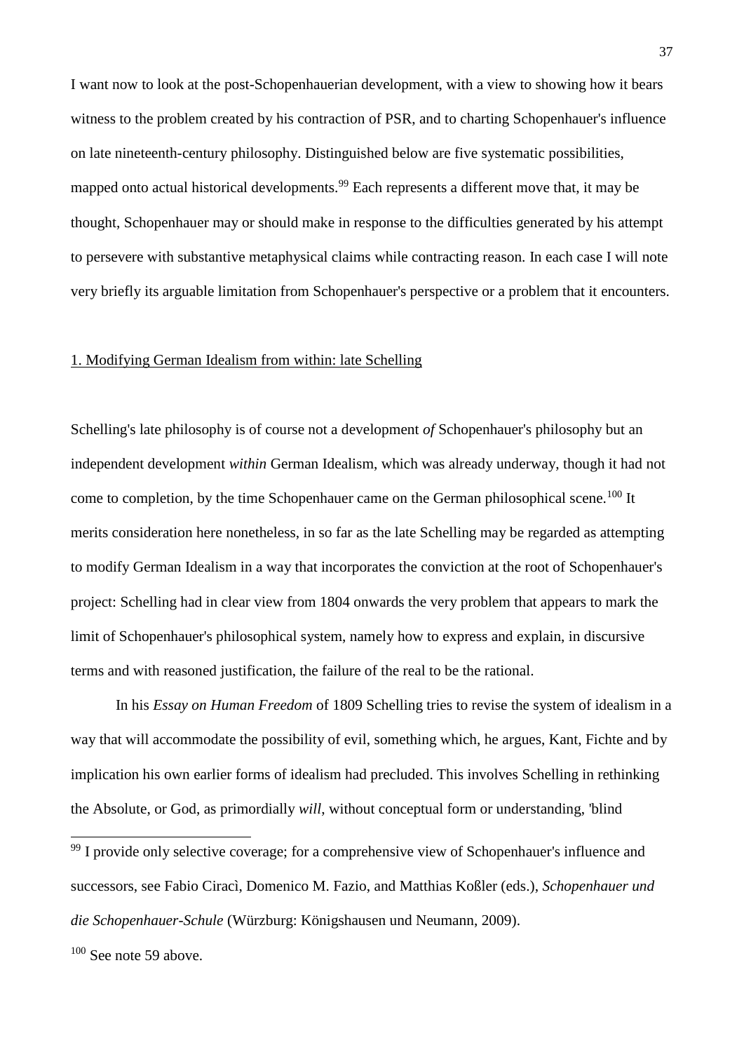I want now to look at the post-Schopenhauerian development, with a view to showing how it bears witness to the problem created by his contraction of PSR, and to charting Schopenhauer's influence on late nineteenth-century philosophy. Distinguished below are five systematic possibilities, mapped onto actual historical developments.[99] Each represents a different move that, it may be thought, Schopenhauer may or should make in response to the difficulties generated by his attempt to persevere with substantive metaphysical claims while contracting reason. In each case I will note very briefly its arguable limitation from Schopenhauer's perspective or a problem that it encounters.

1. Modifying German Idealism from within: late Schelling

Schelling's late philosophy is of course not a development *of* Schopenhauer's philosophy but an independent development *within* German Idealism, which was already underway, though it had not come to completion, by the time Schopenhauer came on the German philosophical scene.[100] It merits consideration here nonetheless, in so far as the late Schelling may be regarded as attempting to modify German Idealism in a way that incorporates the conviction at the root of Schopenhauer's project: Schelling had in clear view from 1804 onwards the very problem that appears to mark the limit of Schopenhauer's philosophical system, namely how to express and explain, in discursive terms and with reasoned justification, the failure of the real to be the rational.

In his *Essay on Human Freedom* of 1809 Schelling tries to revise the system of idealism in a way that will accommodate the possibility of evil, something which, he argues, Kant, Fichte and by implication his own earlier forms of idealism had precluded. This involves Schelling in rethinking the Absolute, or God, as primordially *will*, without conceptual form or understanding, 'blind

[99] I provide only selective coverage; for a comprehensive view of Schopenhauer's influence and successors, see Fabio Ciracì, Domenico M. Fazio, and Matthias Koßler (eds.), *Schopenhauer und die Schopenhauer-Schule* (Würzburg: Königshausen und Neumann, 2009).

[100] See note 59 above.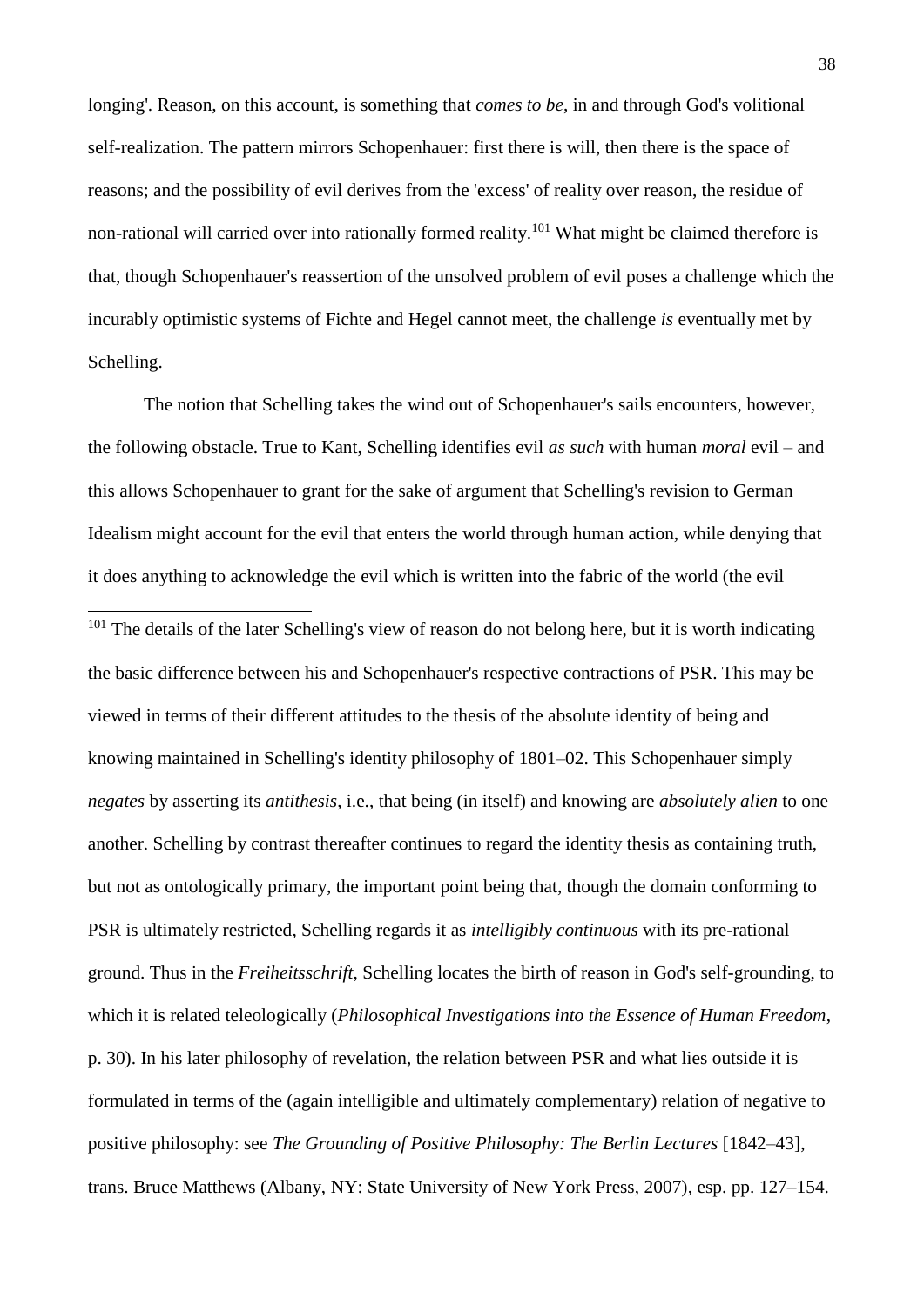longing'. Reason, on this account, is something that *comes to be*, in and through God's volitional self-realization. The pattern mirrors Schopenhauer: first there is will, then there is the space of reasons; and the possibility of evil derives from the 'excess' of reality over reason, the residue of non-rational will carried over into rationally formed reality.[101] What might be claimed therefore is that, though Schopenhauer's reassertion of the unsolved problem of evil poses a challenge which the incurably optimistic systems of Fichte and Hegel cannot meet, the challenge *is* eventually met by Schelling.

The notion that Schelling takes the wind out of Schopenhauer's sails encounters, however, the following obstacle. True to Kant, Schelling identifies evil *as such* with human *moral* evil – and this allows Schopenhauer to grant for the sake of argument that Schelling's revision to German Idealism might account for the evil that enters the world through human action, while denying that it does anything to acknowledge the evil which is written into the fabric of the world (the evil

---

[101] The details of the later Schelling's view of reason do not belong here, but it is worth indicating the basic difference between his and Schopenhauer's respective contractions of PSR. This may be viewed in terms of their different attitudes to the thesis of the absolute identity of being and knowing maintained in Schelling's identity philosophy of 1801–02. This Schopenhauer simply *negates* by asserting its *antithesis*, i.e., that being (in itself) and knowing are *absolutely alien* to one another. Schelling by contrast thereafter continues to regard the identity thesis as containing truth, but not as ontologically primary, the important point being that, though the domain conforming to PSR is ultimately restricted, Schelling regards it as *intelligibly continuous* with its pre-rational ground. Thus in the *Freiheitsschrift*, Schelling locates the birth of reason in God's self-grounding, to which it is related teleologically (*Philosophical Investigations into the Essence of Human Freedom*, p. 30). In his later philosophy of revelation, the relation between PSR and what lies outside it is formulated in terms of the (again intelligible and ultimately complementary) relation of negative to positive philosophy: see *The Grounding of Positive Philosophy: The Berlin Lectures* [1842–43], trans. Bruce Matthews (Albany, NY: State University of New York Press, 2007), esp. pp. 127–154.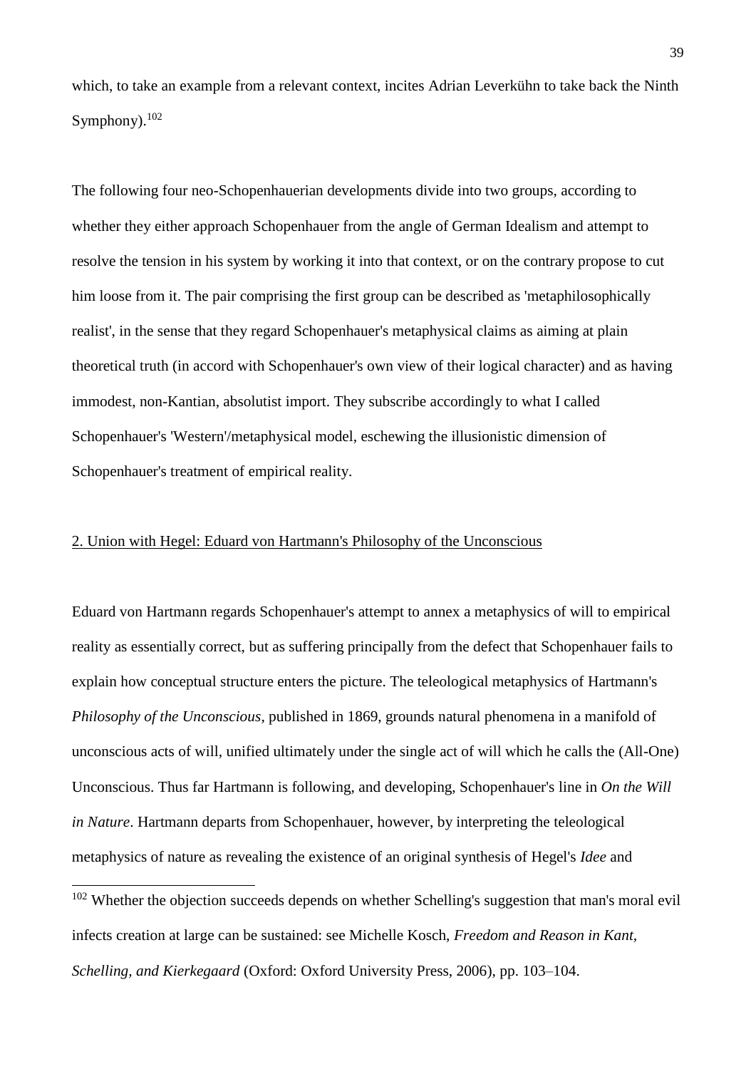which, to take an example from a relevant context, incites Adrian Leverkühn to take back the Ninth Symphony).[102]

The following four neo-Schopenhauerian developments divide into two groups, according to whether they either approach Schopenhauer from the angle of German Idealism and attempt to resolve the tension in his system by working it into that context, or on the contrary propose to cut him loose from it. The pair comprising the first group can be described as 'metaphilosophically realist', in the sense that they regard Schopenhauer's metaphysical claims as aiming at plain theoretical truth (in accord with Schopenhauer's own view of their logical character) and as having immodest, non-Kantian, absolutist import. They subscribe accordingly to what I called Schopenhauer's 'Western'/metaphysical model, eschewing the illusionistic dimension of Schopenhauer's treatment of empirical reality.

## 2. Union with Hegel: Eduard von Hartmann's Philosophy of the Unconscious

Eduard von Hartmann regards Schopenhauer's attempt to annex a metaphysics of will to empirical reality as essentially correct, but as suffering principally from the defect that Schopenhauer fails to explain how conceptual structure enters the picture. The teleological metaphysics of Hartmann's *Philosophy of the Unconscious*, published in 1869, grounds natural phenomena in a manifold of unconscious acts of will, unified ultimately under the single act of will which he calls the (All-One) Unconscious. Thus far Hartmann is following, and developing, Schopenhauer's line in *On the Will in Nature*. Hartmann departs from Schopenhauer, however, by interpreting the teleological metaphysics of nature as revealing the existence of an original synthesis of Hegel's *Idee* and

[102] Whether the objection succeeds depends on whether Schelling's suggestion that man's moral evil infects creation at large can be sustained: see Michelle Kosch, *Freedom and Reason in Kant, Schelling, and Kierkegaard* (Oxford: Oxford University Press, 2006), pp. 103–104.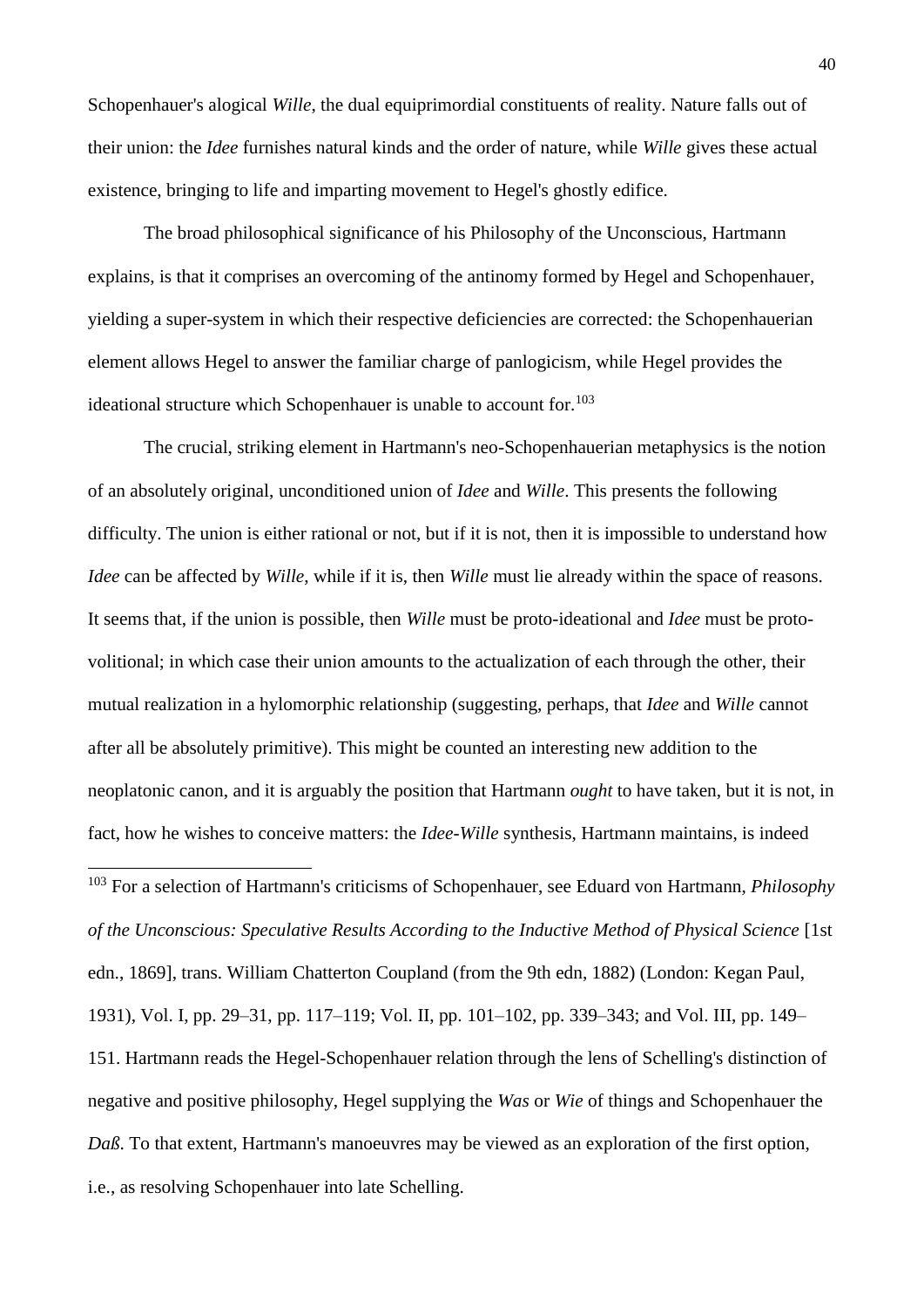Schopenhauer's alogical *Wille*, the dual equiprimordial constituents of reality. Nature falls out of their union: the *Idee* furnishes natural kinds and the order of nature, while *Wille* gives these actual existence, bringing to life and imparting movement to Hegel's ghostly edifice.

The broad philosophical significance of his Philosophy of the Unconscious, Hartmann explains, is that it comprises an overcoming of the antinomy formed by Hegel and Schopenhauer, yielding a super-system in which their respective deficiencies are corrected: the Schopenhauerian element allows Hegel to answer the familiar charge of panlogicism, while Hegel provides the ideational structure which Schopenhauer is unable to account for.[103]

The crucial, striking element in Hartmann's neo-Schopenhauerian metaphysics is the notion of an absolutely original, unconditioned union of *Idee* and *Wille*. This presents the following difficulty. The union is either rational or not, but if it is not, then it is impossible to understand how *Idee* can be affected by *Wille*, while if it is, then *Wille* must lie already within the space of reasons. It seems that, if the union is possible, then *Wille* must be proto-ideational and *Idee* must be proto-volitional; in which case their union amounts to the actualization of each through the other, their mutual realization in a hylomorphic relationship (suggesting, perhaps, that *Idee* and *Wille* cannot after all be absolutely primitive). This might be counted an interesting new addition to the neoplatonic canon, and it is arguably the position that Hartmann *ought* to have taken, but it is not, in fact, how he wishes to conceive matters: the *Idee*-*Wille* synthesis, Hartmann maintains, is indeed

[103] For a selection of Hartmann's criticisms of Schopenhauer, see Eduard von Hartmann, *Philosophy of the Unconscious: Speculative Results According to the Inductive Method of Physical Science* [1st edn., 1869], trans. William Chatterton Coupland (from the 9th edn, 1882) (London: Kegan Paul, 1931), Vol. I, pp. 29–31, pp. 117–119; Vol. II, pp. 101–102, pp. 339–343; and Vol. III, pp. 149–151. Hartmann reads the Hegel-Schopenhauer relation through the lens of Schelling's distinction of negative and positive philosophy, Hegel supplying the *Was* or *Wie* of things and Schopenhauer the *Daß*. To that extent, Hartmann's manoeuvres may be viewed as an exploration of the first option, i.e., as resolving Schopenhauer into late Schelling.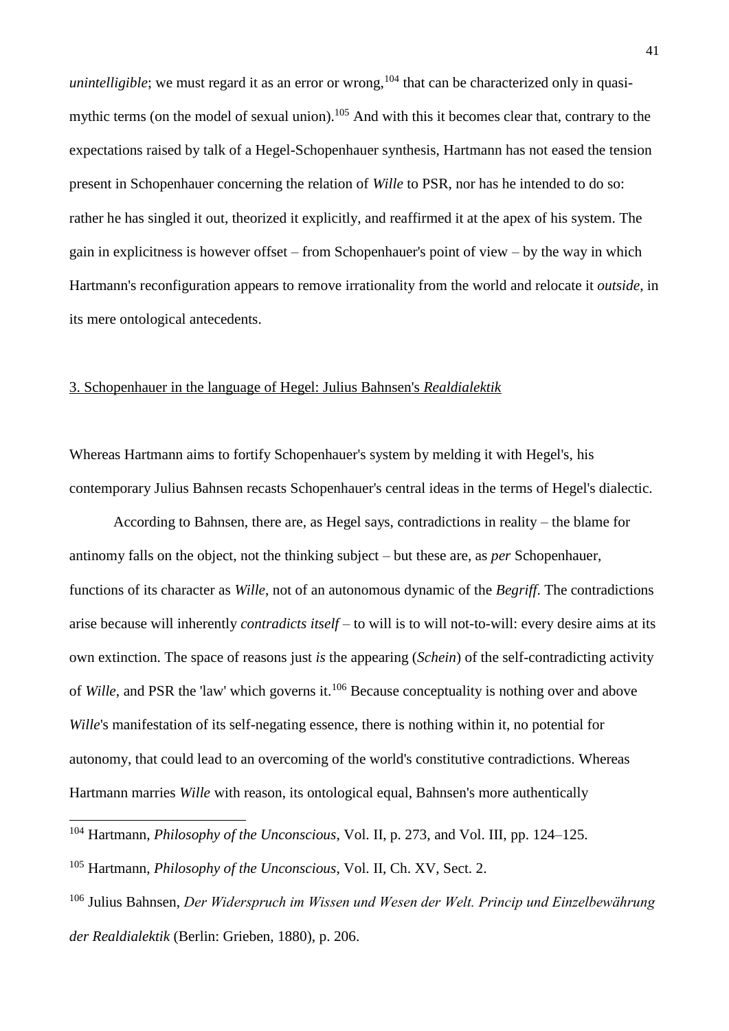*unintelligible*; we must regard it as an error or wrong,[104] that can be characterized only in quasi-mythic terms (on the model of sexual union).[105] And with this it becomes clear that, contrary to the expectations raised by talk of a Hegel-Schopenhauer synthesis, Hartmann has not eased the tension present in Schopenhauer concerning the relation of *Wille* to PSR, nor has he intended to do so: rather he has singled it out, theorized it explicitly, and reaffirmed it at the apex of his system. The gain in explicitness is however offset – from Schopenhauer's point of view – by the way in which Hartmann's reconfiguration appears to remove irrationality from the world and relocate it *outside*, in its mere ontological antecedents.

## 3. Schopenhauer in the language of Hegel: Julius Bahnsen's *Realdialektik*

Whereas Hartmann aims to fortify Schopenhauer's system by melding it with Hegel's, his contemporary Julius Bahnsen recasts Schopenhauer's central ideas in the terms of Hegel's dialectic.

According to Bahnsen, there are, as Hegel says, contradictions in reality – the blame for antinomy falls on the object, not the thinking subject – but these are, as *per* Schopenhauer, functions of its character as *Wille*, not of an autonomous dynamic of the *Begriff*. The contradictions arise because will inherently *contradicts itself* – to will is to will not-to-will: every desire aims at its own extinction. The space of reasons just *is* the appearing (*Schein*) of the self-contradicting activity of *Wille*, and PSR the 'law' which governs it.[106] Because conceptuality is nothing over and above *Wille*'s manifestation of its self-negating essence, there is nothing within it, no potential for autonomy, that could lead to an overcoming of the world's constitutive contradictions. Whereas Hartmann marries *Wille* with reason, its ontological equal, Bahnsen's more authentically

---

[104] Hartmann, *Philosophy of the Unconscious*, Vol. II, p. 273, and Vol. III, pp. 124–125.

[105] Hartmann, *Philosophy of the Unconscious*, Vol. II, Ch. XV, Sect. 2.

[106] Julius Bahnsen, *Der Widerspruch im Wissen und Wesen der Welt. Princip und Einzelbewährung der Realdialektik* (Berlin: Grieben, 1880), p. 206.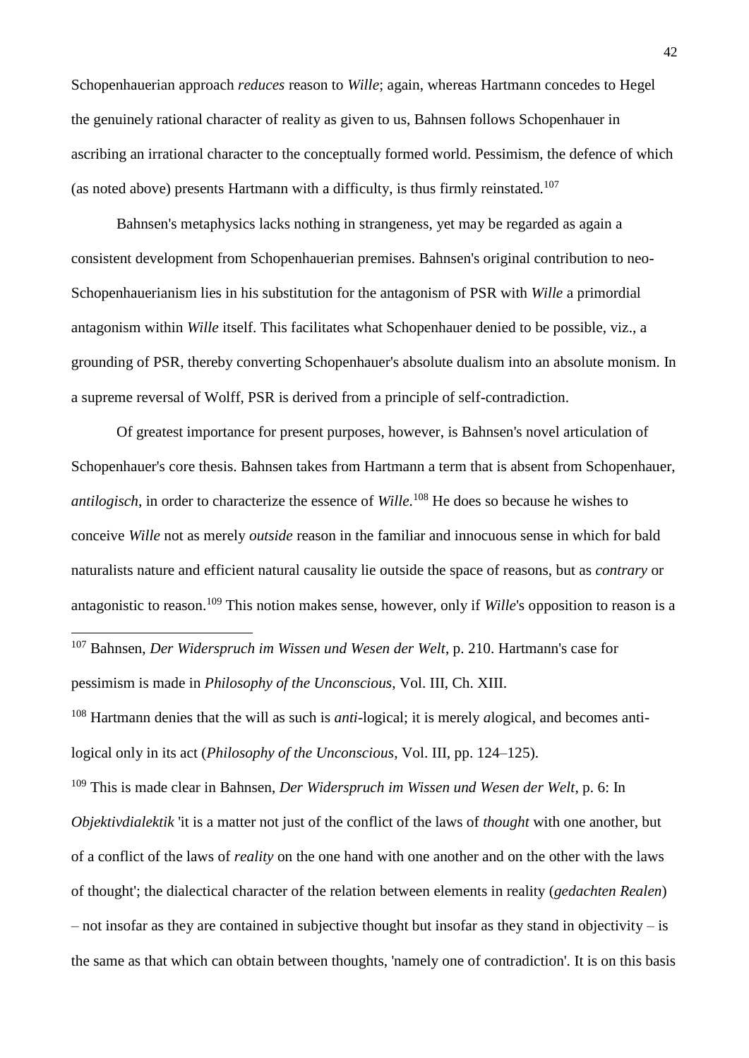Schopenhauerian approach *reduces* reason to *Wille*; again, whereas Hartmann concedes to Hegel the genuinely rational character of reality as given to us, Bahnsen follows Schopenhauer in ascribing an irrational character to the conceptually formed world. Pessimism, the defence of which (as noted above) presents Hartmann with a difficulty, is thus firmly reinstated.[107]

Bahnsen's metaphysics lacks nothing in strangeness, yet may be regarded as again a consistent development from Schopenhauerian premises. Bahnsen's original contribution to neo-Schopenhauerianism lies in his substitution for the antagonism of PSR with *Wille* a primordial antagonism within *Wille* itself. This facilitates what Schopenhauer denied to be possible, viz., a grounding of PSR, thereby converting Schopenhauer's absolute dualism into an absolute monism. In a supreme reversal of Wolff, PSR is derived from a principle of self-contradiction.

Of greatest importance for present purposes, however, is Bahnsen's novel articulation of Schopenhauer's core thesis. Bahnsen takes from Hartmann a term that is absent from Schopenhauer, *antilogisch*, in order to characterize the essence of *Wille*.[108] He does so because he wishes to conceive *Wille* not as merely *outside* reason in the familiar and innocuous sense in which for bald naturalists nature and efficient natural causality lie outside the space of reasons, but as *contrary* or antagonistic to reason.[109] This notion makes sense, however, only if *Wille*'s opposition to reason is a

---

[107] Bahnsen, *Der Widerspruch im Wissen und Wesen der Welt*, p. 210. Hartmann's case for pessimism is made in *Philosophy of the Unconscious*, Vol. III, Ch. XIII.

[108] Hartmann denies that the will as such is *anti*-logical; it is merely *a*logical, and becomes anti-logical only in its act (*Philosophy of the Unconscious*, Vol. III, pp. 124–125).

[109] This is made clear in Bahnsen, *Der Widerspruch im Wissen und Wesen der Welt*, p. 6: In *Objektivdialektik* 'it is a matter not just of the conflict of the laws of *thought* with one another, but of a conflict of the laws of *reality* on the one hand with one another and on the other with the laws of thought'; the dialectical character of the relation between elements in reality (*gedachten Realen*) – not insofar as they are contained in subjective thought but insofar as they stand in objectivity – is the same as that which can obtain between thoughts, 'namely one of contradiction'. It is on this basis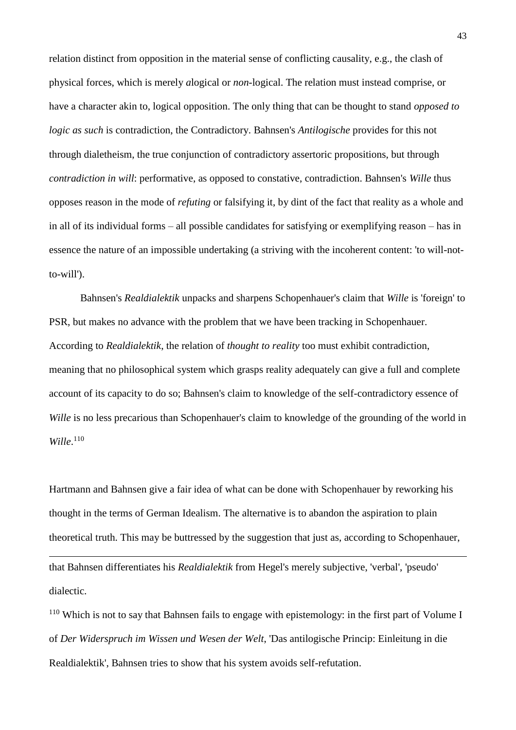relation distinct from opposition in the material sense of conflicting causality, e.g., the clash of physical forces, which is merely *a*logical or *non*-logical. The relation must instead comprise, or have a character akin to, logical opposition. The only thing that can be thought to stand *opposed to logic as such* is contradiction, the Contradictory. Bahnsen's *Antilogische* provides for this not through dialetheism, the true conjunction of contradictory assertoric propositions, but through *contradiction in will*: performative, as opposed to constative, contradiction. Bahnsen's *Wille* thus opposes reason in the mode of *refuting* or falsifying it, by dint of the fact that reality as a whole and in all of its individual forms – all possible candidates for satisfying or exemplifying reason – has in essence the nature of an impossible undertaking (a striving with the incoherent content: 'to will-not-to-will').

Bahnsen's *Realdialektik* unpacks and sharpens Schopenhauer's claim that *Wille* is 'foreign' to PSR, but makes no advance with the problem that we have been tracking in Schopenhauer. According to *Realdialektik*, the relation of *thought to reality* too must exhibit contradiction, meaning that no philosophical system which grasps reality adequately can give a full and complete account of its capacity to do so; Bahnsen's claim to knowledge of the self-contradictory essence of *Wille* is no less precarious than Schopenhauer's claim to knowledge of the grounding of the world in *Wille*.[110]

Hartmann and Bahnsen give a fair idea of what can be done with Schopenhauer by reworking his thought in the terms of German Idealism. The alternative is to abandon the aspiration to plain theoretical truth. This may be buttressed by the suggestion that just as, according to Schopenhauer,

---

that Bahnsen differentiates his *Realdialektik* from Hegel's merely subjective, 'verbal', 'pseudo' dialectic.

[110] Which is not to say that Bahnsen fails to engage with epistemology: in the first part of Volume I of *Der Widerspruch im Wissen und Wesen der Welt*, 'Das antilogische Princip: Einleitung in die Realdialektik', Bahnsen tries to show that his system avoids self-refutation.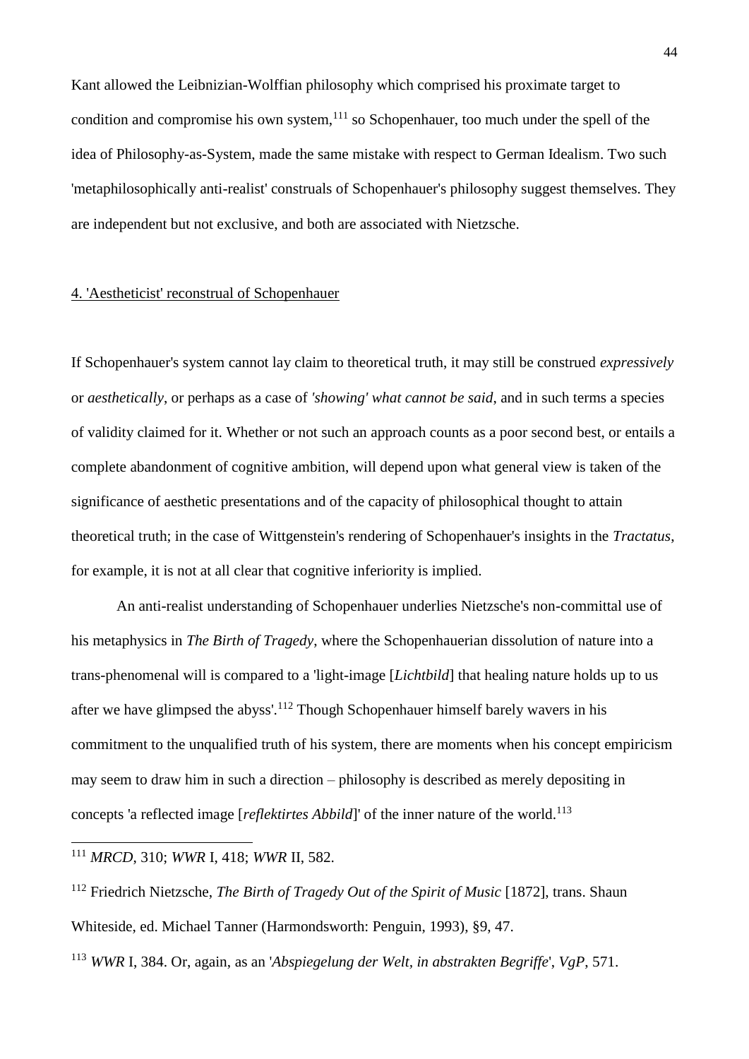Kant allowed the Leibnizian-Wolffian philosophy which comprised his proximate target to condition and compromise his own system,[111] so Schopenhauer, too much under the spell of the idea of Philosophy-as-System, made the same mistake with respect to German Idealism. Two such 'metaphilosophically anti-realist' construals of Schopenhauer's philosophy suggest themselves. They are independent but not exclusive, and both are associated with Nietzsche.

## 4. 'Aestheticist' reconstrual of Schopenhauer

If Schopenhauer's system cannot lay claim to theoretical truth, it may still be construed *expressively* or *aesthetically*, or perhaps as a case of *'showing' what cannot be said*, and in such terms a species of validity claimed for it. Whether or not such an approach counts as a poor second best, or entails a complete abandonment of cognitive ambition, will depend upon what general view is taken of the significance of aesthetic presentations and of the capacity of philosophical thought to attain theoretical truth; in the case of Wittgenstein's rendering of Schopenhauer's insights in the *Tractatus*, for example, it is not at all clear that cognitive inferiority is implied.

An anti-realist understanding of Schopenhauer underlies Nietzsche's non-committal use of his metaphysics in *The Birth of Tragedy*, where the Schopenhauerian dissolution of nature into a trans-phenomenal will is compared to a 'light-image [*Lichtbild*] that healing nature holds up to us after we have glimpsed the abyss'.[112] Though Schopenhauer himself barely wavers in his commitment to the unqualified truth of his system, there are moments when his concept empiricism may seem to draw him in such a direction – philosophy is described as merely depositing in concepts 'a reflected image [*reflektirtes Abbild*]' of the inner nature of the world.[113]

---

[111] *MRCD*, 310; *WWR* I, 418; *WWR* II, 582.

[112] Friedrich Nietzsche, *The Birth of Tragedy Out of the Spirit of Music* [1872], trans. Shaun Whiteside, ed. Michael Tanner (Harmondsworth: Penguin, 1993), §9, 47.

[113] *WWR* I, 384. Or, again, as an '*Abspiegelung der Welt, in abstrakten Begriffe*', *VgP*, 571.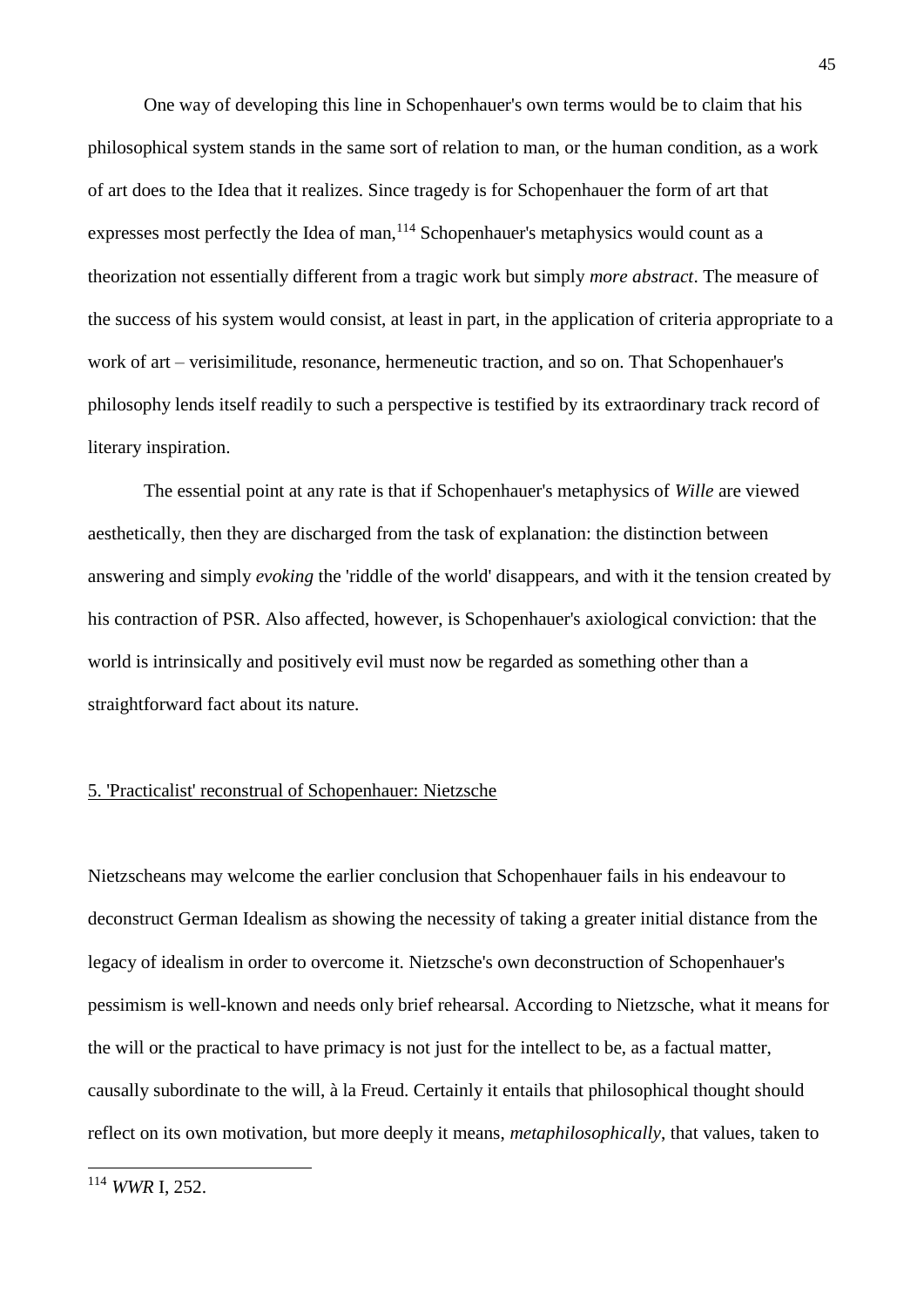One way of developing this line in Schopenhauer's own terms would be to claim that his philosophical system stands in the same sort of relation to man, or the human condition, as a work of art does to the Idea that it realizes. Since tragedy is for Schopenhauer the form of art that expresses most perfectly the Idea of man,[114] Schopenhauer's metaphysics would count as a theorization not essentially different from a tragic work but simply *more abstract*. The measure of the success of his system would consist, at least in part, in the application of criteria appropriate to a work of art – verisimilitude, resonance, hermeneutic traction, and so on. That Schopenhauer's philosophy lends itself readily to such a perspective is testified by its extraordinary track record of literary inspiration.

The essential point at any rate is that if Schopenhauer's metaphysics of *Wille* are viewed aesthetically, then they are discharged from the task of explanation: the distinction between answering and simply *evoking* the 'riddle of the world' disappears, and with it the tension created by his contraction of PSR. Also affected, however, is Schopenhauer's axiological conviction: that the world is intrinsically and positively evil must now be regarded as something other than a straightforward fact about its nature.

## 5. 'Practicalist' reconstrual of Schopenhauer: Nietzsche

Nietzscheans may welcome the earlier conclusion that Schopenhauer fails in his endeavour to deconstruct German Idealism as showing the necessity of taking a greater initial distance from the legacy of idealism in order to overcome it. Nietzsche's own deconstruction of Schopenhauer's pessimism is well-known and needs only brief rehearsal. According to Nietzsche, what it means for the will or the practical to have primacy is not just for the intellect to be, as a factual matter, causally subordinate to the will, à la Freud. Certainly it entails that philosophical thought should reflect on its own motivation, but more deeply it means, *metaphilosophically*, that values, taken to

---

[114] *WWR* I, 252.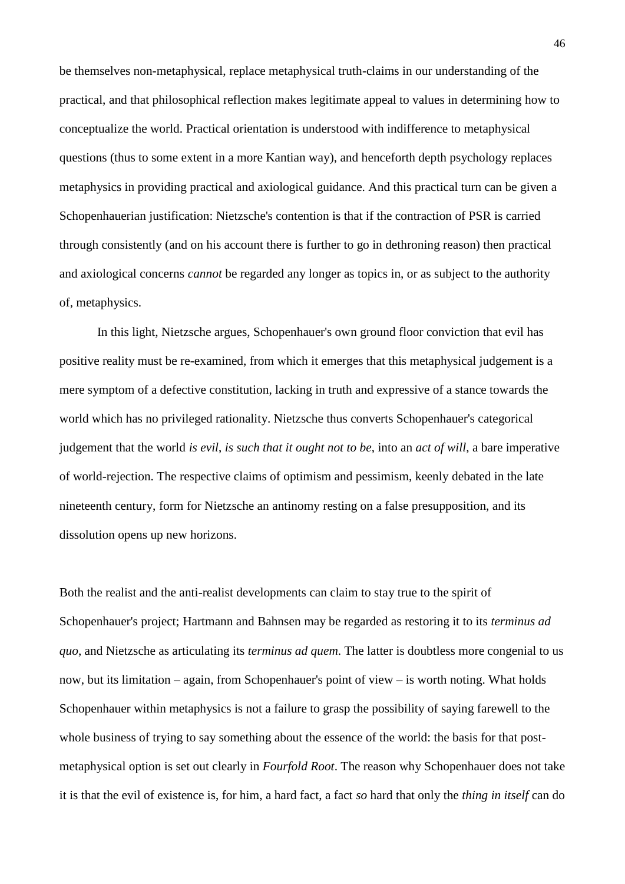be themselves non-metaphysical, replace metaphysical truth-claims in our understanding of the practical, and that philosophical reflection makes legitimate appeal to values in determining how to conceptualize the world. Practical orientation is understood with indifference to metaphysical questions (thus to some extent in a more Kantian way), and henceforth depth psychology replaces metaphysics in providing practical and axiological guidance. And this practical turn can be given a Schopenhauerian justification: Nietzsche's contention is that if the contraction of PSR is carried through consistently (and on his account there is further to go in dethroning reason) then practical and axiological concerns *cannot* be regarded any longer as topics in, or as subject to the authority of, metaphysics.

In this light, Nietzsche argues, Schopenhauer's own ground floor conviction that evil has positive reality must be re-examined, from which it emerges that this metaphysical judgement is a mere symptom of a defective constitution, lacking in truth and expressive of a stance towards the world which has no privileged rationality. Nietzsche thus converts Schopenhauer's categorical judgement that the world *is evil*, *is such that it ought not to be*, into an *act of will*, a bare imperative of world-rejection. The respective claims of optimism and pessimism, keenly debated in the late nineteenth century, form for Nietzsche an antinomy resting on a false presupposition, and its dissolution opens up new horizons.

Both the realist and the anti-realist developments can claim to stay true to the spirit of Schopenhauer's project; Hartmann and Bahnsen may be regarded as restoring it to its *terminus ad quo*, and Nietzsche as articulating its *terminus ad quem*. The latter is doubtless more congenial to us now, but its limitation – again, from Schopenhauer's point of view – is worth noting. What holds Schopenhauer within metaphysics is not a failure to grasp the possibility of saying farewell to the whole business of trying to say something about the essence of the world: the basis for that post-metaphysical option is set out clearly in *Fourfold Root*. The reason why Schopenhauer does not take it is that the evil of existence is, for him, a hard fact, a fact *so* hard that only the *thing in itself* can do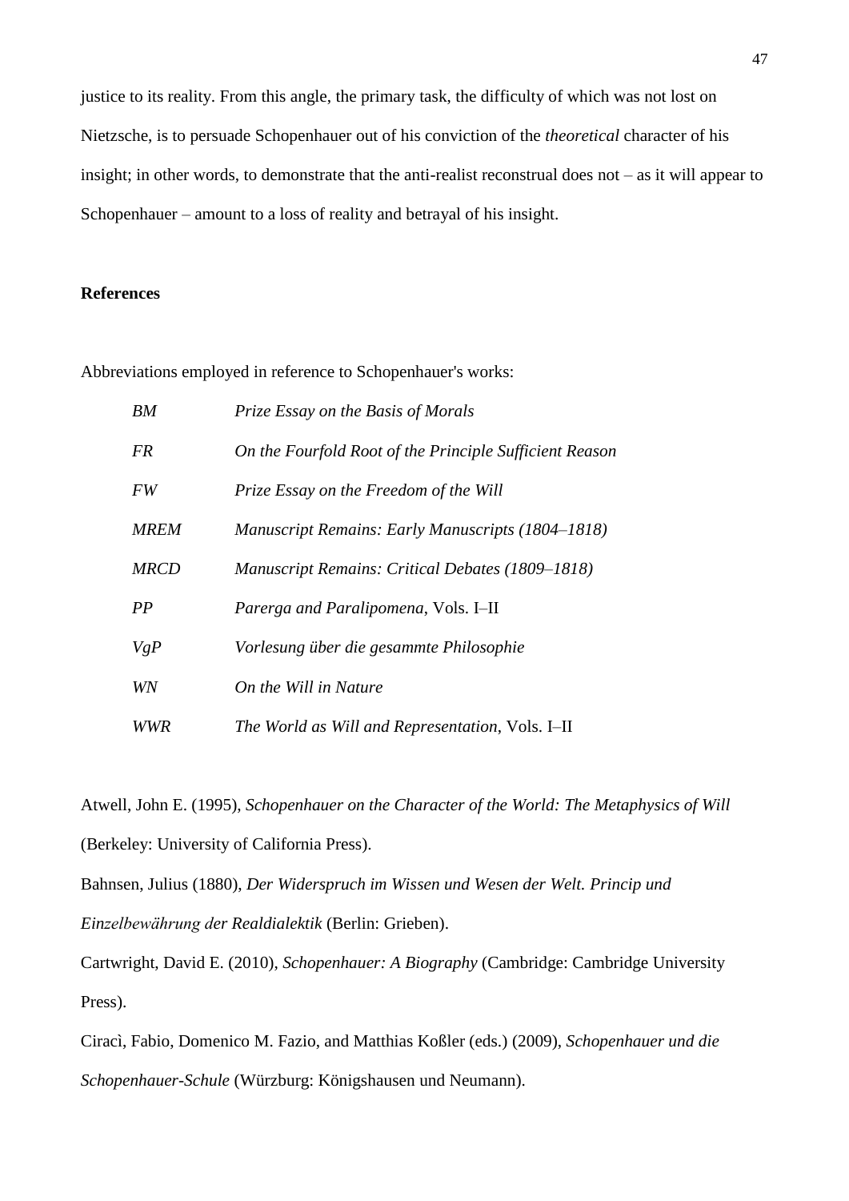justice to its reality. From this angle, the primary task, the difficulty of which was not lost on Nietzsche, is to persuade Schopenhauer out of his conviction of the *theoretical* character of his insight; in other words, to demonstrate that the anti-realist reconstrual does not – as it will appear to Schopenhauer – amount to a loss of reality and betrayal of his insight.

## References

Abbreviations employed in reference to Schopenhauer's works:

| | |
|---|---|
| *BM* | *Prize Essay on the Basis of Morals* |
| *FR* | *On the Fourfold Root of the Principle Sufficient Reason* |
| *FW* | *Prize Essay on the Freedom of the Will* |
| *MREM* | *Manuscript Remains: Early Manuscripts (1804–1818)* |
| *MRCD* | *Manuscript Remains: Critical Debates (1809–1818)* |
| *PP* | *Parerga and Paralipomena*, Vols. I–II |
| *VgP* | *Vorlesung über die gesammte Philosophie* |
| *WN* | *On the Will in Nature* |
| *WWR* | *The World as Will and Representation*, Vols. I–II |

Atwell, John E. (1995), *Schopenhauer on the Character of the World: The Metaphysics of Will* (Berkeley: University of California Press).

Bahnsen, Julius (1880), *Der Widerspruch im Wissen und Wesen der Welt. Princip und Einzelbewährung der Realdialektik* (Berlin: Grieben).

Cartwright, David E. (2010), *Schopenhauer: A Biography* (Cambridge: Cambridge University Press).

Ciracì, Fabio, Domenico M. Fazio, and Matthias Koßler (eds.) (2009), *Schopenhauer und die Schopenhauer-Schule* (Würzburg: Königshausen und Neumann).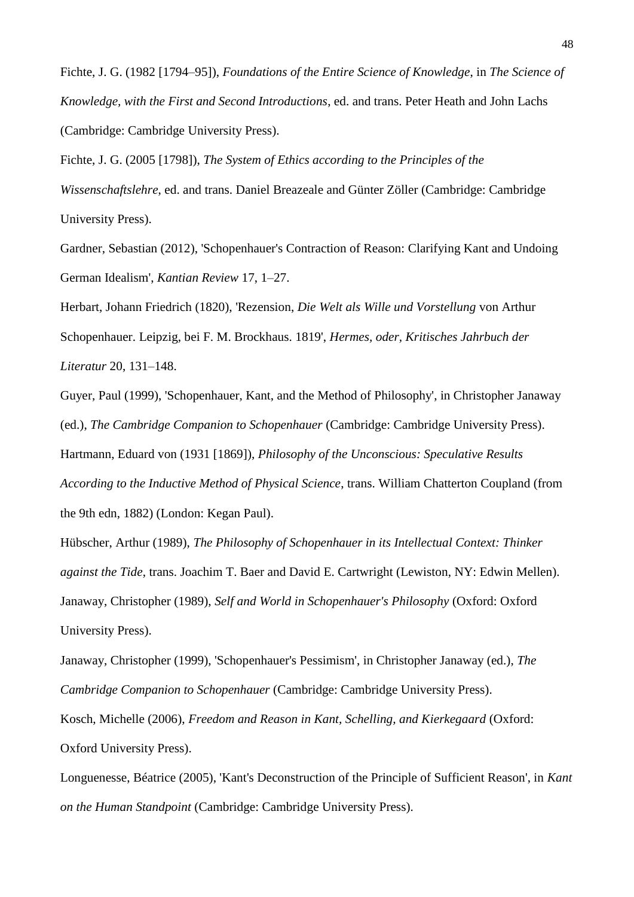Fichte, J. G. (1982 [1794–95]), *Foundations of the Entire Science of Knowledge*, in *The Science of Knowledge, with the First and Second Introductions*, ed. and trans. Peter Heath and John Lachs (Cambridge: Cambridge University Press).

Fichte, J. G. (2005 [1798]), *The System of Ethics according to the Principles of the Wissenschaftslehre*, ed. and trans. Daniel Breazeale and Günter Zöller (Cambridge: Cambridge University Press).

Gardner, Sebastian (2012), 'Schopenhauer's Contraction of Reason: Clarifying Kant and Undoing German Idealism', *Kantian Review* 17, 1–27.

Herbart, Johann Friedrich (1820), 'Rezension, *Die Welt als Wille und Vorstellung* von Arthur Schopenhauer. Leipzig, bei F. M. Brockhaus. 1819', *Hermes, oder, Kritisches Jahrbuch der Literatur* 20, 131–148.

Guyer, Paul (1999), 'Schopenhauer, Kant, and the Method of Philosophy', in Christopher Janaway (ed.), *The Cambridge Companion to Schopenhauer* (Cambridge: Cambridge University Press).

Hartmann, Eduard von (1931 [1869]), *Philosophy of the Unconscious: Speculative Results According to the Inductive Method of Physical Science*, trans. William Chatterton Coupland (from the 9th edn, 1882) (London: Kegan Paul).

Hübscher, Arthur (1989), *The Philosophy of Schopenhauer in its Intellectual Context: Thinker against the Tide*, trans. Joachim T. Baer and David E. Cartwright (Lewiston, NY: Edwin Mellen).

Janaway, Christopher (1989), *Self and World in Schopenhauer's Philosophy* (Oxford: Oxford University Press).

Janaway, Christopher (1999), 'Schopenhauer's Pessimism', in Christopher Janaway (ed.), *The Cambridge Companion to Schopenhauer* (Cambridge: Cambridge University Press).

Kosch, Michelle (2006), *Freedom and Reason in Kant, Schelling, and Kierkegaard* (Oxford: Oxford University Press).

Longuenesse, Béatrice (2005), 'Kant's Deconstruction of the Principle of Sufficient Reason', in *Kant on the Human Standpoint* (Cambridge: Cambridge University Press).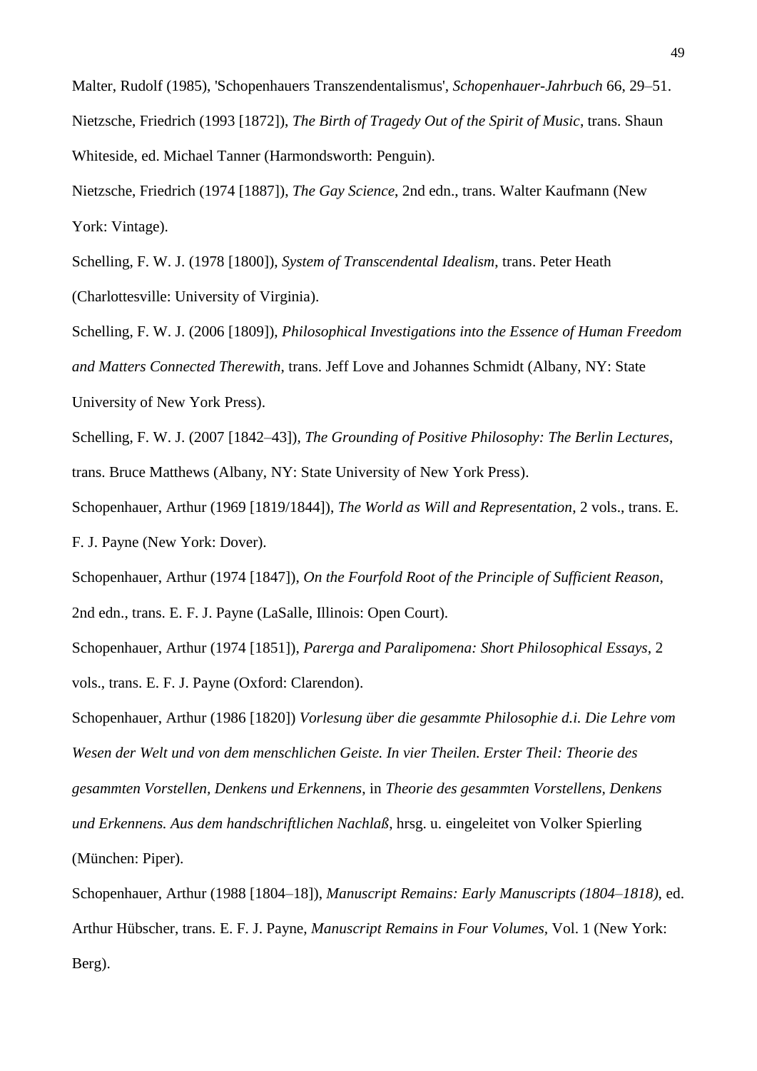Malter, Rudolf (1985), 'Schopenhauers Transzendentalismus', *Schopenhauer-Jahrbuch* 66, 29–51.

Nietzsche, Friedrich (1993 [1872]), *The Birth of Tragedy Out of the Spirit of Music*, trans. Shaun Whiteside, ed. Michael Tanner (Harmondsworth: Penguin).

Nietzsche, Friedrich (1974 [1887]), *The Gay Science*, 2nd edn., trans. Walter Kaufmann (New York: Vintage).

Schelling, F. W. J. (1978 [1800]), *System of Transcendental Idealism*, trans. Peter Heath (Charlottesville: University of Virginia).

Schelling, F. W. J. (2006 [1809]), *Philosophical Investigations into the Essence of Human Freedom and Matters Connected Therewith*, trans. Jeff Love and Johannes Schmidt (Albany, NY: State University of New York Press).

Schelling, F. W. J. (2007 [1842–43]), *The Grounding of Positive Philosophy: The Berlin Lectures*, trans. Bruce Matthews (Albany, NY: State University of New York Press).

Schopenhauer, Arthur (1969 [1819/1844]), *The World as Will and Representation*, 2 vols., trans. E. F. J. Payne (New York: Dover).

Schopenhauer, Arthur (1974 [1847]), *On the Fourfold Root of the Principle of Sufficient Reason*, 2nd edn., trans. E. F. J. Payne (LaSalle, Illinois: Open Court).

Schopenhauer, Arthur (1974 [1851]), *Parerga and Paralipomena: Short Philosophical Essays*, 2 vols., trans. E. F. J. Payne (Oxford: Clarendon).

Schopenhauer, Arthur (1986 [1820]) *Vorlesung über die gesammte Philosophie d.i. Die Lehre vom Wesen der Welt und von dem menschlichen Geiste. In vier Theilen. Erster Theil: Theorie des gesammten Vorstellen, Denkens und Erkennens*, in *Theorie des gesammten Vorstellens, Denkens und Erkennens. Aus dem handschriftlichen Nachlaß*, hrsg. u. eingeleitet von Volker Spierling (München: Piper).

Schopenhauer, Arthur (1988 [1804–18]), *Manuscript Remains: Early Manuscripts (1804–1818)*, ed. Arthur Hübscher, trans. E. F. J. Payne, *Manuscript Remains in Four Volumes*, Vol. 1 (New York: Berg).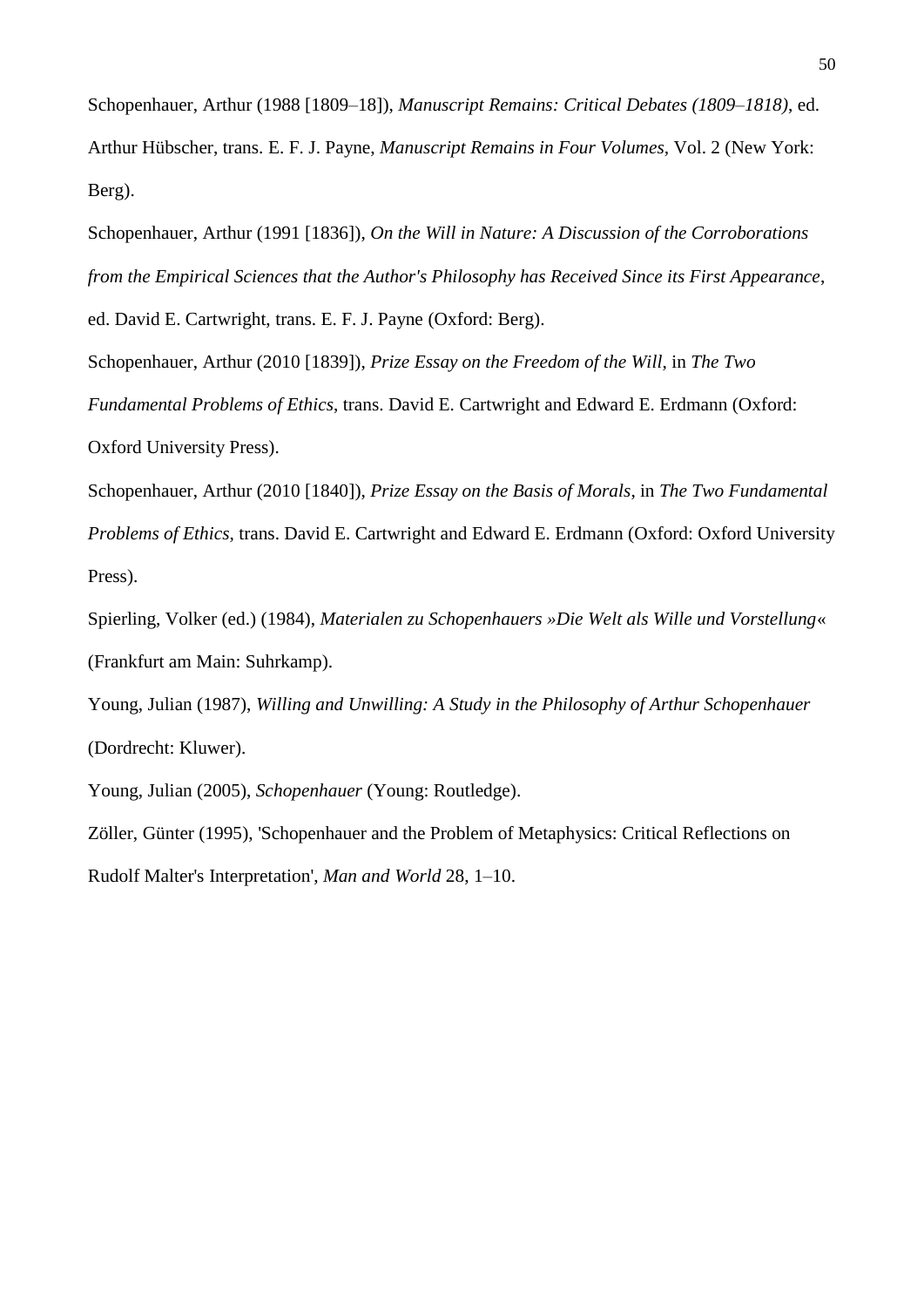Schopenhauer, Arthur (1988 [1809–18]), *Manuscript Remains: Critical Debates (1809–1818)*, ed. Arthur Hübscher, trans. E. F. J. Payne, *Manuscript Remains in Four Volumes*, Vol. 2 (New York: Berg).

Schopenhauer, Arthur (1991 [1836]), *On the Will in Nature: A Discussion of the Corroborations from the Empirical Sciences that the Author's Philosophy has Received Since its First Appearance*, ed. David E. Cartwright, trans. E. F. J. Payne (Oxford: Berg).

Schopenhauer, Arthur (2010 [1839]), *Prize Essay on the Freedom of the Will*, in *The Two Fundamental Problems of Ethics*, trans. David E. Cartwright and Edward E. Erdmann (Oxford: Oxford University Press).

Schopenhauer, Arthur (2010 [1840]), *Prize Essay on the Basis of Morals*, in *The Two Fundamental Problems of Ethics*, trans. David E. Cartwright and Edward E. Erdmann (Oxford: Oxford University Press).

Spierling, Volker (ed.) (1984), *Materialen zu Schopenhauers »Die Welt als Wille und Vorstellung«* (Frankfurt am Main: Suhrkamp).

Young, Julian (1987), *Willing and Unwilling: A Study in the Philosophy of Arthur Schopenhauer* (Dordrecht: Kluwer).

Young, Julian (2005), *Schopenhauer* (Young: Routledge).

Zöller, Günter (1995), 'Schopenhauer and the Problem of Metaphysics: Critical Reflections on Rudolf Malter's Interpretation', *Man and World* 28, 1–10.